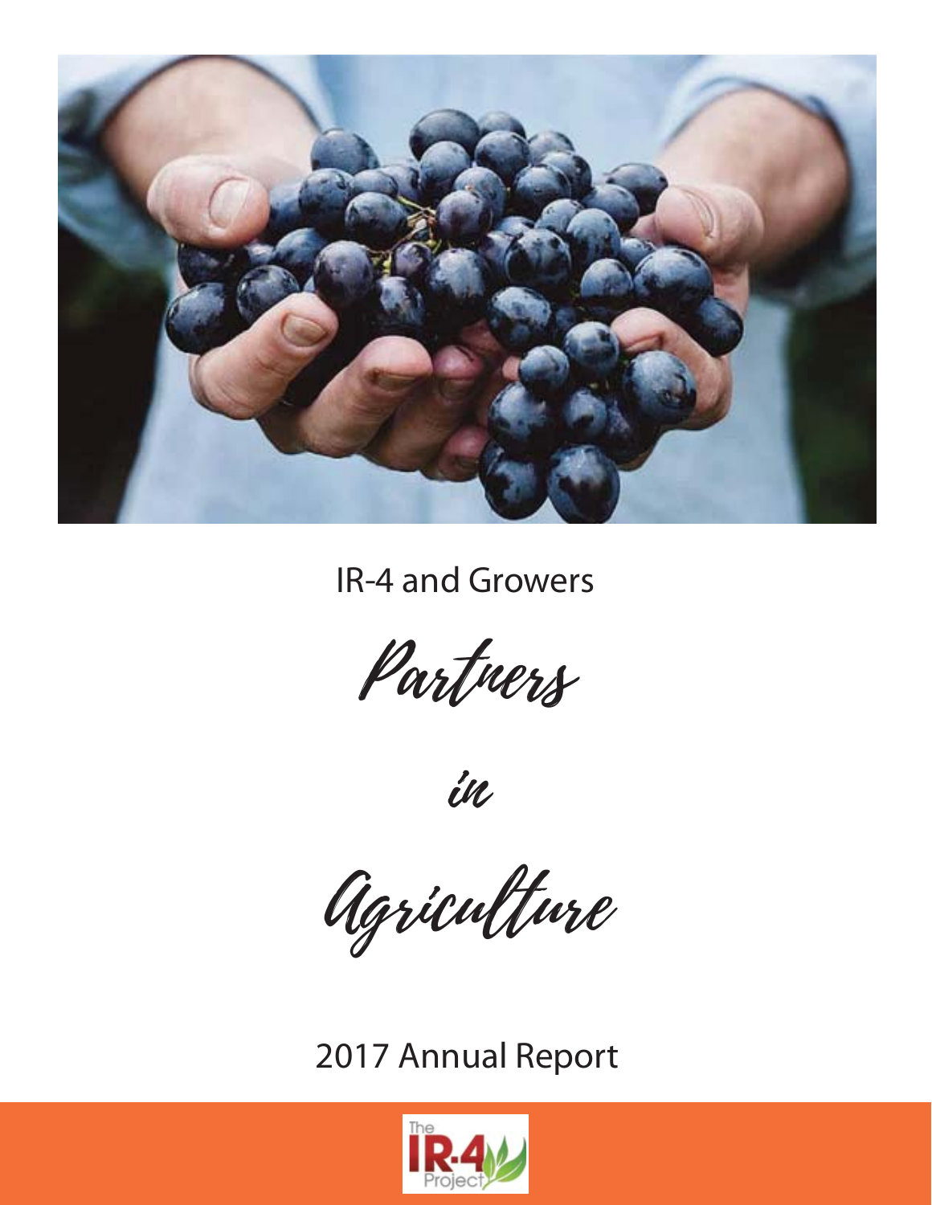IR-4 and Growers

# Partners in Agriculture

2017 Annual Report

The IR-4 Project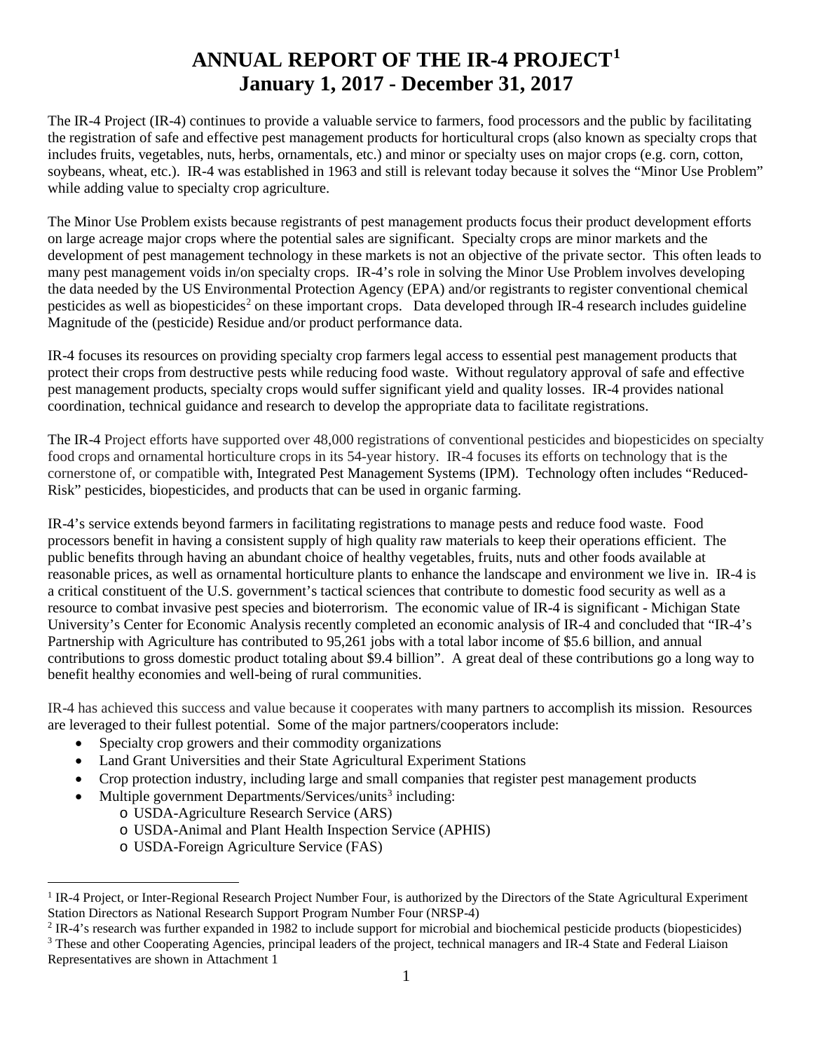# ANNUAL REPORT OF THE IR-4 PROJECT[1]
# January 1, 2017 - December 31, 2017

The IR-4 Project (IR-4) continues to provide a valuable service to farmers, food processors and the public by facilitating the registration of safe and effective pest management products for horticultural crops (also known as specialty crops that includes fruits, vegetables, nuts, herbs, ornamentals, etc.) and minor or specialty uses on major crops (e.g. corn, cotton, soybeans, wheat, etc.). IR-4 was established in 1963 and still is relevant today because it solves the "Minor Use Problem" while adding value to specialty crop agriculture.

The Minor Use Problem exists because registrants of pest management products focus their product development efforts on large acreage major crops where the potential sales are significant. Specialty crops are minor markets and the development of pest management technology in these markets is not an objective of the private sector. This often leads to many pest management voids in/on specialty crops. IR-4's role in solving the Minor Use Problem involves developing the data needed by the US Environmental Protection Agency (EPA) and/or registrants to register conventional chemical pesticides as well as biopesticides[2] on these important crops. Data developed through IR-4 research includes guideline Magnitude of the (pesticide) Residue and/or product performance data.

IR-4 focuses its resources on providing specialty crop farmers legal access to essential pest management products that protect their crops from destructive pests while reducing food waste. Without regulatory approval of safe and effective pest management products, specialty crops would suffer significant yield and quality losses. IR-4 provides national coordination, technical guidance and research to develop the appropriate data to facilitate registrations.

The IR-4 Project efforts have supported over 48,000 registrations of conventional pesticides and biopesticides on specialty food crops and ornamental horticulture crops in its 54-year history. IR-4 focuses its efforts on technology that is the cornerstone of, or compatible with, Integrated Pest Management Systems (IPM). Technology often includes "Reduced-Risk" pesticides, biopesticides, and products that can be used in organic farming.

IR-4's service extends beyond farmers in facilitating registrations to manage pests and reduce food waste. Food processors benefit in having a consistent supply of high quality raw materials to keep their operations efficient. The public benefits through having an abundant choice of healthy vegetables, fruits, nuts and other foods available at reasonable prices, as well as ornamental horticulture plants to enhance the landscape and environment we live in. IR-4 is a critical constituent of the U.S. government's tactical sciences that contribute to domestic food security as well as a resource to combat invasive pest species and bioterrorism. The economic value of IR-4 is significant - Michigan State University's Center for Economic Analysis recently completed an economic analysis of IR-4 and concluded that "IR-4's Partnership with Agriculture has contributed to 95,261 jobs with a total labor income of $5.6 billion, and annual contributions to gross domestic product totaling about $9.4 billion". A great deal of these contributions go a long way to benefit healthy economies and well-being of rural communities.

IR-4 has achieved this success and value because it cooperates with many partners to accomplish its mission. Resources are leveraged to their fullest potential. Some of the major partners/cooperators include:

- Specialty crop growers and their commodity organizations
- Land Grant Universities and their State Agricultural Experiment Stations
- Crop protection industry, including large and small companies that register pest management products
- Multiple government Departments/Services/units[3] including:
  - USDA-Agriculture Research Service (ARS)
  - USDA-Animal and Plant Health Inspection Service (APHIS)
  - USDA-Foreign Agriculture Service (FAS)

---

[1] IR-4 Project, or Inter-Regional Research Project Number Four, is authorized by the Directors of the State Agricultural Experiment Station Directors as National Research Support Program Number Four (NRSP-4)

[2] IR-4's research was further expanded in 1982 to include support for microbial and biochemical pesticide products (biopesticides)

[3] These and other Cooperating Agencies, principal leaders of the project, technical managers and IR-4 State and Federal Liaison Representatives are shown in Attachment 1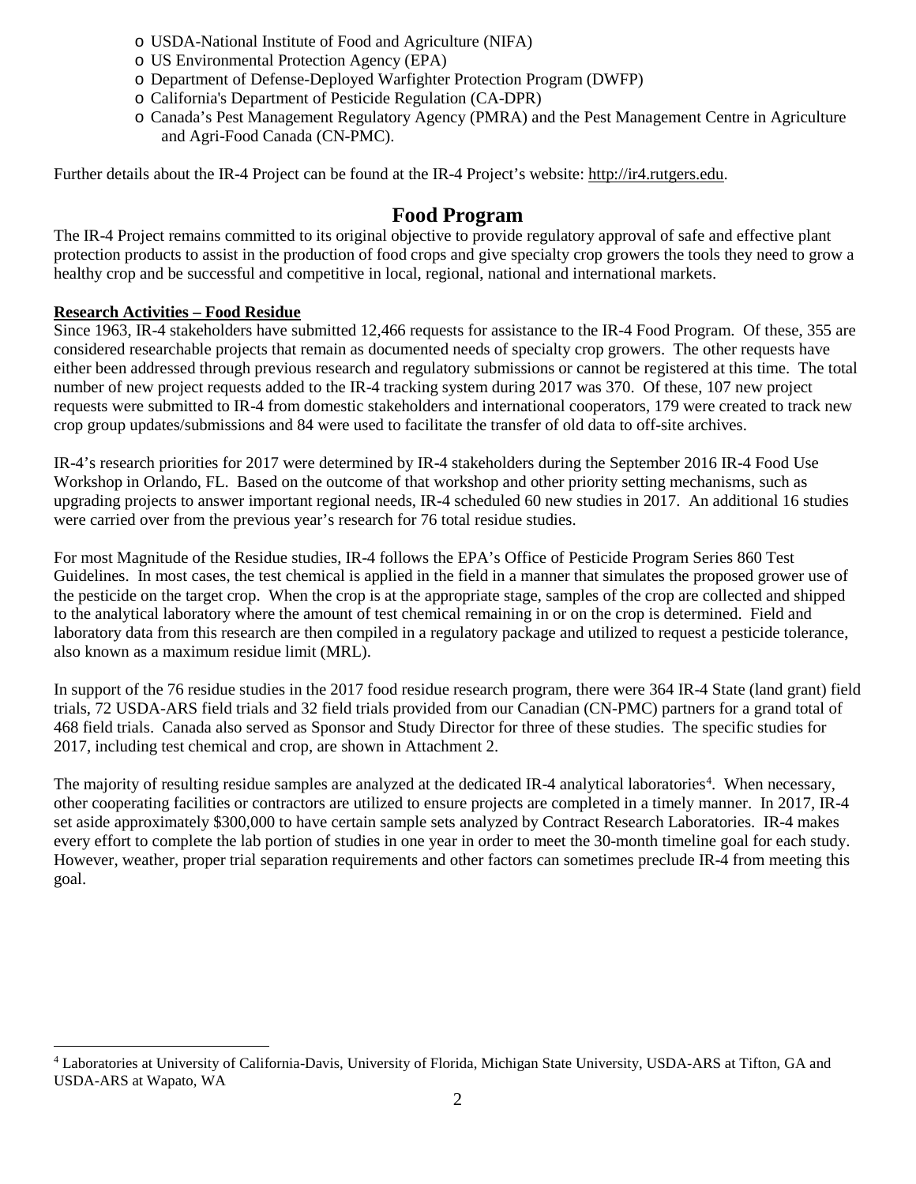- USDA-National Institute of Food and Agriculture (NIFA)
- US Environmental Protection Agency (EPA)
- Department of Defense-Deployed Warfighter Protection Program (DWFP)
- California's Department of Pesticide Regulation (CA-DPR)
- Canada's Pest Management Regulatory Agency (PMRA) and the Pest Management Centre in Agriculture and Agri-Food Canada (CN-PMC).

Further details about the IR-4 Project can be found at the IR-4 Project's website: http://ir4.rutgers.edu.

## Food Program

The IR-4 Project remains committed to its original objective to provide regulatory approval of safe and effective plant protection products to assist in the production of food crops and give specialty crop growers the tools they need to grow a healthy crop and be successful and competitive in local, regional, national and international markets.

**Research Activities – Food Residue**

Since 1963, IR-4 stakeholders have submitted 12,466 requests for assistance to the IR-4 Food Program. Of these, 355 are considered researchable projects that remain as documented needs of specialty crop growers. The other requests have either been addressed through previous research and regulatory submissions or cannot be registered at this time. The total number of new project requests added to the IR-4 tracking system during 2017 was 370. Of these, 107 new project requests were submitted to IR-4 from domestic stakeholders and international cooperators, 179 were created to track new crop group updates/submissions and 84 were used to facilitate the transfer of old data to off-site archives.

IR-4's research priorities for 2017 were determined by IR-4 stakeholders during the September 2016 IR-4 Food Use Workshop in Orlando, FL. Based on the outcome of that workshop and other priority setting mechanisms, such as upgrading projects to answer important regional needs, IR-4 scheduled 60 new studies in 2017. An additional 16 studies were carried over from the previous year's research for 76 total residue studies.

For most Magnitude of the Residue studies, IR-4 follows the EPA's Office of Pesticide Program Series 860 Test Guidelines. In most cases, the test chemical is applied in the field in a manner that simulates the proposed grower use of the pesticide on the target crop. When the crop is at the appropriate stage, samples of the crop are collected and shipped to the analytical laboratory where the amount of test chemical remaining in or on the crop is determined. Field and laboratory data from this research are then compiled in a regulatory package and utilized to request a pesticide tolerance, also known as a maximum residue limit (MRL).

In support of the 76 residue studies in the 2017 food residue research program, there were 364 IR-4 State (land grant) field trials, 72 USDA-ARS field trials and 32 field trials provided from our Canadian (CN-PMC) partners for a grand total of 468 field trials. Canada also served as Sponsor and Study Director for three of these studies. The specific studies for 2017, including test chemical and crop, are shown in Attachment 2.

The majority of resulting residue samples are analyzed at the dedicated IR-4 analytical laboratories[4]. When necessary, other cooperating facilities or contractors are utilized to ensure projects are completed in a timely manner. In 2017, IR-4 set aside approximately $300,000 to have certain sample sets analyzed by Contract Research Laboratories. IR-4 makes every effort to complete the lab portion of studies in one year in order to meet the 30-month timeline goal for each study. However, weather, proper trial separation requirements and other factors can sometimes preclude IR-4 from meeting this goal.

[4] Laboratories at University of California-Davis, University of Florida, Michigan State University, USDA-ARS at Tifton, GA and USDA-ARS at Wapato, WA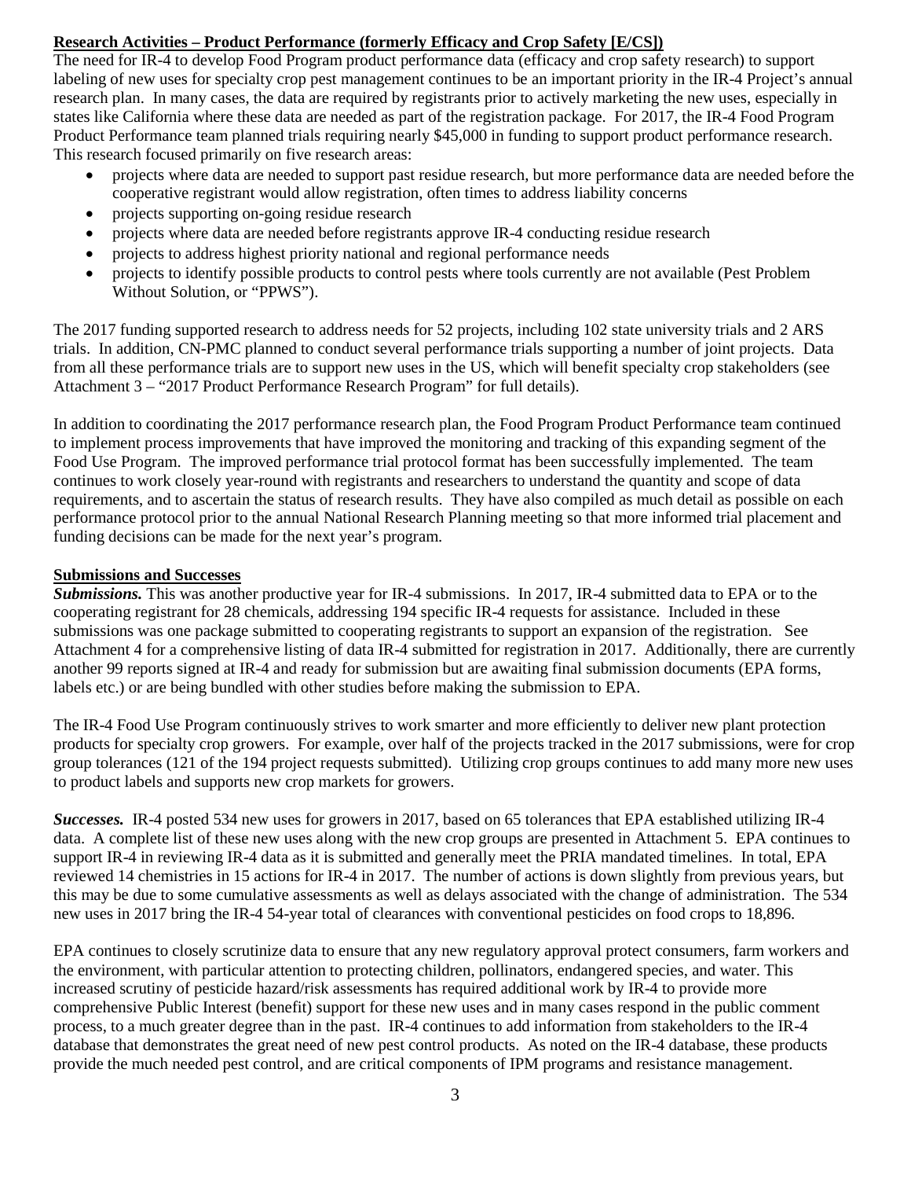**Research Activities – Product Performance (formerly Efficacy and Crop Safety [E/CS])**

The need for IR-4 to develop Food Program product performance data (efficacy and crop safety research) to support labeling of new uses for specialty crop pest management continues to be an important priority in the IR-4 Project's annual research plan. In many cases, the data are required by registrants prior to actively marketing the new uses, especially in states like California where these data are needed as part of the registration package. For 2017, the IR-4 Food Program Product Performance team planned trials requiring nearly $45,000 in funding to support product performance research. This research focused primarily on five research areas:

- projects where data are needed to support past residue research, but more performance data are needed before the cooperative registrant would allow registration, often times to address liability concerns
- projects supporting on-going residue research
- projects where data are needed before registrants approve IR-4 conducting residue research
- projects to address highest priority national and regional performance needs
- projects to identify possible products to control pests where tools currently are not available (Pest Problem Without Solution, or "PPWS").

The 2017 funding supported research to address needs for 52 projects, including 102 state university trials and 2 ARS trials. In addition, CN-PMC planned to conduct several performance trials supporting a number of joint projects. Data from all these performance trials are to support new uses in the US, which will benefit specialty crop stakeholders (see Attachment 3 – "2017 Product Performance Research Program" for full details).

In addition to coordinating the 2017 performance research plan, the Food Program Product Performance team continued to implement process improvements that have improved the monitoring and tracking of this expanding segment of the Food Use Program. The improved performance trial protocol format has been successfully implemented. The team continues to work closely year-round with registrants and researchers to understand the quantity and scope of data requirements, and to ascertain the status of research results. They have also compiled as much detail as possible on each performance protocol prior to the annual National Research Planning meeting so that more informed trial placement and funding decisions can be made for the next year's program.

**Submissions and Successes**

***Submissions.*** This was another productive year for IR-4 submissions. In 2017, IR-4 submitted data to EPA or to the cooperating registrant for 28 chemicals, addressing 194 specific IR-4 requests for assistance. Included in these submissions was one package submitted to cooperating registrants to support an expansion of the registration. See Attachment 4 for a comprehensive listing of data IR-4 submitted for registration in 2017. Additionally, there are currently another 99 reports signed at IR-4 and ready for submission but are awaiting final submission documents (EPA forms, labels etc.) or are being bundled with other studies before making the submission to EPA.

The IR-4 Food Use Program continuously strives to work smarter and more efficiently to deliver new plant protection products for specialty crop growers. For example, over half of the projects tracked in the 2017 submissions, were for crop group tolerances (121 of the 194 project requests submitted). Utilizing crop groups continues to add many more new uses to product labels and supports new crop markets for growers.

***Successes.*** IR-4 posted 534 new uses for growers in 2017, based on 65 tolerances that EPA established utilizing IR-4 data. A complete list of these new uses along with the new crop groups are presented in Attachment 5. EPA continues to support IR-4 in reviewing IR-4 data as it is submitted and generally meet the PRIA mandated timelines. In total, EPA reviewed 14 chemistries in 15 actions for IR-4 in 2017. The number of actions is down slightly from previous years, but this may be due to some cumulative assessments as well as delays associated with the change of administration. The 534 new uses in 2017 bring the IR-4 54-year total of clearances with conventional pesticides on food crops to 18,896.

EPA continues to closely scrutinize data to ensure that any new regulatory approval protect consumers, farm workers and the environment, with particular attention to protecting children, pollinators, endangered species, and water. This increased scrutiny of pesticide hazard/risk assessments has required additional work by IR-4 to provide more comprehensive Public Interest (benefit) support for these new uses and in many cases respond in the public comment process, to a much greater degree than in the past. IR-4 continues to add information from stakeholders to the IR-4 database that demonstrates the great need of new pest control products. As noted on the IR-4 database, these products provide the much needed pest control, and are critical components of IPM programs and resistance management.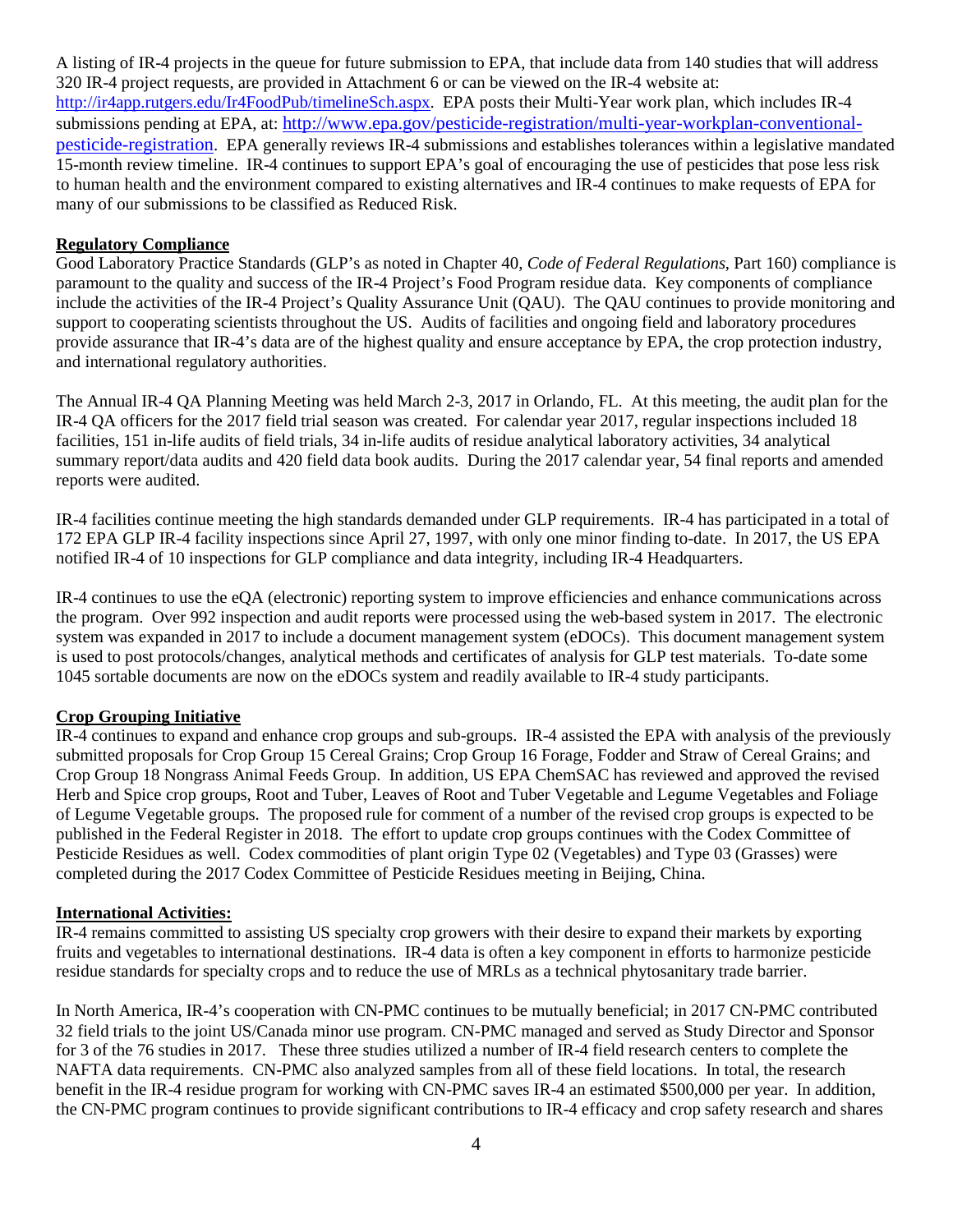A listing of IR-4 projects in the queue for future submission to EPA, that include data from 140 studies that will address 320 IR-4 project requests, are provided in Attachment 6 or can be viewed on the IR-4 website at: http://ir4app.rutgers.edu/Ir4FoodPub/timelineSch.aspx. EPA posts their Multi-Year work plan, which includes IR-4 submissions pending at EPA, at: http://www.epa.gov/pesticide-registration/multi-year-workplan-conventional-pesticide-registration. EPA generally reviews IR-4 submissions and establishes tolerances within a legislative mandated 15-month review timeline. IR-4 continues to support EPA's goal of encouraging the use of pesticides that pose less risk to human health and the environment compared to existing alternatives and IR-4 continues to make requests of EPA for many of our submissions to be classified as Reduced Risk.

**Regulatory Compliance**

Good Laboratory Practice Standards (GLP's as noted in Chapter 40, *Code of Federal Regulations*, Part 160) compliance is paramount to the quality and success of the IR-4 Project's Food Program residue data. Key components of compliance include the activities of the IR-4 Project's Quality Assurance Unit (QAU). The QAU continues to provide monitoring and support to cooperating scientists throughout the US. Audits of facilities and ongoing field and laboratory procedures provide assurance that IR-4's data are of the highest quality and ensure acceptance by EPA, the crop protection industry, and international regulatory authorities.

The Annual IR-4 QA Planning Meeting was held March 2-3, 2017 in Orlando, FL. At this meeting, the audit plan for the IR-4 QA officers for the 2017 field trial season was created. For calendar year 2017, regular inspections included 18 facilities, 151 in-life audits of field trials, 34 in-life audits of residue analytical laboratory activities, 34 analytical summary report/data audits and 420 field data book audits. During the 2017 calendar year, 54 final reports and amended reports were audited.

IR-4 facilities continue meeting the high standards demanded under GLP requirements. IR-4 has participated in a total of 172 EPA GLP IR-4 facility inspections since April 27, 1997, with only one minor finding to-date. In 2017, the US EPA notified IR-4 of 10 inspections for GLP compliance and data integrity, including IR-4 Headquarters.

IR-4 continues to use the eQA (electronic) reporting system to improve efficiencies and enhance communications across the program. Over 992 inspection and audit reports were processed using the web-based system in 2017. The electronic system was expanded in 2017 to include a document management system (eDOCs). This document management system is used to post protocols/changes, analytical methods and certificates of analysis for GLP test materials. To-date some 1045 sortable documents are now on the eDOCs system and readily available to IR-4 study participants.

**Crop Grouping Initiative**

IR-4 continues to expand and enhance crop groups and sub-groups. IR-4 assisted the EPA with analysis of the previously submitted proposals for Crop Group 15 Cereal Grains; Crop Group 16 Forage, Fodder and Straw of Cereal Grains; and Crop Group 18 Nongrass Animal Feeds Group. In addition, US EPA ChemSAC has reviewed and approved the revised Herb and Spice crop groups, Root and Tuber, Leaves of Root and Tuber Vegetable and Legume Vegetables and Foliage of Legume Vegetable groups. The proposed rule for comment of a number of the revised crop groups is expected to be published in the Federal Register in 2018. The effort to update crop groups continues with the Codex Committee of Pesticide Residues as well. Codex commodities of plant origin Type 02 (Vegetables) and Type 03 (Grasses) were completed during the 2017 Codex Committee of Pesticide Residues meeting in Beijing, China.

**International Activities:**

IR-4 remains committed to assisting US specialty crop growers with their desire to expand their markets by exporting fruits and vegetables to international destinations. IR-4 data is often a key component in efforts to harmonize pesticide residue standards for specialty crops and to reduce the use of MRLs as a technical phytosanitary trade barrier.

In North America, IR-4's cooperation with CN-PMC continues to be mutually beneficial; in 2017 CN-PMC contributed 32 field trials to the joint US/Canada minor use program. CN-PMC managed and served as Study Director and Sponsor for 3 of the 76 studies in 2017. These three studies utilized a number of IR-4 field research centers to complete the NAFTA data requirements. CN-PMC also analyzed samples from all of these field locations. In total, the research benefit in the IR-4 residue program for working with CN-PMC saves IR-4 an estimated $500,000 per year. In addition, the CN-PMC program continues to provide significant contributions to IR-4 efficacy and crop safety research and shares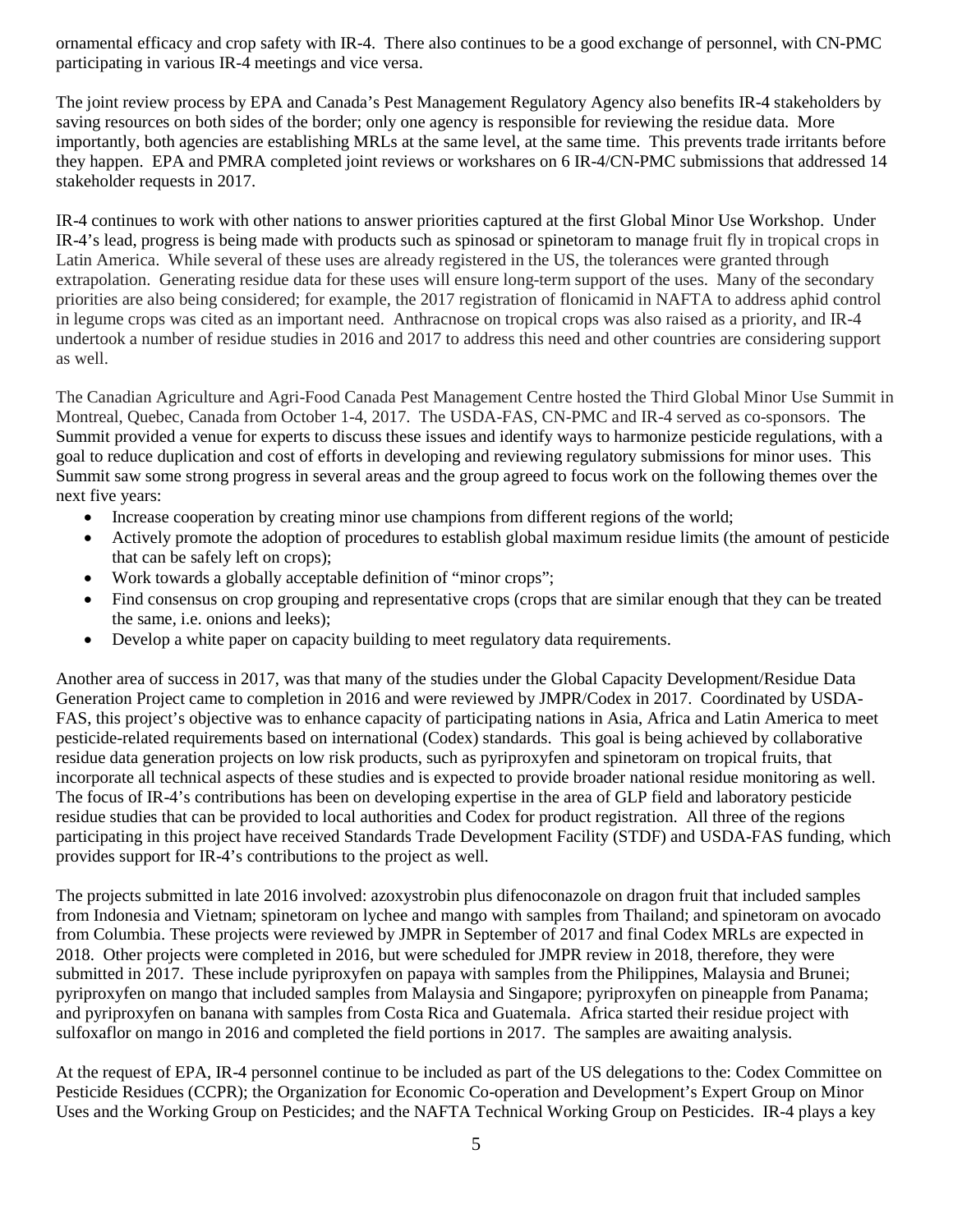ornamental efficacy and crop safety with IR-4. There also continues to be a good exchange of personnel, with CN-PMC participating in various IR-4 meetings and vice versa.

The joint review process by EPA and Canada's Pest Management Regulatory Agency also benefits IR-4 stakeholders by saving resources on both sides of the border; only one agency is responsible for reviewing the residue data. More importantly, both agencies are establishing MRLs at the same level, at the same time. This prevents trade irritants before they happen. EPA and PMRA completed joint reviews or workshares on 6 IR-4/CN-PMC submissions that addressed 14 stakeholder requests in 2017.

IR-4 continues to work with other nations to answer priorities captured at the first Global Minor Use Workshop. Under IR-4's lead, progress is being made with products such as spinosad or spinetoram to manage fruit fly in tropical crops in Latin America. While several of these uses are already registered in the US, the tolerances were granted through extrapolation. Generating residue data for these uses will ensure long-term support of the uses. Many of the secondary priorities are also being considered; for example, the 2017 registration of flonicamid in NAFTA to address aphid control in legume crops was cited as an important need. Anthracnose on tropical crops was also raised as a priority, and IR-4 undertook a number of residue studies in 2016 and 2017 to address this need and other countries are considering support as well.

The Canadian Agriculture and Agri-Food Canada Pest Management Centre hosted the Third Global Minor Use Summit in Montreal, Quebec, Canada from October 1-4, 2017. The USDA-FAS, CN-PMC and IR-4 served as co-sponsors. The Summit provided a venue for experts to discuss these issues and identify ways to harmonize pesticide regulations, with a goal to reduce duplication and cost of efforts in developing and reviewing regulatory submissions for minor uses. This Summit saw some strong progress in several areas and the group agreed to focus work on the following themes over the next five years:

- Increase cooperation by creating minor use champions from different regions of the world;
- Actively promote the adoption of procedures to establish global maximum residue limits (the amount of pesticide that can be safely left on crops);
- Work towards a globally acceptable definition of "minor crops";
- Find consensus on crop grouping and representative crops (crops that are similar enough that they can be treated the same, i.e. onions and leeks);
- Develop a white paper on capacity building to meet regulatory data requirements.

Another area of success in 2017, was that many of the studies under the Global Capacity Development/Residue Data Generation Project came to completion in 2016 and were reviewed by JMPR/Codex in 2017. Coordinated by USDA-FAS, this project's objective was to enhance capacity of participating nations in Asia, Africa and Latin America to meet pesticide-related requirements based on international (Codex) standards. This goal is being achieved by collaborative residue data generation projects on low risk products, such as pyriproxyfen and spinetoram on tropical fruits, that incorporate all technical aspects of these studies and is expected to provide broader national residue monitoring as well. The focus of IR-4's contributions has been on developing expertise in the area of GLP field and laboratory pesticide residue studies that can be provided to local authorities and Codex for product registration. All three of the regions participating in this project have received Standards Trade Development Facility (STDF) and USDA-FAS funding, which provides support for IR-4's contributions to the project as well.

The projects submitted in late 2016 involved: azoxystrobin plus difenoconazole on dragon fruit that included samples from Indonesia and Vietnam; spinetoram on lychee and mango with samples from Thailand; and spinetoram on avocado from Columbia. These projects were reviewed by JMPR in September of 2017 and final Codex MRLs are expected in 2018. Other projects were completed in 2016, but were scheduled for JMPR review in 2018, therefore, they were submitted in 2017. These include pyriproxyfen on papaya with samples from the Philippines, Malaysia and Brunei; pyriproxyfen on mango that included samples from Malaysia and Singapore; pyriproxyfen on pineapple from Panama; and pyriproxyfen on banana with samples from Costa Rica and Guatemala. Africa started their residue project with sulfoxaflor on mango in 2016 and completed the field portions in 2017. The samples are awaiting analysis.

At the request of EPA, IR-4 personnel continue to be included as part of the US delegations to the: Codex Committee on Pesticide Residues (CCPR); the Organization for Economic Co-operation and Development's Expert Group on Minor Uses and the Working Group on Pesticides; and the NAFTA Technical Working Group on Pesticides. IR-4 plays a key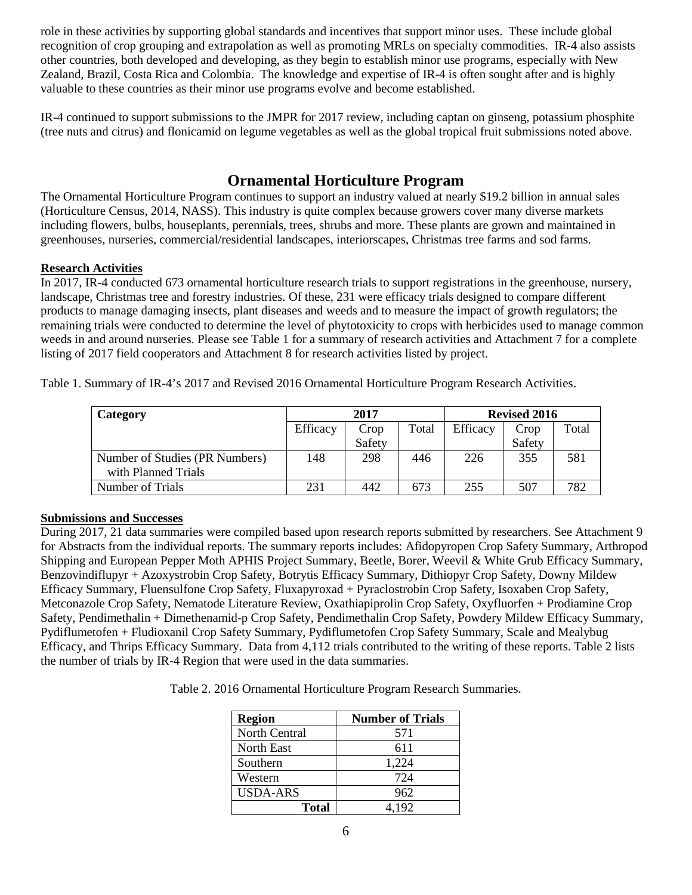role in these activities by supporting global standards and incentives that support minor uses. These include global recognition of crop grouping and extrapolation as well as promoting MRLs on specialty commodities. IR-4 also assists other countries, both developed and developing, as they begin to establish minor use programs, especially with New Zealand, Brazil, Costa Rica and Colombia. The knowledge and expertise of IR-4 is often sought after and is highly valuable to these countries as their minor use programs evolve and become established.

IR-4 continued to support submissions to the JMPR for 2017 review, including captan on ginseng, potassium phosphite (tree nuts and citrus) and flonicamid on legume vegetables as well as the global tropical fruit submissions noted above.

## Ornamental Horticulture Program

The Ornamental Horticulture Program continues to support an industry valued at nearly $19.2 billion in annual sales (Horticulture Census, 2014, NASS). This industry is quite complex because growers cover many diverse markets including flowers, bulbs, houseplants, perennials, trees, shrubs and more. These plants are grown and maintained in greenhouses, nurseries, commercial/residential landscapes, interiorscapes, Christmas tree farms and sod farms.

### Research Activities

In 2017, IR-4 conducted 673 ornamental horticulture research trials to support registrations in the greenhouse, nursery, landscape, Christmas tree and forestry industries. Of these, 231 were efficacy trials designed to compare different products to manage damaging insects, plant diseases and weeds and to measure the impact of growth regulators; the remaining trials were conducted to determine the level of phytotoxicity to crops with herbicides used to manage common weeds in and around nurseries. Please see Table 1 for a summary of research activities and Attachment 7 for a complete listing of 2017 field cooperators and Attachment 8 for research activities listed by project.

Table 1. Summary of IR-4's 2017 and Revised 2016 Ornamental Horticulture Program Research Activities.

| Category | 2017 | | | Revised 2016 | | |
|---|---|---|---|---|---|---|
| | Efficacy | Crop Safety | Total | Efficacy | Crop Safety | Total |
| Number of Studies (PR Numbers) with Planned Trials | 148 | 298 | 446 | 226 | 355 | 581 |
| Number of Trials | 231 | 442 | 673 | 255 | 507 | 782 |

### Submissions and Successes

During 2017, 21 data summaries were compiled based upon research reports submitted by researchers. See Attachment 9 for Abstracts from the individual reports. The summary reports includes: Afidopyropen Crop Safety Summary, Arthropod Shipping and European Pepper Moth APHIS Project Summary, Beetle, Borer, Weevil & White Grub Efficacy Summary, Benzovindiflupyr + Azoxystrobin Crop Safety, Botrytis Efficacy Summary, Dithiopyr Crop Safety, Downy Mildew Efficacy Summary, Fluensulfone Crop Safety, Fluxapyroxad + Pyraclostrobin Crop Safety, Isoxaben Crop Safety, Metconazole Crop Safety, Nematode Literature Review, Oxathiapiprolin Crop Safety, Oxyfluorfen + Prodiamine Crop Safety, Pendimethalin + Dimethenamid-p Crop Safety, Pendimethalin Crop Safety, Powdery Mildew Efficacy Summary, Pydiflumetofen + Fludioxanil Crop Safety Summary, Pydiflumetofen Crop Safety Summary, Scale and Mealybug Efficacy, and Thrips Efficacy Summary. Data from 4,112 trials contributed to the writing of these reports. Table 2 lists the number of trials by IR-4 Region that were used in the data summaries.

Table 2. 2016 Ornamental Horticulture Program Research Summaries.

| Region | Number of Trials |
|---|---|
| North Central | 571 |
| North East | 611 |
| Southern | 1,224 |
| Western | 724 |
| USDA-ARS | 962 |
| **Total** | 4,192 |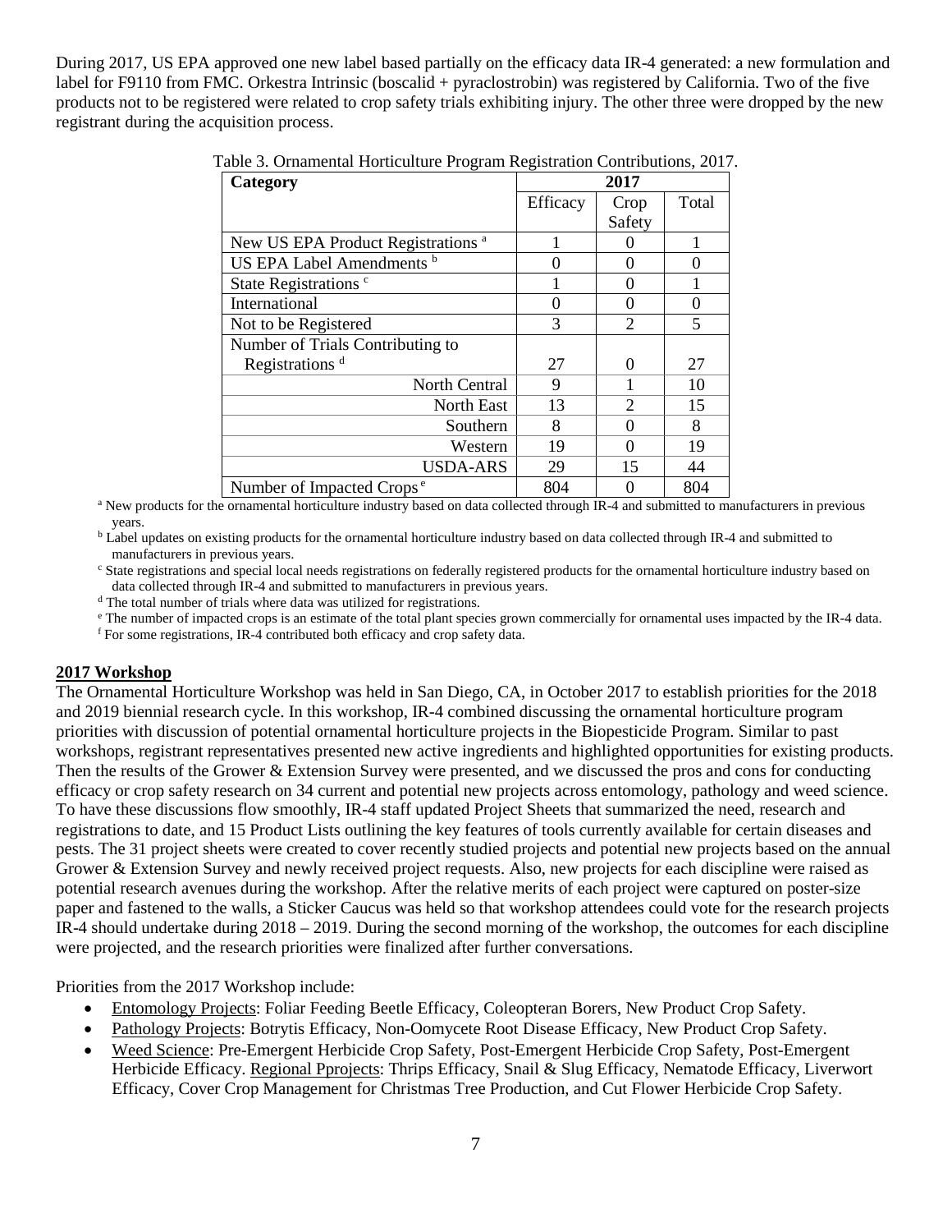During 2017, US EPA approved one new label based partially on the efficacy data IR-4 generated: a new formulation and label for F9110 from FMC. Orkestra Intrinsic (boscalid + pyraclostrobin) was registered by California. Two of the five products not to be registered were related to crop safety trials exhibiting injury. The other three were dropped by the new registrant during the acquisition process.

Table 3. Ornamental Horticulture Program Registration Contributions, 2017.

| Category | 2017 | | |
|---|---|---|---|
| | Efficacy | Crop Safety | Total |
| New US EPA Product Registrations [a] | 1 | 0 | 1 |
| US EPA Label Amendments [b] | 0 | 0 | 0 |
| State Registrations [c] | 1 | 0 | 1 |
| International | 0 | 0 | 0 |
| Not to be Registered | 3 | 2 | 5 |
| Number of Trials Contributing to Registrations [d] | 27 | 0 | 27 |
| North Central | 9 | 1 | 10 |
| North East | 13 | 2 | 15 |
| Southern | 8 | 0 | 8 |
| Western | 19 | 0 | 19 |
| USDA-ARS | 29 | 15 | 44 |
| Number of Impacted Crops [e] | 804 | 0 | 804 |

[a] New products for the ornamental horticulture industry based on data collected through IR-4 and submitted to manufacturers in previous years.
[b] Label updates on existing products for the ornamental horticulture industry based on data collected through IR-4 and submitted to manufacturers in previous years.
[c] State registrations and special local needs registrations on federally registered products for the ornamental horticulture industry based on data collected through IR-4 and submitted to manufacturers in previous years.
[d] The total number of trials where data was utilized for registrations.
[e] The number of impacted crops is an estimate of the total plant species grown commercially for ornamental uses impacted by the IR-4 data.
[f] For some registrations, IR-4 contributed both efficacy and crop safety data.

**2017 Workshop**

The Ornamental Horticulture Workshop was held in San Diego, CA, in October 2017 to establish priorities for the 2018 and 2019 biennial research cycle. In this workshop, IR-4 combined discussing the ornamental horticulture program priorities with discussion of potential ornamental horticulture projects in the Biopesticide Program. Similar to past workshops, registrant representatives presented new active ingredients and highlighted opportunities for existing products. Then the results of the Grower & Extension Survey were presented, and we discussed the pros and cons for conducting efficacy or crop safety research on 34 current and potential new projects across entomology, pathology and weed science. To have these discussions flow smoothly, IR-4 staff updated Project Sheets that summarized the need, research and registrations to date, and 15 Product Lists outlining the key features of tools currently available for certain diseases and pests. The 31 project sheets were created to cover recently studied projects and potential new projects based on the annual Grower & Extension Survey and newly received project requests. Also, new projects for each discipline were raised as potential research avenues during the workshop. After the relative merits of each project were captured on poster-size paper and fastened to the walls, a Sticker Caucus was held so that workshop attendees could vote for the research projects IR-4 should undertake during 2018 – 2019. During the second morning of the workshop, the outcomes for each discipline were projected, and the research priorities were finalized after further conversations.

Priorities from the 2017 Workshop include:

- Entomology Projects: Foliar Feeding Beetle Efficacy, Coleopteran Borers, New Product Crop Safety.
- Pathology Projects: Botrytis Efficacy, Non-Oomycete Root Disease Efficacy, New Product Crop Safety.
- Weed Science: Pre-Emergent Herbicide Crop Safety, Post-Emergent Herbicide Crop Safety, Post-Emergent Herbicide Efficacy. Regional Pprojects: Thrips Efficacy, Snail & Slug Efficacy, Nematode Efficacy, Liverwort Efficacy, Cover Crop Management for Christmas Tree Production, and Cut Flower Herbicide Crop Safety.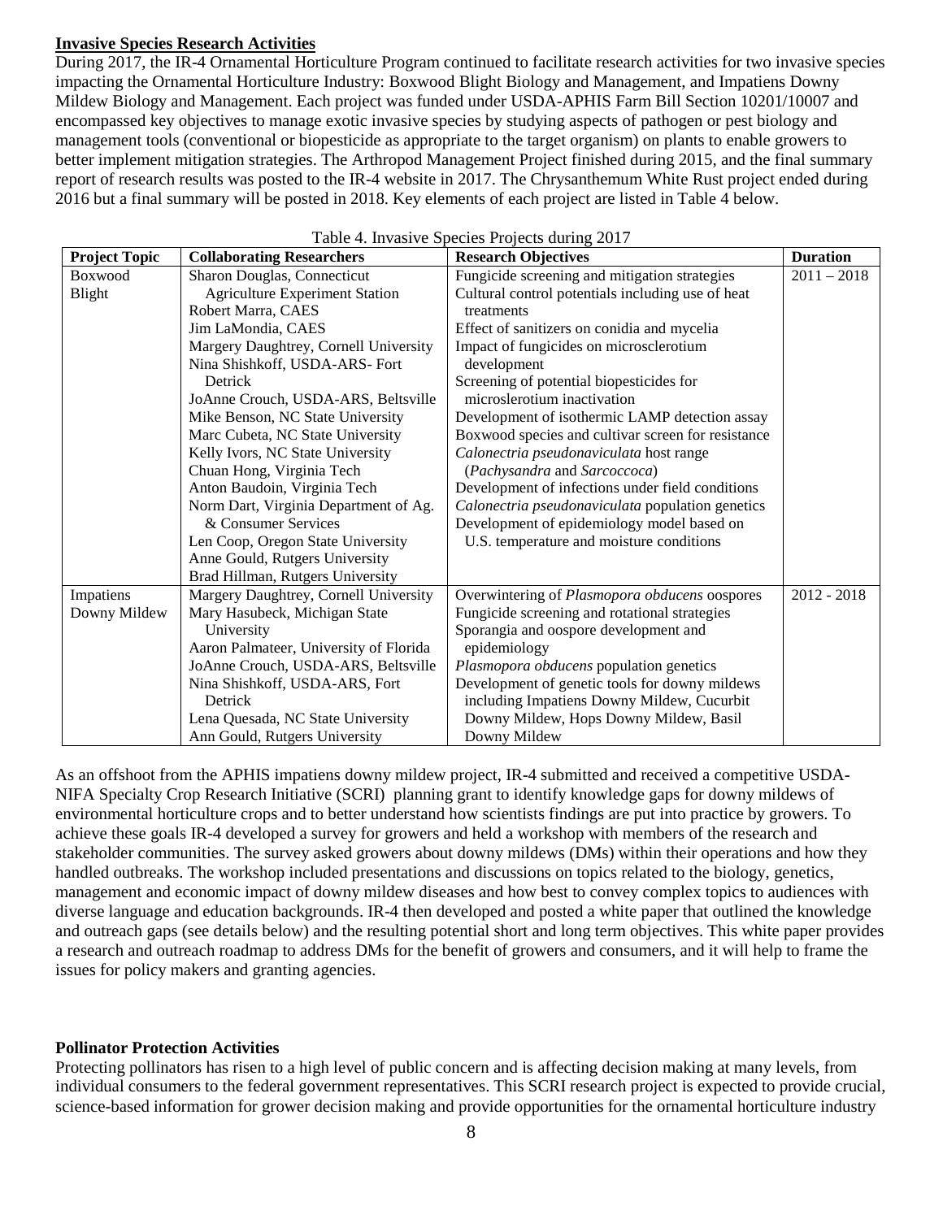**Invasive Species Research Activities**

During 2017, the IR-4 Ornamental Horticulture Program continued to facilitate research activities for two invasive species impacting the Ornamental Horticulture Industry: Boxwood Blight Biology and Management, and Impatiens Downy Mildew Biology and Management. Each project was funded under USDA-APHIS Farm Bill Section 10201/10007 and encompassed key objectives to manage exotic invasive species by studying aspects of pathogen or pest biology and management tools (conventional or biopesticide as appropriate to the target organism) on plants to enable growers to better implement mitigation strategies. The Arthropod Management Project finished during 2015, and the final summary report of research results was posted to the IR-4 website in 2017. The Chrysanthemum White Rust project ended during 2016 but a final summary will be posted in 2018. Key elements of each project are listed in Table 4 below.

Table 4. Invasive Species Projects during 2017

| Project Topic | Collaborating Researchers | Research Objectives | Duration |
|---|---|---|---|
| Boxwood Blight | Sharon Douglas, Connecticut Agriculture Experiment Station<br>Robert Marra, CAES<br>Jim LaMondia, CAES<br>Margery Daughtrey, Cornell University<br>Nina Shishkoff, USDA-ARS- Fort Detrick<br>JoAnne Crouch, USDA-ARS, Beltsville<br>Mike Benson, NC State University<br>Marc Cubeta, NC State University<br>Kelly Ivors, NC State University<br>Chuan Hong, Virginia Tech<br>Anton Baudoin, Virginia Tech<br>Norm Dart, Virginia Department of Ag. & Consumer Services<br>Len Coop, Oregon State University<br>Anne Gould, Rutgers University<br>Brad Hillman, Rutgers University | Fungicide screening and mitigation strategies<br>Cultural control potentials including use of heat treatments<br>Effect of sanitizers on conidia and mycelia<br>Impact of fungicides on microsclerotium development<br>Screening of potential biopesticides for microslerotium inactivation<br>Development of isothermic LAMP detection assay<br>Boxwood species and cultivar screen for resistance<br>*Calonectria pseudonaviculata* host range (*Pachysandra* and *Sarcoccoca*)<br>Development of infections under field conditions<br>*Calonectria pseudonaviculata* population genetics<br>Development of epidemiology model based on U.S. temperature and moisture conditions | 2011 – 2018 |
| Impatiens Downy Mildew | Margery Daughtrey, Cornell University<br>Mary Hasubeck, Michigan State University<br>Aaron Palmateer, University of Florida<br>JoAnne Crouch, USDA-ARS, Beltsville<br>Nina Shishkoff, USDA-ARS, Fort Detrick<br>Lena Quesada, NC State University<br>Ann Gould, Rutgers University | Overwintering of *Plasmopora obducens* oospores<br>Fungicide screening and rotational strategies<br>Sporangia and oospore development and epidemiology<br>*Plasmopora obducens* population genetics<br>Development of genetic tools for downy mildews including Impatiens Downy Mildew, Cucurbit Downy Mildew, Hops Downy Mildew, Basil Downy Mildew | 2012 - 2018 |

As an offshoot from the APHIS impatiens downy mildew project, IR-4 submitted and received a competitive USDA-NIFA Specialty Crop Research Initiative (SCRI) planning grant to identify knowledge gaps for downy mildews of environmental horticulture crops and to better understand how scientists findings are put into practice by growers. To achieve these goals IR-4 developed a survey for growers and held a workshop with members of the research and stakeholder communities. The survey asked growers about downy mildews (DMs) within their operations and how they handled outbreaks. The workshop included presentations and discussions on topics related to the biology, genetics, management and economic impact of downy mildew diseases and how best to convey complex topics to audiences with diverse language and education backgrounds. IR-4 then developed and posted a white paper that outlined the knowledge and outreach gaps (see details below) and the resulting potential short and long term objectives. This white paper provides a research and outreach roadmap to address DMs for the benefit of growers and consumers, and it will help to frame the issues for policy makers and granting agencies.

**Pollinator Protection Activities**

Protecting pollinators has risen to a high level of public concern and is affecting decision making at many levels, from individual consumers to the federal government representatives. This SCRI research project is expected to provide crucial, science-based information for grower decision making and provide opportunities for the ornamental horticulture industry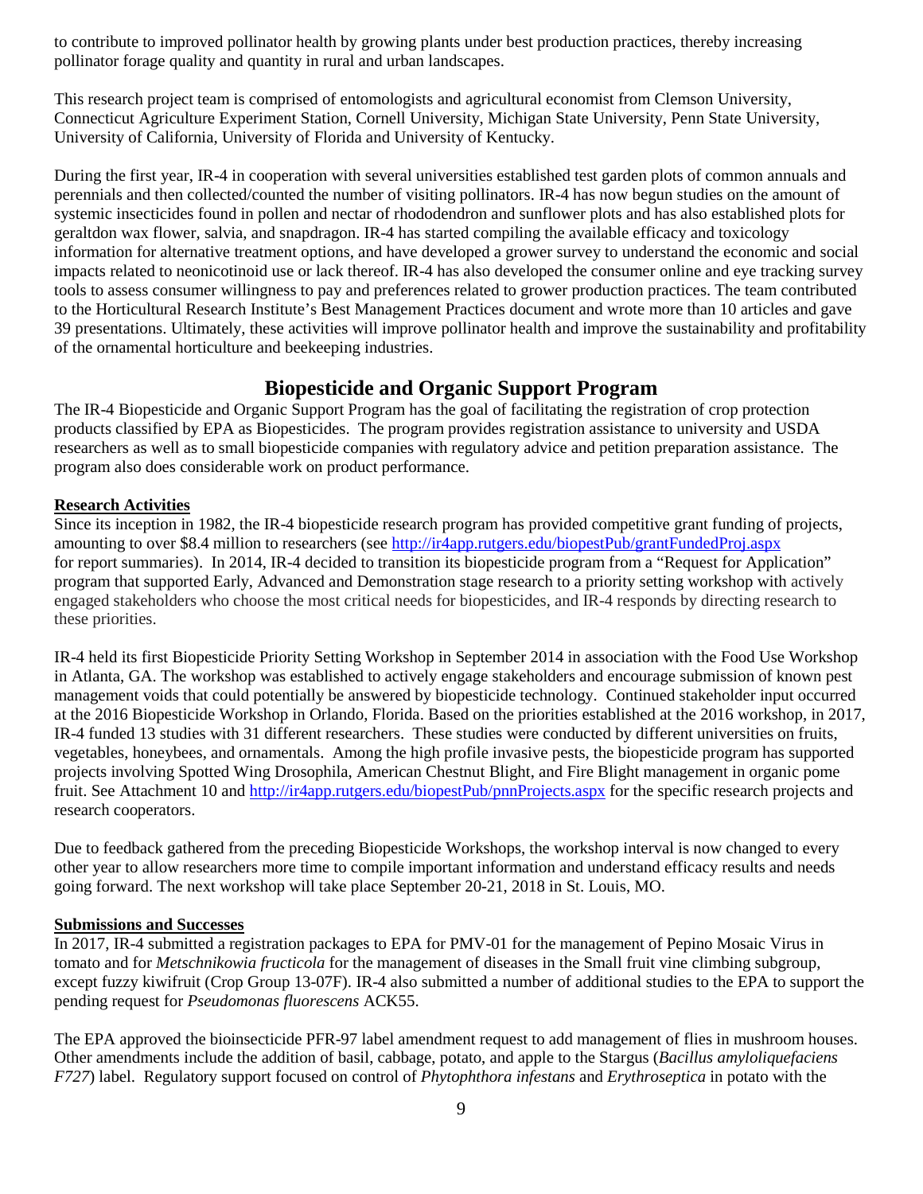to contribute to improved pollinator health by growing plants under best production practices, thereby increasing pollinator forage quality and quantity in rural and urban landscapes.

This research project team is comprised of entomologists and agricultural economist from Clemson University, Connecticut Agriculture Experiment Station, Cornell University, Michigan State University, Penn State University, University of California, University of Florida and University of Kentucky.

During the first year, IR-4 in cooperation with several universities established test garden plots of common annuals and perennials and then collected/counted the number of visiting pollinators. IR-4 has now begun studies on the amount of systemic insecticides found in pollen and nectar of rhododendron and sunflower plots and has also established plots for geraltdon wax flower, salvia, and snapdragon. IR-4 has started compiling the available efficacy and toxicology information for alternative treatment options, and have developed a grower survey to understand the economic and social impacts related to neonicotinoid use or lack thereof. IR-4 has also developed the consumer online and eye tracking survey tools to assess consumer willingness to pay and preferences related to grower production practices. The team contributed to the Horticultural Research Institute's Best Management Practices document and wrote more than 10 articles and gave 39 presentations. Ultimately, these activities will improve pollinator health and improve the sustainability and profitability of the ornamental horticulture and beekeeping industries.

## Biopesticide and Organic Support Program

The IR-4 Biopesticide and Organic Support Program has the goal of facilitating the registration of crop protection products classified by EPA as Biopesticides. The program provides registration assistance to university and USDA researchers as well as to small biopesticide companies with regulatory advice and petition preparation assistance. The program also does considerable work on product performance.

**Research Activities**

Since its inception in 1982, the IR-4 biopesticide research program has provided competitive grant funding of projects, amounting to over $8.4 million to researchers (see http://ir4app.rutgers.edu/biopestPub/grantFundedProj.aspx for report summaries). In 2014, IR-4 decided to transition its biopesticide program from a "Request for Application" program that supported Early, Advanced and Demonstration stage research to a priority setting workshop with actively engaged stakeholders who choose the most critical needs for biopesticides, and IR-4 responds by directing research to these priorities.

IR-4 held its first Biopesticide Priority Setting Workshop in September 2014 in association with the Food Use Workshop in Atlanta, GA. The workshop was established to actively engage stakeholders and encourage submission of known pest management voids that could potentially be answered by biopesticide technology. Continued stakeholder input occurred at the 2016 Biopesticide Workshop in Orlando, Florida. Based on the priorities established at the 2016 workshop, in 2017, IR-4 funded 13 studies with 31 different researchers. These studies were conducted by different universities on fruits, vegetables, honeybees, and ornamentals. Among the high profile invasive pests, the biopesticide program has supported projects involving Spotted Wing Drosophila, American Chestnut Blight, and Fire Blight management in organic pome fruit. See Attachment 10 and http://ir4app.rutgers.edu/biopestPub/pnnProjects.aspx for the specific research projects and research cooperators.

Due to feedback gathered from the preceding Biopesticide Workshops, the workshop interval is now changed to every other year to allow researchers more time to compile important information and understand efficacy results and needs going forward. The next workshop will take place September 20-21, 2018 in St. Louis, MO.

**Submissions and Successes**

In 2017, IR-4 submitted a registration packages to EPA for PMV-01 for the management of Pepino Mosaic Virus in tomato and for *Metschnikowia fructicola* for the management of diseases in the Small fruit vine climbing subgroup, except fuzzy kiwifruit (Crop Group 13-07F). IR-4 also submitted a number of additional studies to the EPA to support the pending request for *Pseudomonas fluorescens* ACK55.

The EPA approved the bioinsecticide PFR-97 label amendment request to add management of flies in mushroom houses. Other amendments include the addition of basil, cabbage, potato, and apple to the Stargus (*Bacillus amyloliquefaciens F727*) label. Regulatory support focused on control of *Phytophthora infestans* and *Erythroseptica* in potato with the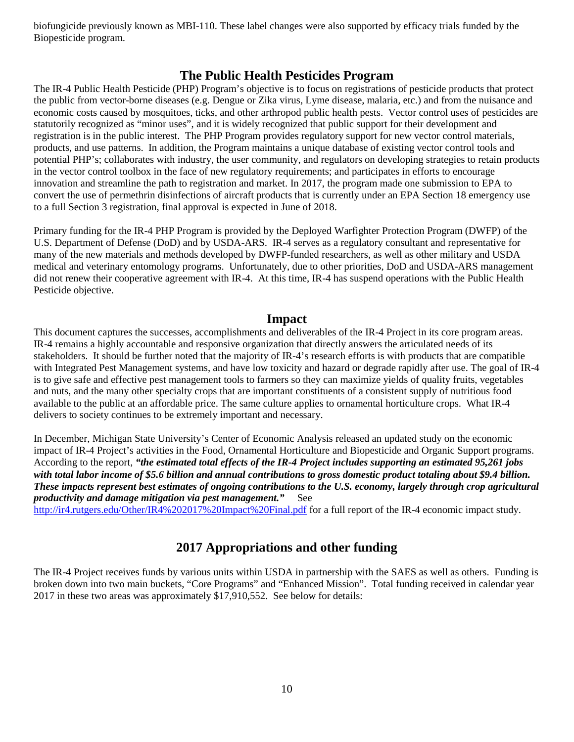biofungicide previously known as MBI-110. These label changes were also supported by efficacy trials funded by the Biopesticide program.

## The Public Health Pesticides Program

The IR-4 Public Health Pesticide (PHP) Program's objective is to focus on registrations of pesticide products that protect the public from vector-borne diseases (e.g. Dengue or Zika virus, Lyme disease, malaria, etc.) and from the nuisance and economic costs caused by mosquitoes, ticks, and other arthropod public health pests. Vector control uses of pesticides are statutorily recognized as "minor uses", and it is widely recognized that public support for their development and registration is in the public interest. The PHP Program provides regulatory support for new vector control materials, products, and use patterns. In addition, the Program maintains a unique database of existing vector control tools and potential PHP's; collaborates with industry, the user community, and regulators on developing strategies to retain products in the vector control toolbox in the face of new regulatory requirements; and participates in efforts to encourage innovation and streamline the path to registration and market. In 2017, the program made one submission to EPA to convert the use of permethrin disinfections of aircraft products that is currently under an EPA Section 18 emergency use to a full Section 3 registration, final approval is expected in June of 2018.

Primary funding for the IR-4 PHP Program is provided by the Deployed Warfighter Protection Program (DWFP) of the U.S. Department of Defense (DoD) and by USDA-ARS. IR-4 serves as a regulatory consultant and representative for many of the new materials and methods developed by DWFP-funded researchers, as well as other military and USDA medical and veterinary entomology programs. Unfortunately, due to other priorities, DoD and USDA-ARS management did not renew their cooperative agreement with IR-4. At this time, IR-4 has suspend operations with the Public Health Pesticide objective.

## Impact

This document captures the successes, accomplishments and deliverables of the IR-4 Project in its core program areas. IR-4 remains a highly accountable and responsive organization that directly answers the articulated needs of its stakeholders. It should be further noted that the majority of IR-4's research efforts is with products that are compatible with Integrated Pest Management systems, and have low toxicity and hazard or degrade rapidly after use. The goal of IR-4 is to give safe and effective pest management tools to farmers so they can maximize yields of quality fruits, vegetables and nuts, and the many other specialty crops that are important constituents of a consistent supply of nutritious food available to the public at an affordable price. The same culture applies to ornamental horticulture crops. What IR-4 delivers to society continues to be extremely important and necessary.

In December, Michigan State University's Center of Economic Analysis released an updated study on the economic impact of IR-4 Project's activities in the Food, Ornamental Horticulture and Biopesticide and Organic Support programs. According to the report, ***"the estimated total effects of the IR-4 Project includes supporting an estimated 95,261 jobs with total labor income of $5.6 billion and annual contributions to gross domestic product totaling about $9.4 billion. These impacts represent best estimates of ongoing contributions to the U.S. economy, largely through crop agricultural productivity and damage mitigation via pest management."*** See http://ir4.rutgers.edu/Other/IR4%202017%20Impact%20Final.pdf for a full report of the IR-4 economic impact study.

## 2017 Appropriations and other funding

The IR-4 Project receives funds by various units within USDA in partnership with the SAES as well as others. Funding is broken down into two main buckets, "Core Programs" and "Enhanced Mission". Total funding received in calendar year 2017 in these two areas was approximately $17,910,552. See below for details: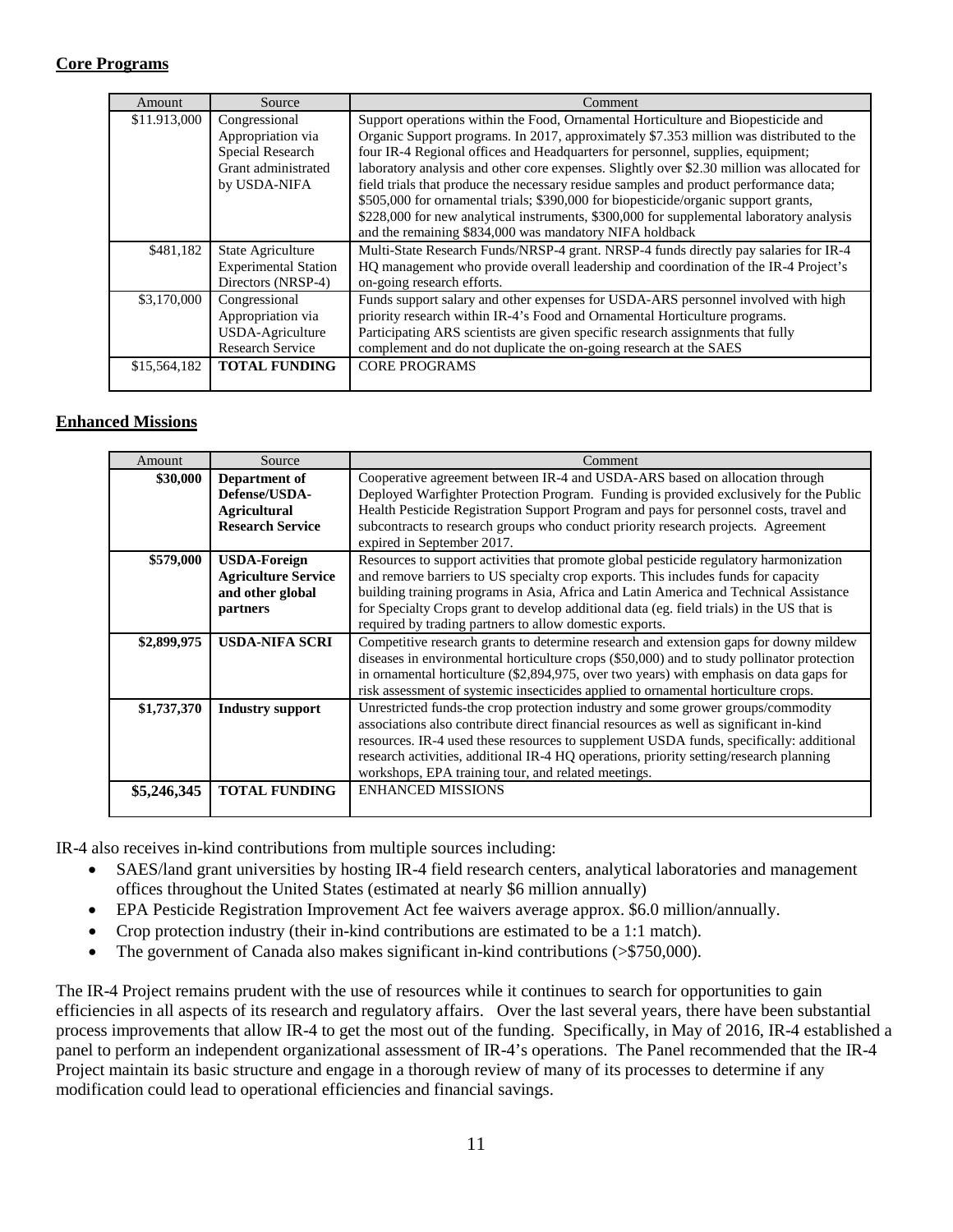**Core Programs**

| Amount | Source | Comment |
|---|---|---|
| $11.913,000 | Congressional Appropriation via Special Research Grant administrated by USDA-NIFA | Support operations within the Food, Ornamental Horticulture and Biopesticide and Organic Support programs. In 2017, approximately $7.353 million was distributed to the four IR-4 Regional offices and Headquarters for personnel, supplies, equipment; laboratory analysis and other core expenses. Slightly over $2.30 million was allocated for field trials that produce the necessary residue samples and product performance data; $505,000 for ornamental trials; $390,000 for biopesticide/organic support grants, $228,000 for new analytical instruments, $300,000 for supplemental laboratory analysis and the remaining $834,000 was mandatory NIFA holdback |
| $481,182 | State Agriculture Experimental Station Directors (NRSP-4) | Multi-State Research Funds/NRSP-4 grant. NRSP-4 funds directly pay salaries for IR-4 HQ management who provide overall leadership and coordination of the IR-4 Project's on-going research efforts. |
| $3,170,000 | Congressional Appropriation via USDA-Agriculture Research Service | Funds support salary and other expenses for USDA-ARS personnel involved with high priority research within IR-4's Food and Ornamental Horticulture programs. Participating ARS scientists are given specific research assignments that fully complement and do not duplicate the on-going research at the SAES |
| $15,564,182 | **TOTAL FUNDING** | CORE PROGRAMS |

**Enhanced Missions**

| Amount | Source | Comment |
|---|---|---|
| **$30,000** | **Department of Defense/USDA-Agricultural Research Service** | Cooperative agreement between IR-4 and USDA-ARS based on allocation through Deployed Warfighter Protection Program. Funding is provided exclusively for the Public Health Pesticide Registration Support Program and pays for personnel costs, travel and subcontracts to research groups who conduct priority research projects. Agreement expired in September 2017. |
| **$579,000** | **USDA-Foreign Agriculture Service and other global partners** | Resources to support activities that promote global pesticide regulatory harmonization and remove barriers to US specialty crop exports. This includes funds for capacity building training programs in Asia, Africa and Latin America and Technical Assistance for Specialty Crops grant to develop additional data (eg. field trials) in the US that is required by trading partners to allow domestic exports. |
| **$2,899,975** | **USDA-NIFA SCRI** | Competitive research grants to determine research and extension gaps for downy mildew diseases in environmental horticulture crops ($50,000) and to study pollinator protection in ornamental horticulture ($2,894,975, over two years) with emphasis on data gaps for risk assessment of systemic insecticides applied to ornamental horticulture crops. |
| **$1,737,370** | **Industry support** | Unrestricted funds-the crop protection industry and some grower groups/commodity associations also contribute direct financial resources as well as significant in-kind resources. IR-4 used these resources to supplement USDA funds, specifically: additional research activities, additional IR-4 HQ operations, priority setting/research planning workshops, EPA training tour, and related meetings. |
| **$5,246,345** | **TOTAL FUNDING** | ENHANCED MISSIONS |

IR-4 also receives in-kind contributions from multiple sources including:

- SAES/land grant universities by hosting IR-4 field research centers, analytical laboratories and management offices throughout the United States (estimated at nearly $6 million annually)
- EPA Pesticide Registration Improvement Act fee waivers average approx. $6.0 million/annually.
- Crop protection industry (their in-kind contributions are estimated to be a 1:1 match).
- The government of Canada also makes significant in-kind contributions (>$750,000).

The IR-4 Project remains prudent with the use of resources while it continues to search for opportunities to gain efficiencies in all aspects of its research and regulatory affairs. Over the last several years, there have been substantial process improvements that allow IR-4 to get the most out of the funding. Specifically, in May of 2016, IR-4 established a panel to perform an independent organizational assessment of IR-4's operations. The Panel recommended that the IR-4 Project maintain its basic structure and engage in a thorough review of many of its processes to determine if any modification could lead to operational efficiencies and financial savings.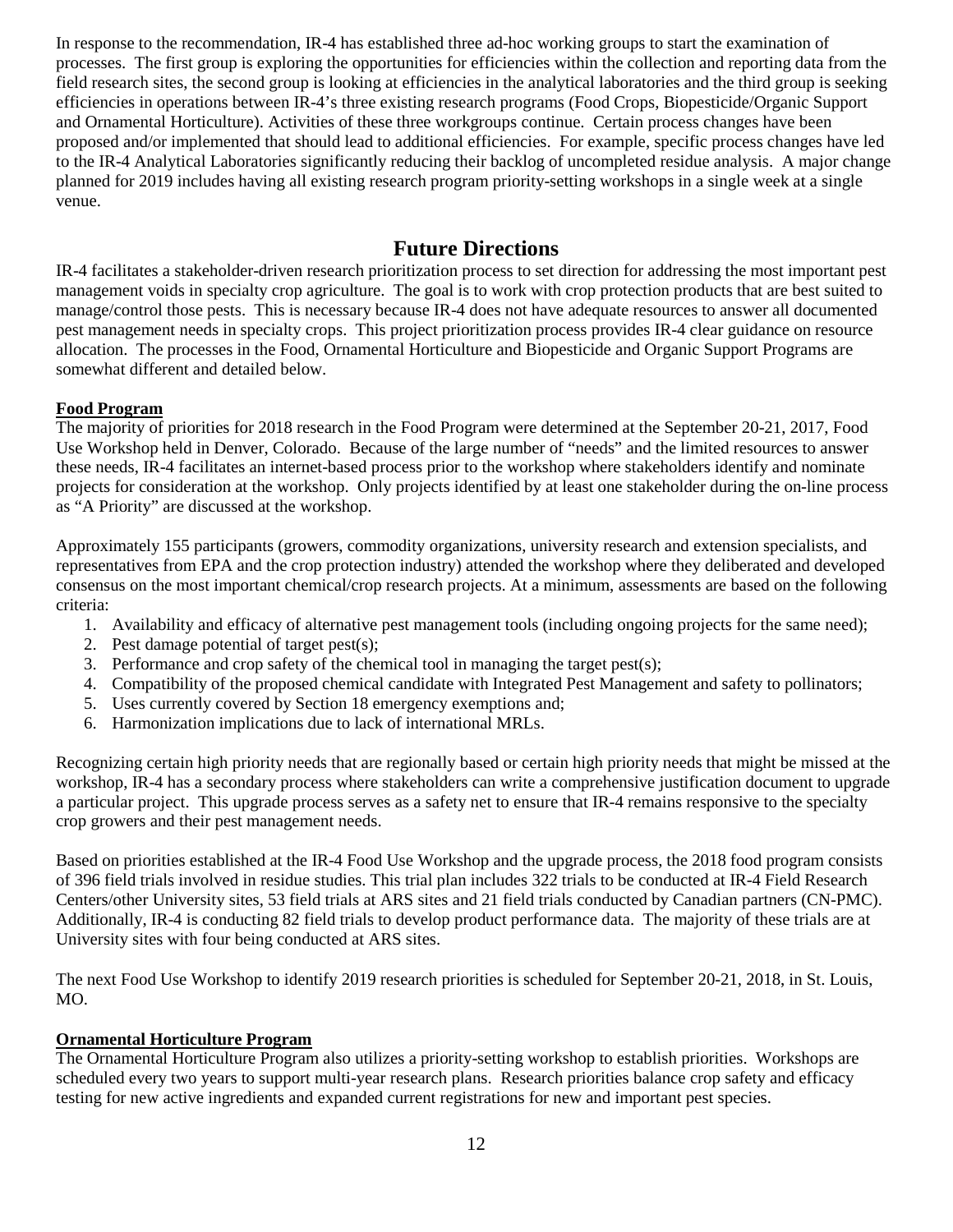In response to the recommendation, IR-4 has established three ad-hoc working groups to start the examination of processes. The first group is exploring the opportunities for efficiencies within the collection and reporting data from the field research sites, the second group is looking at efficiencies in the analytical laboratories and the third group is seeking efficiencies in operations between IR-4's three existing research programs (Food Crops, Biopesticide/Organic Support and Ornamental Horticulture). Activities of these three workgroups continue. Certain process changes have been proposed and/or implemented that should lead to additional efficiencies. For example, specific process changes have led to the IR-4 Analytical Laboratories significantly reducing their backlog of uncompleted residue analysis. A major change planned for 2019 includes having all existing research program priority-setting workshops in a single week at a single venue.

## Future Directions

IR-4 facilitates a stakeholder-driven research prioritization process to set direction for addressing the most important pest management voids in specialty crop agriculture. The goal is to work with crop protection products that are best suited to manage/control those pests. This is necessary because IR-4 does not have adequate resources to answer all documented pest management needs in specialty crops. This project prioritization process provides IR-4 clear guidance on resource allocation. The processes in the Food, Ornamental Horticulture and Biopesticide and Organic Support Programs are somewhat different and detailed below.

### Food Program

The majority of priorities for 2018 research in the Food Program were determined at the September 20-21, 2017, Food Use Workshop held in Denver, Colorado. Because of the large number of "needs" and the limited resources to answer these needs, IR-4 facilitates an internet-based process prior to the workshop where stakeholders identify and nominate projects for consideration at the workshop. Only projects identified by at least one stakeholder during the on-line process as "A Priority" are discussed at the workshop.

Approximately 155 participants (growers, commodity organizations, university research and extension specialists, and representatives from EPA and the crop protection industry) attended the workshop where they deliberated and developed consensus on the most important chemical/crop research projects. At a minimum, assessments are based on the following criteria:

1. Availability and efficacy of alternative pest management tools (including ongoing projects for the same need);
2. Pest damage potential of target pest(s);
3. Performance and crop safety of the chemical tool in managing the target pest(s);
4. Compatibility of the proposed chemical candidate with Integrated Pest Management and safety to pollinators;
5. Uses currently covered by Section 18 emergency exemptions and;
6. Harmonization implications due to lack of international MRLs.

Recognizing certain high priority needs that are regionally based or certain high priority needs that might be missed at the workshop, IR-4 has a secondary process where stakeholders can write a comprehensive justification document to upgrade a particular project. This upgrade process serves as a safety net to ensure that IR-4 remains responsive to the specialty crop growers and their pest management needs.

Based on priorities established at the IR-4 Food Use Workshop and the upgrade process, the 2018 food program consists of 396 field trials involved in residue studies. This trial plan includes 322 trials to be conducted at IR-4 Field Research Centers/other University sites, 53 field trials at ARS sites and 21 field trials conducted by Canadian partners (CN-PMC). Additionally, IR-4 is conducting 82 field trials to develop product performance data. The majority of these trials are at University sites with four being conducted at ARS sites.

The next Food Use Workshop to identify 2019 research priorities is scheduled for September 20-21, 2018, in St. Louis, MO.

### Ornamental Horticulture Program

The Ornamental Horticulture Program also utilizes a priority-setting workshop to establish priorities. Workshops are scheduled every two years to support multi-year research plans. Research priorities balance crop safety and efficacy testing for new active ingredients and expanded current registrations for new and important pest species.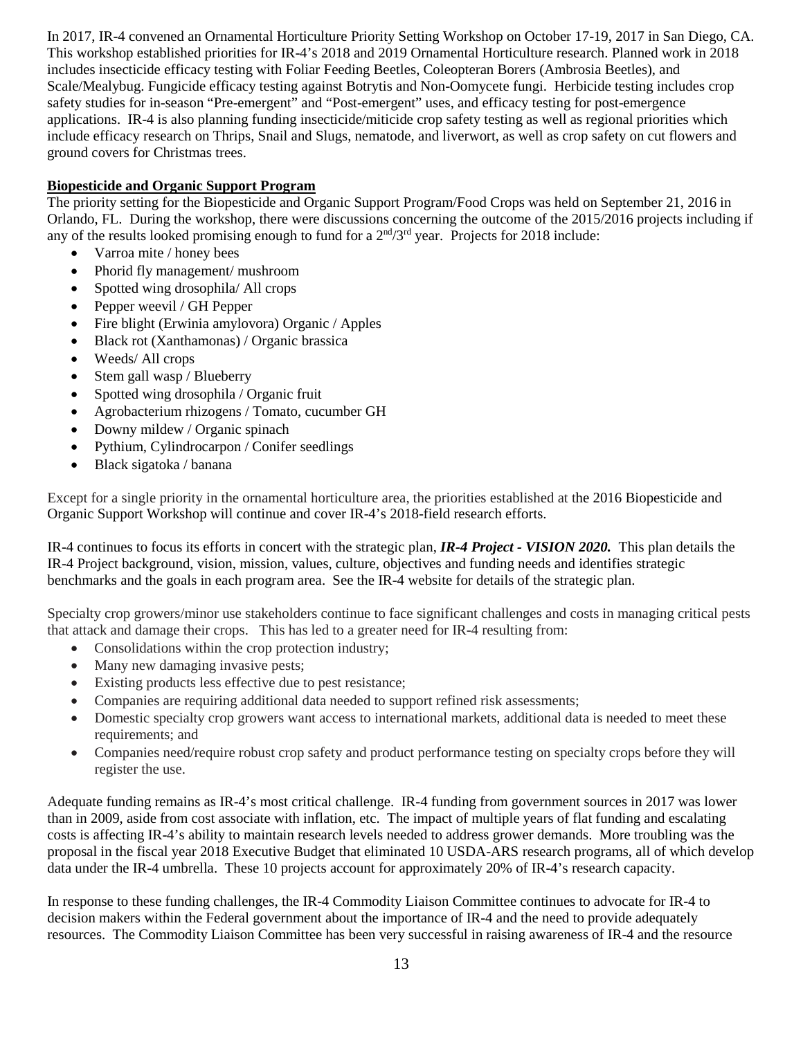In 2017, IR-4 convened an Ornamental Horticulture Priority Setting Workshop on October 17-19, 2017 in San Diego, CA. This workshop established priorities for IR-4's 2018 and 2019 Ornamental Horticulture research. Planned work in 2018 includes insecticide efficacy testing with Foliar Feeding Beetles, Coleopteran Borers (Ambrosia Beetles), and Scale/Mealybug. Fungicide efficacy testing against Botrytis and Non-Oomycete fungi. Herbicide testing includes crop safety studies for in-season "Pre-emergent" and "Post-emergent" uses, and efficacy testing for post-emergence applications. IR-4 is also planning funding insecticide/miticide crop safety testing as well as regional priorities which include efficacy research on Thrips, Snail and Slugs, nematode, and liverwort, as well as crop safety on cut flowers and ground covers for Christmas trees.

**Biopesticide and Organic Support Program**

The priority setting for the Biopesticide and Organic Support Program/Food Crops was held on September 21, 2016 in Orlando, FL. During the workshop, there were discussions concerning the outcome of the 2015/2016 projects including if any of the results looked promising enough to fund for a 2nd/3rd year. Projects for 2018 include:

- Varroa mite / honey bees
- Phorid fly management/ mushroom
- Spotted wing drosophila/ All crops
- Pepper weevil / GH Pepper
- Fire blight (Erwinia amylovora) Organic / Apples
- Black rot (Xanthamonas) / Organic brassica
- Weeds/ All crops
- Stem gall wasp / Blueberry
- Spotted wing drosophila / Organic fruit
- Agrobacterium rhizogens / Tomato, cucumber GH
- Downy mildew / Organic spinach
- Pythium, Cylindrocarpon / Conifer seedlings
- Black sigatoka / banana

Except for a single priority in the ornamental horticulture area, the priorities established at the 2016 Biopesticide and Organic Support Workshop will continue and cover IR-4's 2018-field research efforts.

IR-4 continues to focus its efforts in concert with the strategic plan, ***IR-4 Project - VISION 2020.*** This plan details the IR-4 Project background, vision, mission, values, culture, objectives and funding needs and identifies strategic benchmarks and the goals in each program area. See the IR-4 website for details of the strategic plan.

Specialty crop growers/minor use stakeholders continue to face significant challenges and costs in managing critical pests that attack and damage their crops. This has led to a greater need for IR-4 resulting from:

- Consolidations within the crop protection industry;
- Many new damaging invasive pests;
- Existing products less effective due to pest resistance;
- Companies are requiring additional data needed to support refined risk assessments;
- Domestic specialty crop growers want access to international markets, additional data is needed to meet these requirements; and
- Companies need/require robust crop safety and product performance testing on specialty crops before they will register the use.

Adequate funding remains as IR-4's most critical challenge. IR-4 funding from government sources in 2017 was lower than in 2009, aside from cost associate with inflation, etc. The impact of multiple years of flat funding and escalating costs is affecting IR-4's ability to maintain research levels needed to address grower demands. More troubling was the proposal in the fiscal year 2018 Executive Budget that eliminated 10 USDA-ARS research programs, all of which develop data under the IR-4 umbrella. These 10 projects account for approximately 20% of IR-4's research capacity.

In response to these funding challenges, the IR-4 Commodity Liaison Committee continues to advocate for IR-4 to decision makers within the Federal government about the importance of IR-4 and the need to provide adequately resources. The Commodity Liaison Committee has been very successful in raising awareness of IR-4 and the resource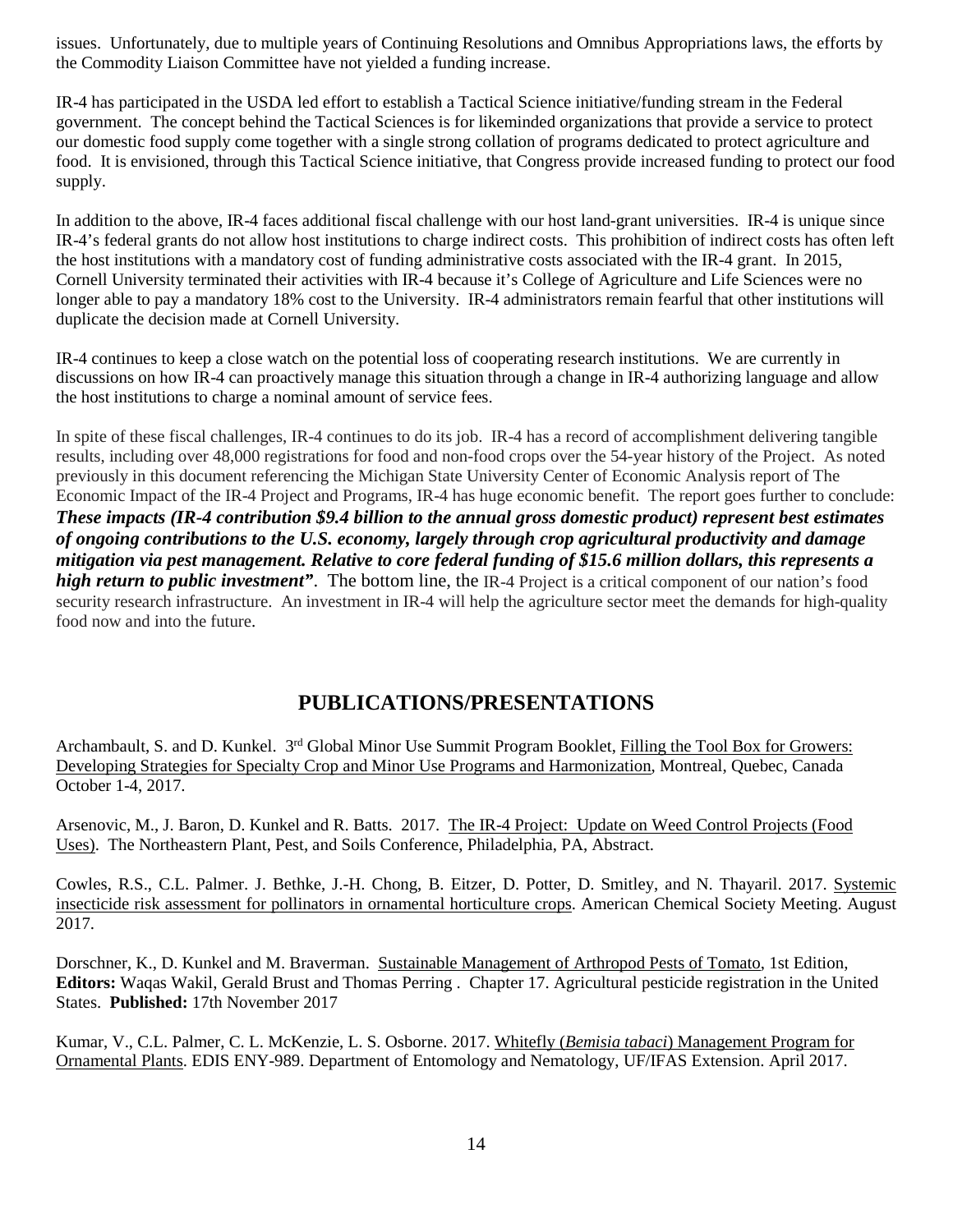issues. Unfortunately, due to multiple years of Continuing Resolutions and Omnibus Appropriations laws, the efforts by the Commodity Liaison Committee have not yielded a funding increase.

IR-4 has participated in the USDA led effort to establish a Tactical Science initiative/funding stream in the Federal government. The concept behind the Tactical Sciences is for likeminded organizations that provide a service to protect our domestic food supply come together with a single strong collation of programs dedicated to protect agriculture and food. It is envisioned, through this Tactical Science initiative, that Congress provide increased funding to protect our food supply.

In addition to the above, IR-4 faces additional fiscal challenge with our host land-grant universities. IR-4 is unique since IR-4's federal grants do not allow host institutions to charge indirect costs. This prohibition of indirect costs has often left the host institutions with a mandatory cost of funding administrative costs associated with the IR-4 grant. In 2015, Cornell University terminated their activities with IR-4 because it's College of Agriculture and Life Sciences were no longer able to pay a mandatory 18% cost to the University. IR-4 administrators remain fearful that other institutions will duplicate the decision made at Cornell University.

IR-4 continues to keep a close watch on the potential loss of cooperating research institutions. We are currently in discussions on how IR-4 can proactively manage this situation through a change in IR-4 authorizing language and allow the host institutions to charge a nominal amount of service fees.

In spite of these fiscal challenges, IR-4 continues to do its job. IR-4 has a record of accomplishment delivering tangible results, including over 48,000 registrations for food and non-food crops over the 54-year history of the Project. As noted previously in this document referencing the Michigan State University Center of Economic Analysis report of The Economic Impact of the IR-4 Project and Programs, IR-4 has huge economic benefit. The report goes further to conclude: ***These impacts (IR-4 contribution $9.4 billion to the annual gross domestic product) represent best estimates of ongoing contributions to the U.S. economy, largely through crop agricultural productivity and damage mitigation via pest management. Relative to core federal funding of $15.6 million dollars, this represents a high return to public investment"***. The bottom line, the IR-4 Project is a critical component of our nation's food security research infrastructure. An investment in IR-4 will help the agriculture sector meet the demands for high-quality food now and into the future.

## PUBLICATIONS/PRESENTATIONS

Archambault, S. and D. Kunkel. 3rd Global Minor Use Summit Program Booklet, Filling the Tool Box for Growers: Developing Strategies for Specialty Crop and Minor Use Programs and Harmonization, Montreal, Quebec, Canada October 1-4, 2017.

Arsenovic, M., J. Baron, D. Kunkel and R. Batts. 2017. The IR-4 Project: Update on Weed Control Projects (Food Uses). The Northeastern Plant, Pest, and Soils Conference, Philadelphia, PA, Abstract.

Cowles, R.S., C.L. Palmer. J. Bethke, J.-H. Chong, B. Eitzer, D. Potter, D. Smitley, and N. Thayaril. 2017. Systemic insecticide risk assessment for pollinators in ornamental horticulture crops. American Chemical Society Meeting. August 2017.

Dorschner, K., D. Kunkel and M. Braverman. Sustainable Management of Arthropod Pests of Tomato, 1st Edition, **Editors:** Waqas Wakil, Gerald Brust and Thomas Perring . Chapter 17. Agricultural pesticide registration in the United States. **Published:** 17th November 2017

Kumar, V., C.L. Palmer, C. L. McKenzie, L. S. Osborne. 2017. Whitefly (*Bemisia tabaci*) Management Program for Ornamental Plants. EDIS ENY-989. Department of Entomology and Nematology, UF/IFAS Extension. April 2017.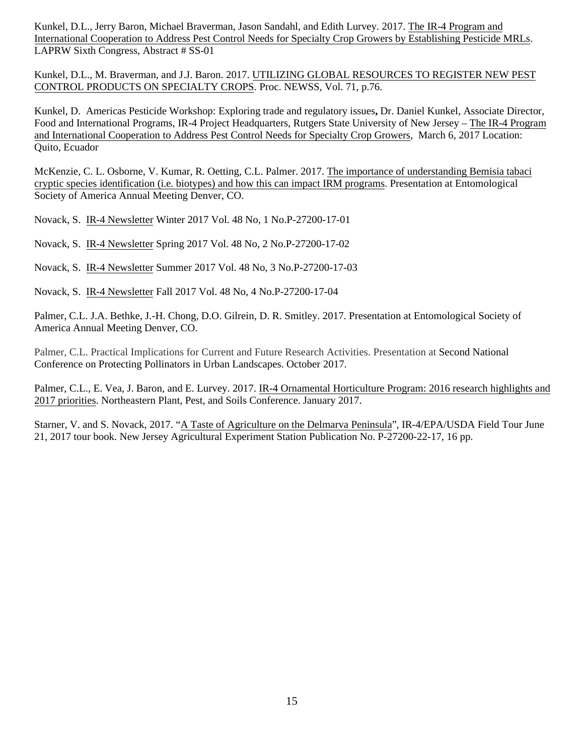Kunkel, D.L., Jerry Baron, Michael Braverman, Jason Sandahl, and Edith Lurvey. 2017. The IR-4 Program and International Cooperation to Address Pest Control Needs for Specialty Crop Growers by Establishing Pesticide MRLs. LAPRW Sixth Congress, Abstract # SS-01

Kunkel, D.L., M. Braverman, and J.J. Baron. 2017. UTILIZING GLOBAL RESOURCES TO REGISTER NEW PEST CONTROL PRODUCTS ON SPECIALTY CROPS. Proc. NEWSS, Vol. 71, p.76.

Kunkel, D. Americas Pesticide Workshop: Exploring trade and regulatory issues**,** Dr. Daniel Kunkel, Associate Director, Food and International Programs, IR-4 Project Headquarters, Rutgers State University of New Jersey – The IR-4 Program and International Cooperation to Address Pest Control Needs for Specialty Crop Growers, March 6, 2017 Location: Quito, Ecuador

McKenzie, C. L. Osborne, V. Kumar, R. Oetting, C.L. Palmer. 2017. The importance of understanding Bemisia tabaci cryptic species identification (i.e. biotypes) and how this can impact IRM programs. Presentation at Entomological Society of America Annual Meeting Denver, CO.

Novack, S. IR-4 Newsletter Winter 2017 Vol. 48 No, 1 No.P-27200-17-01

Novack, S. IR-4 Newsletter Spring 2017 Vol. 48 No, 2 No.P-27200-17-02

Novack, S. IR-4 Newsletter Summer 2017 Vol. 48 No, 3 No.P-27200-17-03

Novack, S. IR-4 Newsletter Fall 2017 Vol. 48 No, 4 No.P-27200-17-04

Palmer, C.L. J.A. Bethke, J.-H. Chong, D.O. Gilrein, D. R. Smitley. 2017. Presentation at Entomological Society of America Annual Meeting Denver, CO.

Palmer, C.L. Practical Implications for Current and Future Research Activities. Presentation at Second National Conference on Protecting Pollinators in Urban Landscapes. October 2017.

Palmer, C.L., E. Vea, J. Baron, and E. Lurvey. 2017. IR-4 Ornamental Horticulture Program: 2016 research highlights and 2017 priorities. Northeastern Plant, Pest, and Soils Conference. January 2017.

Starner, V. and S. Novack, 2017. "A Taste of Agriculture on the Delmarva Peninsula", IR-4/EPA/USDA Field Tour June 21, 2017 tour book. New Jersey Agricultural Experiment Station Publication No. P-27200-22-17, 16 pp.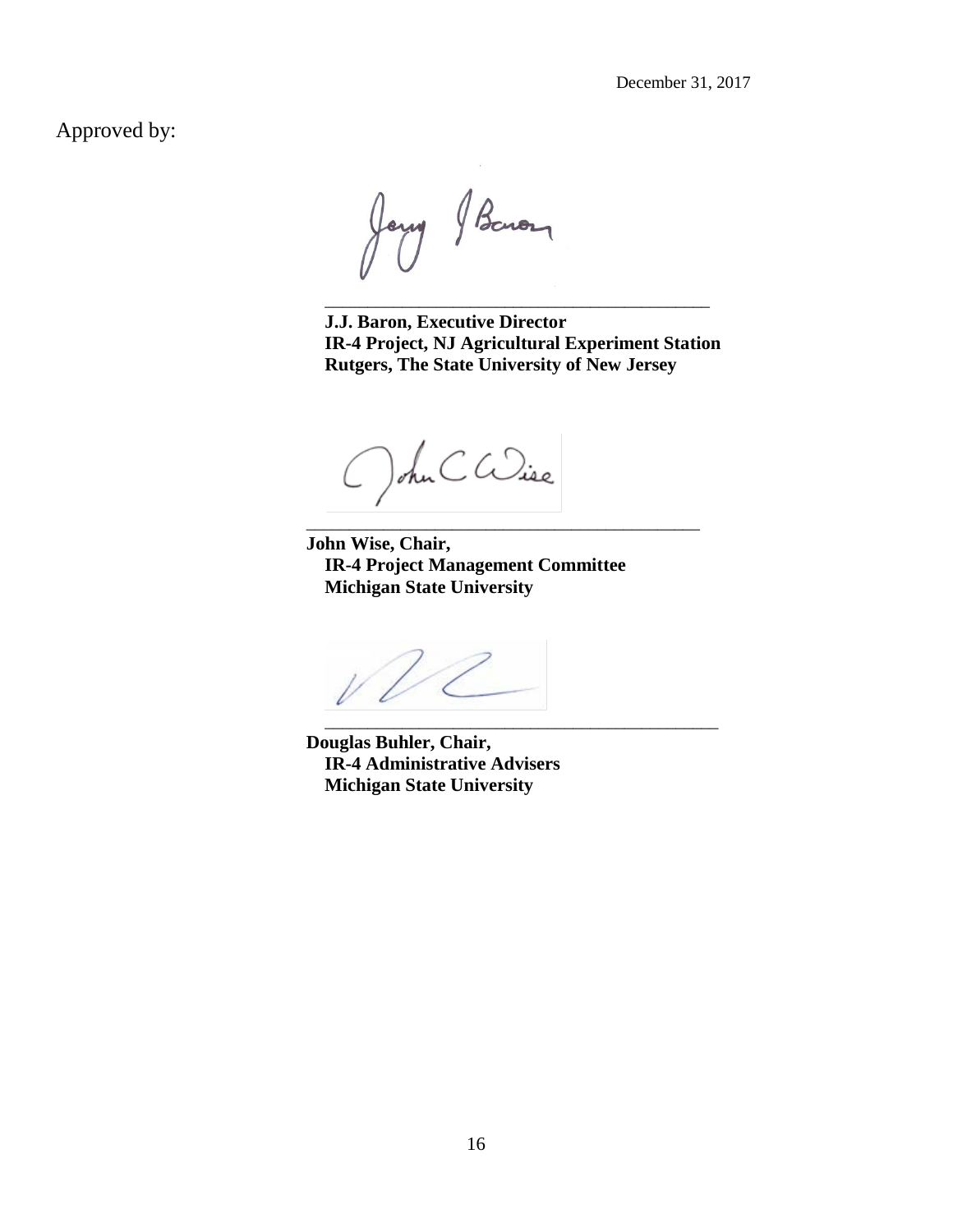December 31, 2017

Approved by:

\_\_\_\_\_\_\_\_\_\_\_\_\_\_\_\_\_\_\_\_\_\_\_\_\_\_\_\_\_\_\_\_\_\_\_\_\_\_\_\_\_\_

**J.J. Baron, Executive Director**
**IR-4 Project, NJ Agricultural Experiment Station**
**Rutgers, The State University of New Jersey**

\_\_\_\_\_\_\_\_\_\_\_\_\_\_\_\_\_\_\_\_\_\_\_\_\_\_\_\_\_\_\_\_\_\_\_\_\_\_\_\_\_\_

**John Wise, Chair,**
**IR-4 Project Management Committee**
**Michigan State University**

\_\_\_\_\_\_\_\_\_\_\_\_\_\_\_\_\_\_\_\_\_\_\_\_\_\_\_\_\_\_\_\_\_\_\_\_\_\_\_\_\_\_

**Douglas Buhler, Chair,**
**IR-4 Administrative Advisers**
**Michigan State University**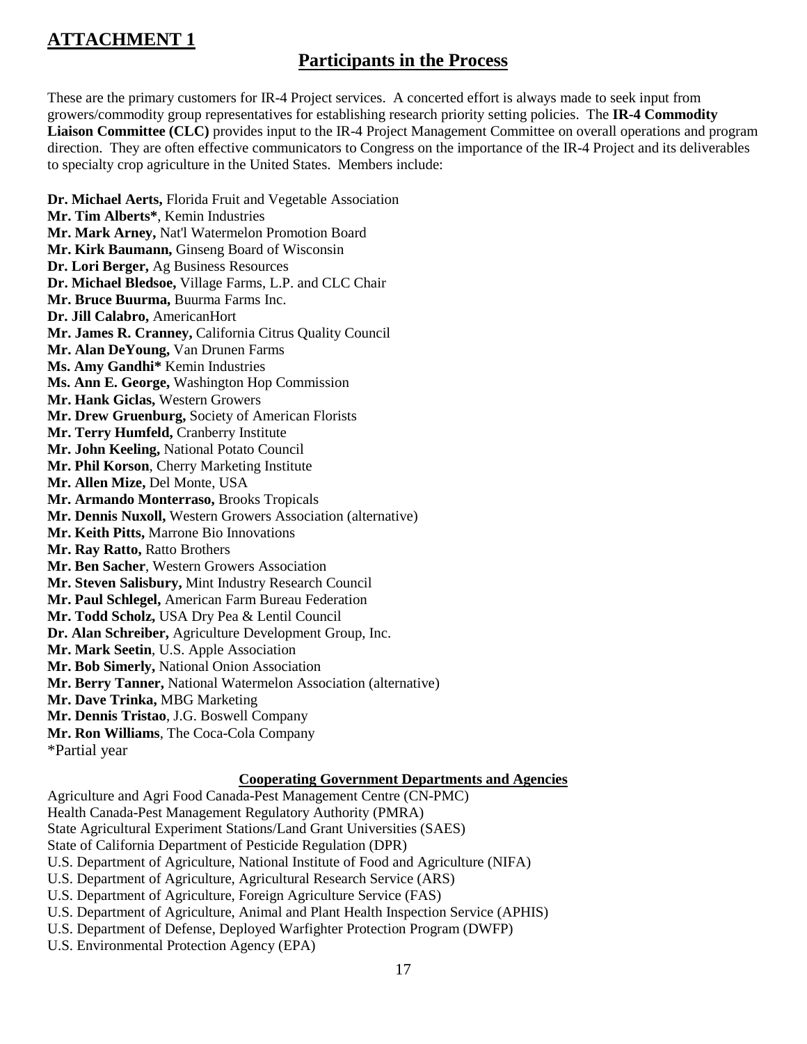# **ATTACHMENT 1**

## Participants in the Process

These are the primary customers for IR-4 Project services. A concerted effort is always made to seek input from growers/commodity group representatives for establishing research priority setting policies. The **IR-4 Commodity Liaison Committee (CLC)** provides input to the IR-4 Project Management Committee on overall operations and program direction. They are often effective communicators to Congress on the importance of the IR-4 Project and its deliverables to specialty crop agriculture in the United States. Members include:

**Dr. Michael Aerts,** Florida Fruit and Vegetable Association
**Mr. Tim Alberts***, Kemin Industries
**Mr. Mark Arney,** Nat'l Watermelon Promotion Board
**Mr. Kirk Baumann,** Ginseng Board of Wisconsin
**Dr. Lori Berger,** Ag Business Resources
**Dr. Michael Bledsoe,** Village Farms, L.P. and CLC Chair
**Mr. Bruce Buurma,** Buurma Farms Inc.
**Dr. Jill Calabro,** AmericanHort
**Mr. James R. Cranney,** California Citrus Quality Council
**Mr. Alan DeYoung,** Van Drunen Farms
**Ms. Amy Gandhi*** Kemin Industries
**Ms. Ann E. George,** Washington Hop Commission
**Mr. Hank Giclas,** Western Growers
**Mr. Drew Gruenburg,** Society of American Florists
**Mr. Terry Humfeld,** Cranberry Institute
**Mr. John Keeling,** National Potato Council
**Mr. Phil Korson**, Cherry Marketing Institute
**Mr. Allen Mize,** Del Monte, USA
**Mr. Armando Monterraso,** Brooks Tropicals
**Mr. Dennis Nuxoll,** Western Growers Association (alternative)
**Mr. Keith Pitts,** Marrone Bio Innovations
**Mr. Ray Ratto,** Ratto Brothers
**Mr. Ben Sacher**, Western Growers Association
**Mr. Steven Salisbury,** Mint Industry Research Council
**Mr. Paul Schlegel,** American Farm Bureau Federation
**Mr. Todd Scholz,** USA Dry Pea & Lentil Council
**Dr. Alan Schreiber,** Agriculture Development Group, Inc.
**Mr. Mark Seetin**, U.S. Apple Association
**Mr. Bob Simerly,** National Onion Association
**Mr. Berry Tanner,** National Watermelon Association (alternative)
**Mr. Dave Trinka,** MBG Marketing
**Mr. Dennis Tristao**, J.G. Boswell Company
**Mr. Ron Williams**, The Coca-Cola Company
*Partial year

### Cooperating Government Departments and Agencies

Agriculture and Agri Food Canada-Pest Management Centre (CN-PMC)
Health Canada-Pest Management Regulatory Authority (PMRA)
State Agricultural Experiment Stations/Land Grant Universities (SAES)
State of California Department of Pesticide Regulation (DPR)
U.S. Department of Agriculture, National Institute of Food and Agriculture (NIFA)
U.S. Department of Agriculture, Agricultural Research Service (ARS)
U.S. Department of Agriculture, Foreign Agriculture Service (FAS)
U.S. Department of Agriculture, Animal and Plant Health Inspection Service (APHIS)
U.S. Department of Defense, Deployed Warfighter Protection Program (DWFP)
U.S. Environmental Protection Agency (EPA)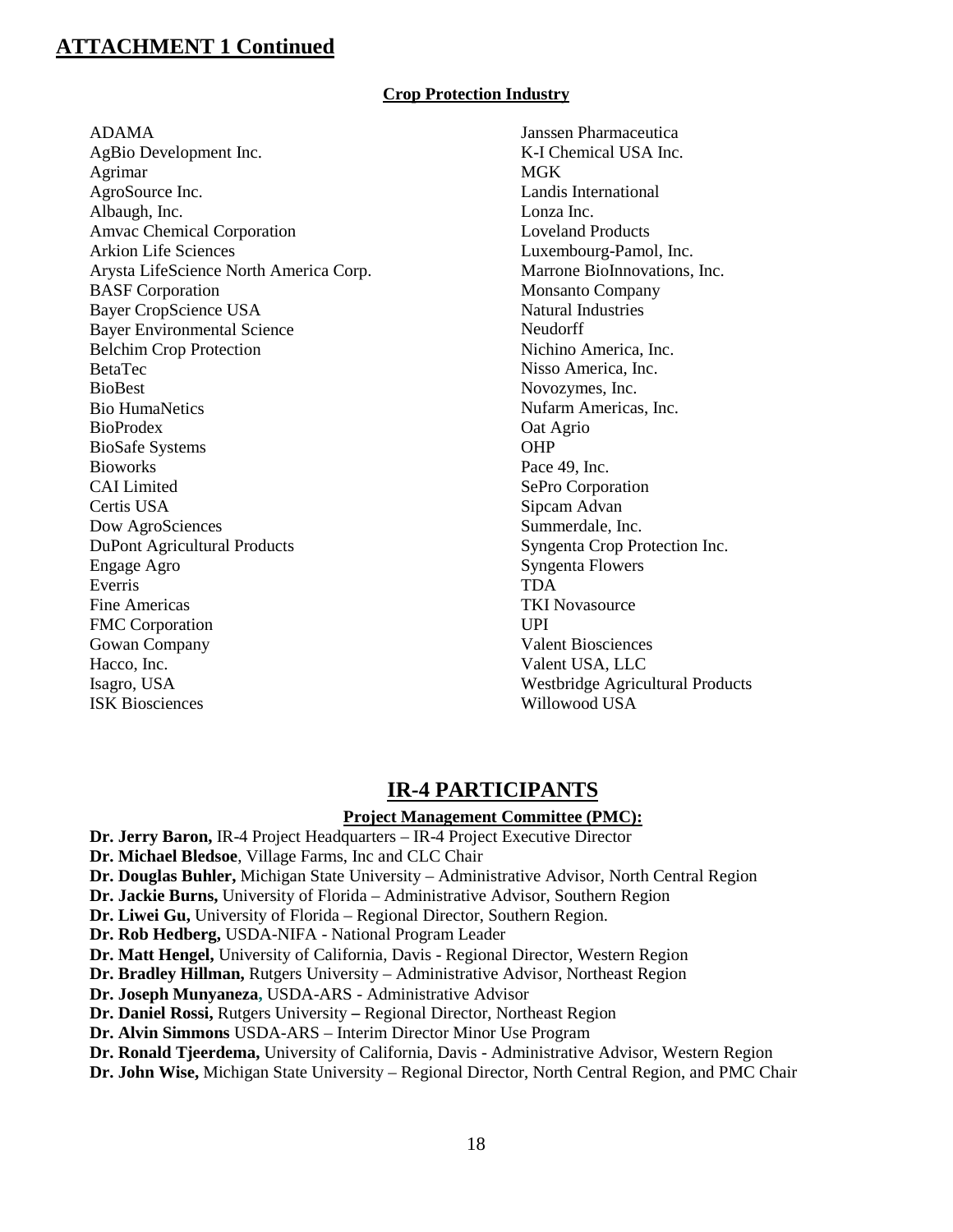## ATTACHMENT 1 Continued

### Crop Protection Industry

ADAMA
AgBio Development Inc.
Agrimar
AgroSource Inc.
Albaugh, Inc.
Amvac Chemical Corporation
Arkion Life Sciences
Arysta LifeScience North America Corp.
BASF Corporation
Bayer CropScience USA
Bayer Environmental Science
Belchim Crop Protection
BetaTec
BioBest
Bio HumaNetics
BioProdex
BioSafe Systems
Bioworks
CAI Limited
Certis USA
Dow AgroSciences
DuPont Agricultural Products
Engage Agro
Everris
Fine Americas
FMC Corporation
Gowan Company
Hacco, Inc.
Isagro, USA
ISK Biosciences
Janssen Pharmaceutica
K-I Chemical USA Inc.
MGK
Landis International
Lonza Inc.
Loveland Products
Luxembourg-Pamol, Inc.
Marrone BioInnovations, Inc.
Monsanto Company
Natural Industries
Neudorff
Nichino America, Inc.
Nisso America, Inc.
Novozymes, Inc.
Nufarm Americas, Inc.
Oat Agrio
OHP
Pace 49, Inc.
SePro Corporation
Sipcam Advan
Summerdale, Inc.
Syngenta Crop Protection Inc.
Syngenta Flowers
TDA
TKI Novasource
UPI
Valent Biosciences
Valent USA, LLC
Westbridge Agricultural Products
Willowood USA

## IR-4 PARTICIPANTS

### Project Management Committee (PMC):

**Dr. Jerry Baron,** IR-4 Project Headquarters – IR-4 Project Executive Director
**Dr. Michael Bledsoe**, Village Farms, Inc and CLC Chair
**Dr. Douglas Buhler,** Michigan State University – Administrative Advisor, North Central Region
**Dr. Jackie Burns,** University of Florida – Administrative Advisor, Southern Region
**Dr. Liwei Gu,** University of Florida – Regional Director, Southern Region.
**Dr. Rob Hedberg,** USDA-NIFA - National Program Leader
**Dr. Matt Hengel,** University of California, Davis - Regional Director, Western Region
**Dr. Bradley Hillman,** Rutgers University – Administrative Advisor, Northeast Region
**Dr. Joseph Munyaneza,** USDA-ARS - Administrative Advisor
**Dr. Daniel Rossi,** Rutgers University – Regional Director, Northeast Region
**Dr. Alvin Simmons** USDA-ARS – Interim Director Minor Use Program
**Dr. Ronald Tjeerdema,** University of California, Davis - Administrative Advisor, Western Region
**Dr. John Wise,** Michigan State University – Regional Director, North Central Region, and PMC Chair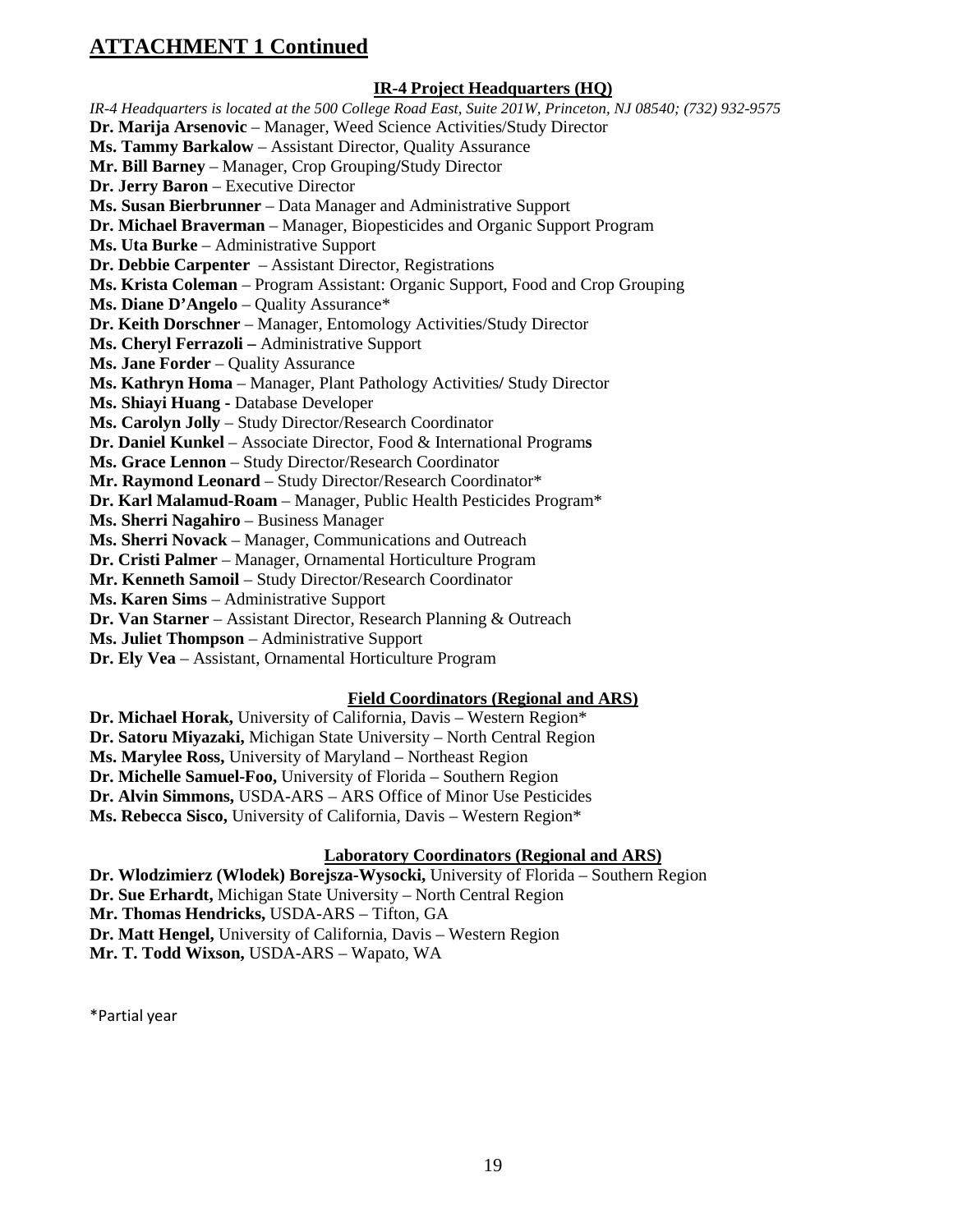# ATTACHMENT 1 Continued

## IR-4 Project Headquarters (HQ)

*IR-4 Headquarters is located at the 500 College Road East, Suite 201W, Princeton, NJ 08540; (732) 932-9575*

**Dr. Marija Arsenovic** – Manager, Weed Science Activities/Study Director
**Ms. Tammy Barkalow** – Assistant Director, Quality Assurance
**Mr. Bill Barney** – Manager, Crop Grouping/Study Director
**Dr. Jerry Baron** – Executive Director
**Ms. Susan Bierbrunner** – Data Manager and Administrative Support
**Dr. Michael Braverman** – Manager, Biopesticides and Organic Support Program
**Ms. Uta Burke** – Administrative Support
**Dr. Debbie Carpenter** – Assistant Director, Registrations
**Ms. Krista Coleman** – Program Assistant: Organic Support, Food and Crop Grouping
**Ms. Diane D'Angelo** – Quality Assurance*
**Dr. Keith Dorschner** – Manager, Entomology Activities/Study Director
**Ms. Cheryl Ferrazoli –** Administrative Support
**Ms. Jane Forder** – Quality Assurance
**Ms. Kathryn Homa** – Manager, Plant Pathology Activities/ Study Director
**Ms. Shiayi Huang -** Database Developer
**Ms. Carolyn Jolly** – Study Director/Research Coordinator
**Dr. Daniel Kunkel** – Associate Director, Food & International Programs
**Ms. Grace Lennon** – Study Director/Research Coordinator
**Mr. Raymond Leonard** – Study Director/Research Coordinator*
**Dr. Karl Malamud-Roam** – Manager, Public Health Pesticides Program*
**Ms. Sherri Nagahiro** – Business Manager
**Ms. Sherri Novack** – Manager, Communications and Outreach
**Dr. Cristi Palmer** – Manager, Ornamental Horticulture Program
**Mr. Kenneth Samoil** – Study Director/Research Coordinator
**Ms. Karen Sims** – Administrative Support
**Dr. Van Starner** – Assistant Director, Research Planning & Outreach
**Ms. Juliet Thompson** – Administrative Support
**Dr. Ely Vea** – Assistant, Ornamental Horticulture Program

## Field Coordinators (Regional and ARS)

**Dr. Michael Horak,** University of California, Davis – Western Region*
**Dr. Satoru Miyazaki,** Michigan State University – North Central Region
**Ms. Marylee Ross,** University of Maryland – Northeast Region
**Dr. Michelle Samuel-Foo,** University of Florida – Southern Region
**Dr. Alvin Simmons,** USDA-ARS – ARS Office of Minor Use Pesticides
**Ms. Rebecca Sisco,** University of California, Davis – Western Region*

## Laboratory Coordinators (Regional and ARS)

**Dr. Wlodzimierz (Wlodek) Borejsza-Wysocki,** University of Florida – Southern Region
**Dr. Sue Erhardt,** Michigan State University – North Central Region
**Mr. Thomas Hendricks,** USDA-ARS – Tifton, GA
**Dr. Matt Hengel,** University of California, Davis – Western Region
**Mr. T. Todd Wixson,** USDA-ARS – Wapato, WA

*Partial year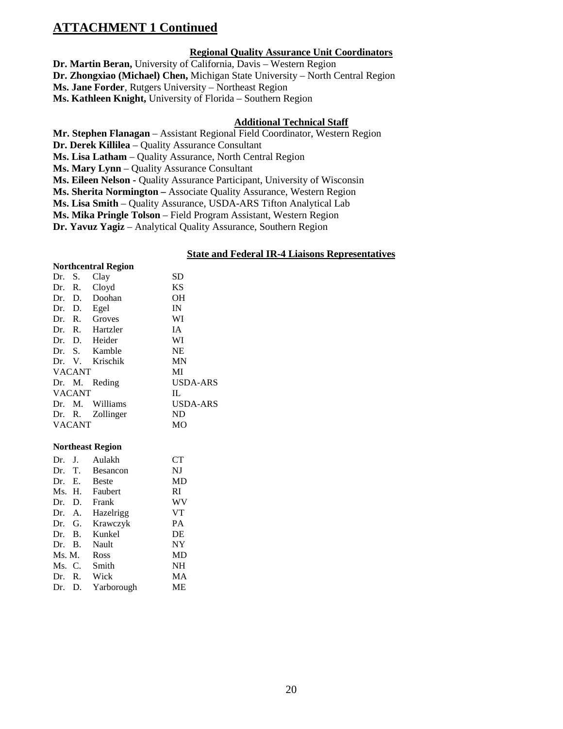## ATTACHMENT 1 Continued

### Regional Quality Assurance Unit Coordinators

**Dr. Martin Beran,** University of California, Davis – Western Region
**Dr. Zhongxiao (Michael) Chen,** Michigan State University – North Central Region
**Ms. Jane Forder**, Rutgers University – Northeast Region
**Ms. Kathleen Knight,** University of Florida – Southern Region

### Additional Technical Staff

**Mr. Stephen Flanagan** – Assistant Regional Field Coordinator, Western Region
**Dr. Derek Killilea** – Quality Assurance Consultant
**Ms. Lisa Latham** – Quality Assurance, North Central Region
**Ms. Mary Lynn** – Quality Assurance Consultant
**Ms. Eileen Nelson -** Quality Assurance Participant, University of Wisconsin
**Ms. Sherita Normington –** Associate Quality Assurance, Western Region
**Ms. Lisa Smith** – Quality Assurance, USDA-ARS Tifton Analytical Lab
**Ms. Mika Pringle Tolson** – Field Program Assistant, Western Region
**Dr. Yavuz Yagiz** – Analytical Quality Assurance, Southern Region

### State and Federal IR-4 Liaisons Representatives

**Northcentral Region**

| Name | State |
|---|---|
| Dr. S. Clay | SD |
| Dr. R. Cloyd | KS |
| Dr. D. Doohan | OH |
| Dr. D. Egel | IN |
| Dr. R. Groves | WI |
| Dr. R. Hartzler | IA |
| Dr. D. Heider | WI |
| Dr. S. Kamble | NE |
| Dr. V. Krischik | MN |
| VACANT | MI |
| Dr. M. Reding | USDA-ARS |
| VACANT | IL |
| Dr. M. Williams | USDA-ARS |
| Dr. R. Zollinger | ND |
| VACANT | MO |

**Northeast Region**

| Name | State |
|---|---|
| Dr. J. Aulakh | CT |
| Dr. T. Besancon | NJ |
| Dr. E. Beste | MD |
| Ms. H. Faubert | RI |
| Dr. D. Frank | WV |
| Dr. A. Hazelrigg | VT |
| Dr. G. Krawczyk | PA |
| Dr. B. Kunkel | DE |
| Dr. B. Nault | NY |
| Ms. M. Ross | MD |
| Ms. C. Smith | NH |
| Dr. R. Wick | MA |
| Dr. D. Yarborough | ME |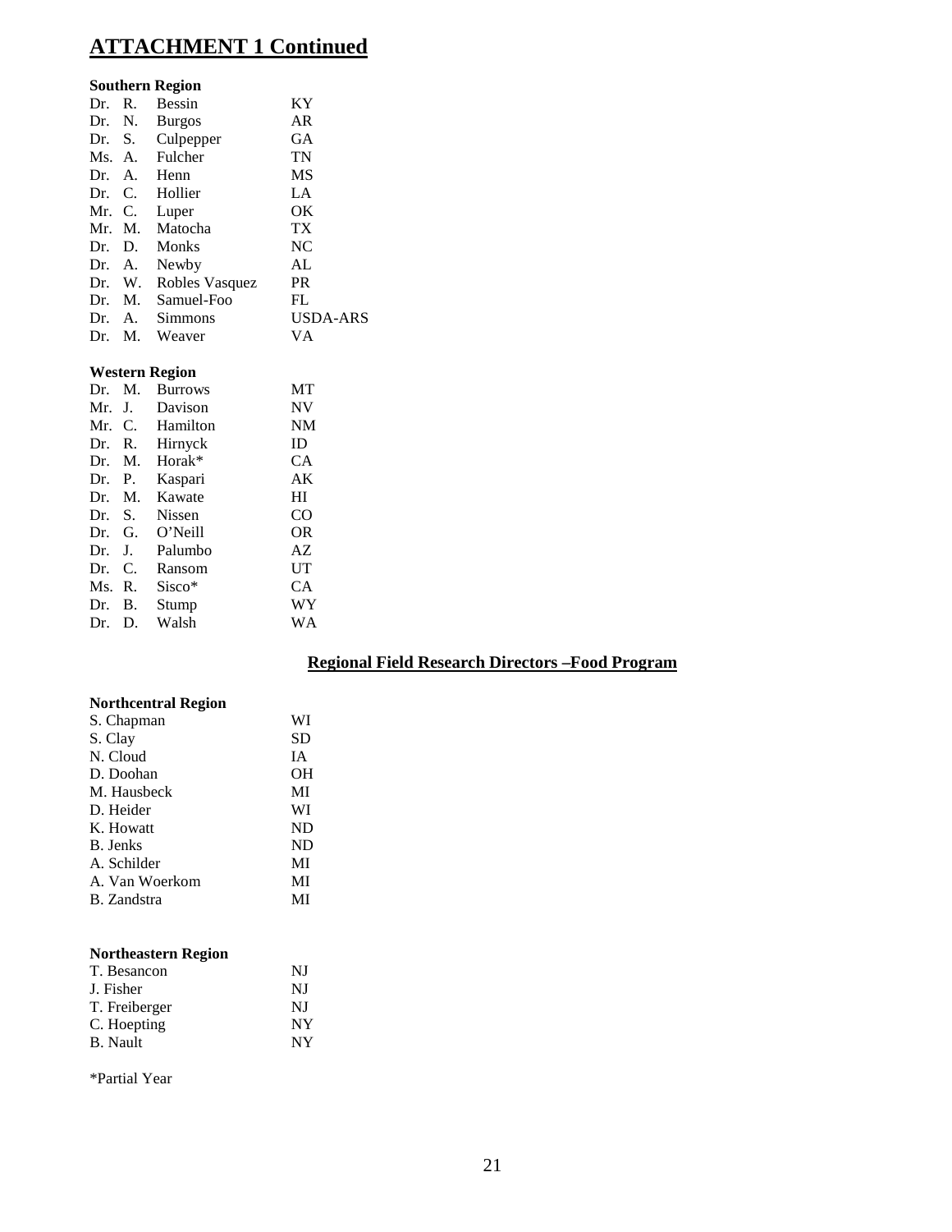# ATTACHMENT 1 Continued

**Southern Region**

| | | | |
|---|---|---|---|
| Dr. | R. | Bessin | KY |
| Dr. | N. | Burgos | AR |
| Dr. | S. | Culpepper | GA |
| Ms. | A. | Fulcher | TN |
| Dr. | A. | Henn | MS |
| Dr. | C. | Hollier | LA |
| Mr. | C. | Luper | OK |
| Mr. | M. | Matocha | TX |
| Dr. | D. | Monks | NC |
| Dr. | A. | Newby | AL |
| Dr. | W. | Robles Vasquez | PR |
| Dr. | M. | Samuel-Foo | FL |
| Dr. | A. | Simmons | USDA-ARS |
| Dr. | M. | Weaver | VA |

**Western Region**

| | | | |
|---|---|---|---|
| Dr. | M. | Burrows | MT |
| Mr. | J. | Davison | NV |
| Mr. | C. | Hamilton | NM |
| Dr. | R. | Hirnyck | ID |
| Dr. | M. | Horak* | CA |
| Dr. | P. | Kaspari | AK |
| Dr. | M. | Kawate | HI |
| Dr. | S. | Nissen | CO |
| Dr. | G. | O'Neill | OR |
| Dr. | J. | Palumbo | AZ |
| Dr. | C. | Ransom | UT |
| Ms. | R. | Sisco* | CA |
| Dr. | B. | Stump | WY |
| Dr. | D. | Walsh | WA |

## Regional Field Research Directors –Food Program

**Northcentral Region**

| | |
|---|---|
| S. Chapman | WI |
| S. Clay | SD |
| N. Cloud | IA |
| D. Doohan | OH |
| M. Hausbeck | MI |
| D. Heider | WI |
| K. Howatt | ND |
| B. Jenks | ND |
| A. Schilder | MI |
| A. Van Woerkom | MI |
| B. Zandstra | MI |

**Northeastern Region**

| | |
|---|---|
| T. Besancon | NJ |
| J. Fisher | NJ |
| T. Freiberger | NJ |
| C. Hoepting | NY |
| B. Nault | NY |

*Partial Year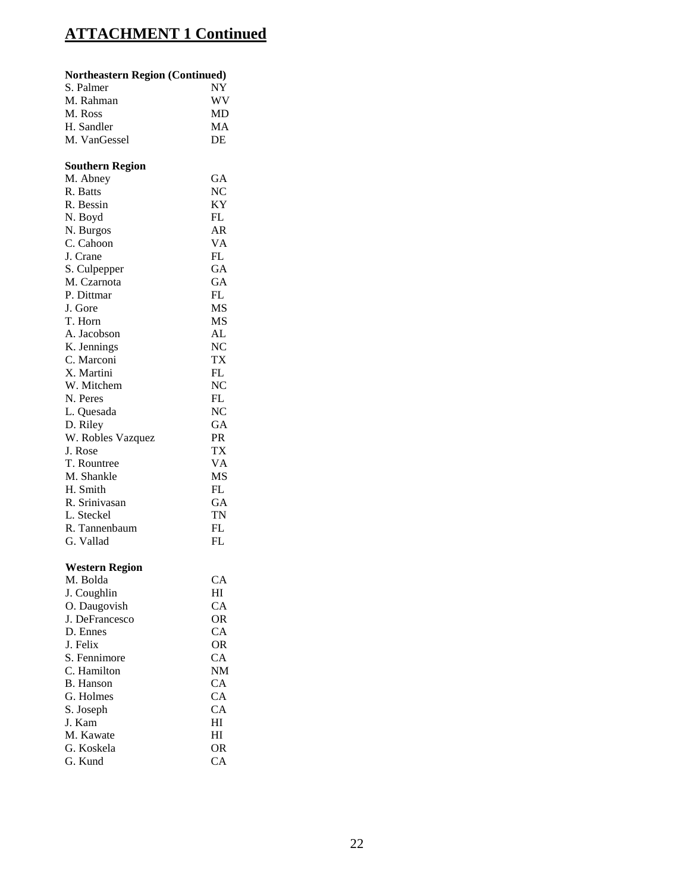# ATTACHMENT 1 Continued

**Northeastern Region (Continued)**

| | |
|---|---|
| S. Palmer | NY |
| M. Rahman | WV |
| M. Ross | MD |
| H. Sandler | MA |
| M. VanGessel | DE |

**Southern Region**

| | |
|---|---|
| M. Abney | GA |
| R. Batts | NC |
| R. Bessin | KY |
| N. Boyd | FL |
| N. Burgos | AR |
| C. Cahoon | VA |
| J. Crane | FL |
| S. Culpepper | GA |
| M. Czarnota | GA |
| P. Dittmar | FL |
| J. Gore | MS |
| T. Horn | MS |
| A. Jacobson | AL |
| K. Jennings | NC |
| C. Marconi | TX |
| X. Martini | FL |
| W. Mitchem | NC |
| N. Peres | FL |
| L. Quesada | NC |
| D. Riley | GA |
| W. Robles Vazquez | PR |
| J. Rose | TX |
| T. Rountree | VA |
| M. Shankle | MS |
| H. Smith | FL |
| R. Srinivasan | GA |
| L. Steckel | TN |
| R. Tannenbaum | FL |
| G. Vallad | FL |

**Western Region**

| | |
|---|---|
| M. Bolda | CA |
| J. Coughlin | HI |
| O. Daugovish | CA |
| J. DeFrancesco | OR |
| D. Ennes | CA |
| J. Felix | OR |
| S. Fennimore | CA |
| C. Hamilton | NM |
| B. Hanson | CA |
| G. Holmes | CA |
| S. Joseph | CA |
| J. Kam | HI |
| M. Kawate | HI |
| G. Koskela | OR |
| G. Kund | CA |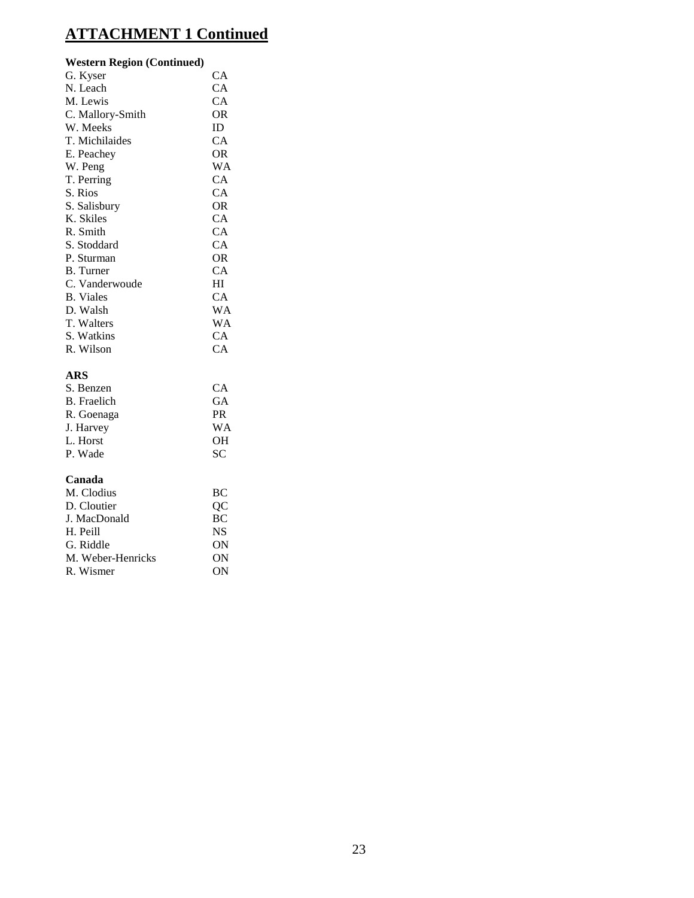# ATTACHMENT 1 Continued

**Western Region (Continued)**

| | |
|---|---|
| G. Kyser | CA |
| N. Leach | CA |
| M. Lewis | CA |
| C. Mallory-Smith | OR |
| W. Meeks | ID |
| T. Michilaides | CA |
| E. Peachey | OR |
| W. Peng | WA |
| T. Perring | CA |
| S. Rios | CA |
| S. Salisbury | OR |
| K. Skiles | CA |
| R. Smith | CA |
| S. Stoddard | CA |
| P. Sturman | OR |
| B. Turner | CA |
| C. Vanderwoude | HI |
| B. Viales | CA |
| D. Walsh | WA |
| T. Walters | WA |
| S. Watkins | CA |
| R. Wilson | CA |

**ARS**

| | |
|---|---|
| S. Benzen | CA |
| B. Fraelich | GA |
| R. Goenaga | PR |
| J. Harvey | WA |
| L. Horst | OH |
| P. Wade | SC |

**Canada**

| | |
|---|---|
| M. Clodius | BC |
| D. Cloutier | QC |
| J. MacDonald | BC |
| H. Peill | NS |
| G. Riddle | ON |
| M. Weber-Henricks | ON |
| R. Wismer | ON |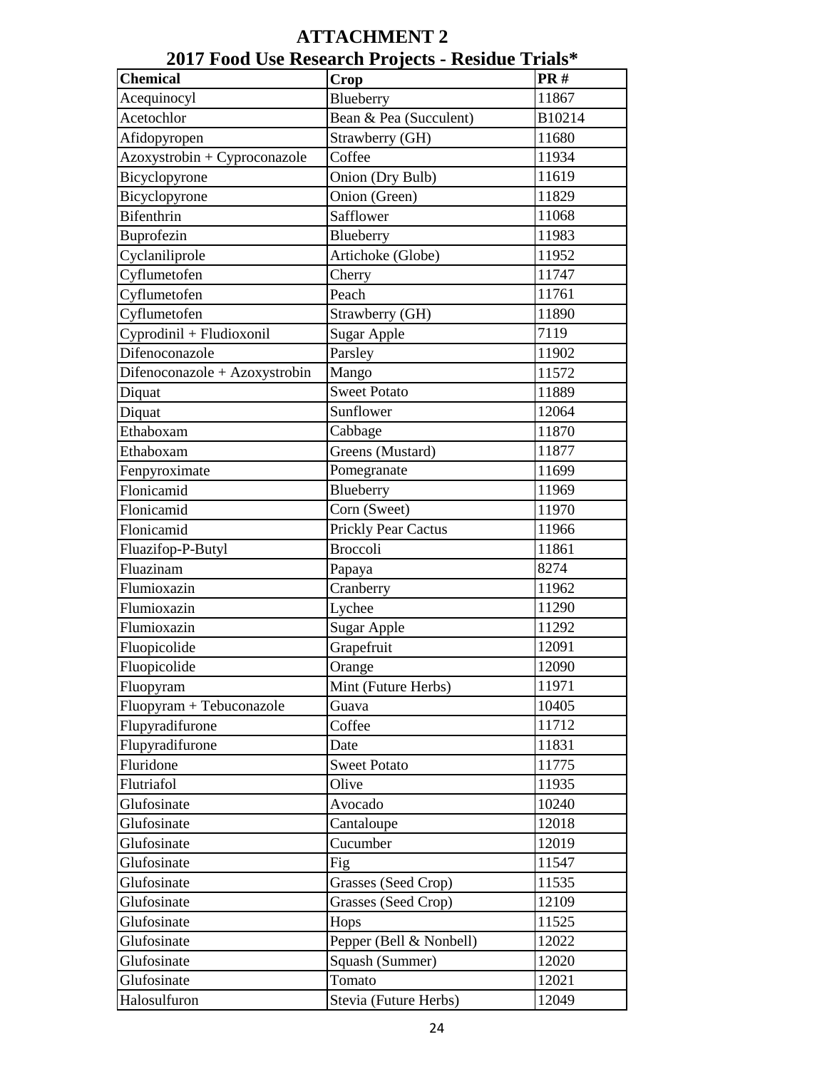# ATTACHMENT 2

## 2017 Food Use Research Projects - Residue Trials*

| Chemical | Crop | PR # |
|---|---|---|
| Acequinocyl | Blueberry | 11867 |
| Acetochlor | Bean & Pea (Succulent) | B10214 |
| Afidopyropen | Strawberry (GH) | 11680 |
| Azoxystrobin + Cyproconazole | Coffee | 11934 |
| Bicyclopyrone | Onion (Dry Bulb) | 11619 |
| Bicyclopyrone | Onion (Green) | 11829 |
| Bifenthrin | Safflower | 11068 |
| Buprofezin | Blueberry | 11983 |
| Cyclaniliprole | Artichoke (Globe) | 11952 |
| Cyflumetofen | Cherry | 11747 |
| Cyflumetofen | Peach | 11761 |
| Cyflumetofen | Strawberry (GH) | 11890 |
| Cyprodinil + Fludioxonil | Sugar Apple | 7119 |
| Difenoconazole | Parsley | 11902 |
| Difenoconazole + Azoxystrobin | Mango | 11572 |
| Diquat | Sweet Potato | 11889 |
| Diquat | Sunflower | 12064 |
| Ethaboxam | Cabbage | 11870 |
| Ethaboxam | Greens (Mustard) | 11877 |
| Fenpyroximate | Pomegranate | 11699 |
| Flonicamid | Blueberry | 11969 |
| Flonicamid | Corn (Sweet) | 11970 |
| Flonicamid | Prickly Pear Cactus | 11966 |
| Fluazifop-P-Butyl | Broccoli | 11861 |
| Fluazinam | Papaya | 8274 |
| Flumioxazin | Cranberry | 11962 |
| Flumioxazin | Lychee | 11290 |
| Flumioxazin | Sugar Apple | 11292 |
| Fluopicolide | Grapefruit | 12091 |
| Fluopicolide | Orange | 12090 |
| Fluopyram | Mint (Future Herbs) | 11971 |
| Fluopyram + Tebuconazole | Guava | 10405 |
| Flupyradifurone | Coffee | 11712 |
| Flupyradifurone | Date | 11831 |
| Fluridone | Sweet Potato | 11775 |
| Flutriafol | Olive | 11935 |
| Glufosinate | Avocado | 10240 |
| Glufosinate | Cantaloupe | 12018 |
| Glufosinate | Cucumber | 12019 |
| Glufosinate | Fig | 11547 |
| Glufosinate | Grasses (Seed Crop) | 11535 |
| Glufosinate | Grasses (Seed Crop) | 12109 |
| Glufosinate | Hops | 11525 |
| Glufosinate | Pepper (Bell & Nonbell) | 12022 |
| Glufosinate | Squash (Summer) | 12020 |
| Glufosinate | Tomato | 12021 |
| Halosulfuron | Stevia (Future Herbs) | 12049 |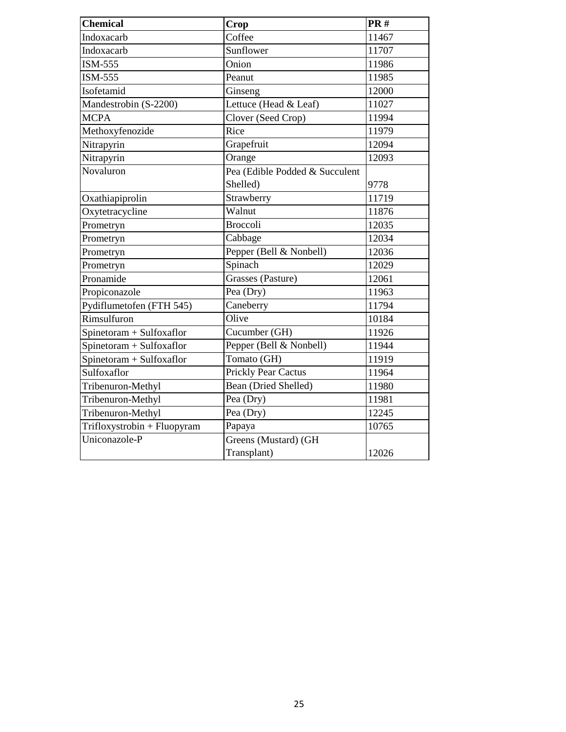| Chemical | Crop | PR # |
| --- | --- | --- |
| Indoxacarb | Coffee | 11467 |
| Indoxacarb | Sunflower | 11707 |
| ISM-555 | Onion | 11986 |
| ISM-555 | Peanut | 11985 |
| Isofetamid | Ginseng | 12000 |
| Mandestrobin (S-2200) | Lettuce (Head & Leaf) | 11027 |
| MCPA | Clover (Seed Crop) | 11994 |
| Methoxyfenozide | Rice | 11979 |
| Nitrapyrin | Grapefruit | 12094 |
| Nitrapyrin | Orange | 12093 |
| Novaluron | Pea (Edible Podded & Succulent Shelled) | 9778 |
| Oxathiapiprolin | Strawberry | 11719 |
| Oxytetracycline | Walnut | 11876 |
| Prometryn | Broccoli | 12035 |
| Prometryn | Cabbage | 12034 |
| Prometryn | Pepper (Bell & Nonbell) | 12036 |
| Prometryn | Spinach | 12029 |
| Pronamide | Grasses (Pasture) | 12061 |
| Propiconazole | Pea (Dry) | 11963 |
| Pydiflumetofen (FTH 545) | Caneberry | 11794 |
| Rimsulfuron | Olive | 10184 |
| Spinetoram + Sulfoxaflor | Cucumber (GH) | 11926 |
| Spinetoram + Sulfoxaflor | Pepper (Bell & Nonbell) | 11944 |
| Spinetoram + Sulfoxaflor | Tomato (GH) | 11919 |
| Sulfoxaflor | Prickly Pear Cactus | 11964 |
| Tribenuron-Methyl | Bean (Dried Shelled) | 11980 |
| Tribenuron-Methyl | Pea (Dry) | 11981 |
| Tribenuron-Methyl | Pea (Dry) | 12245 |
| Trifloxystrobin + Fluopyram | Papaya | 10765 |
| Uniconazole-P | Greens (Mustard) (GH Transplant) | 12026 |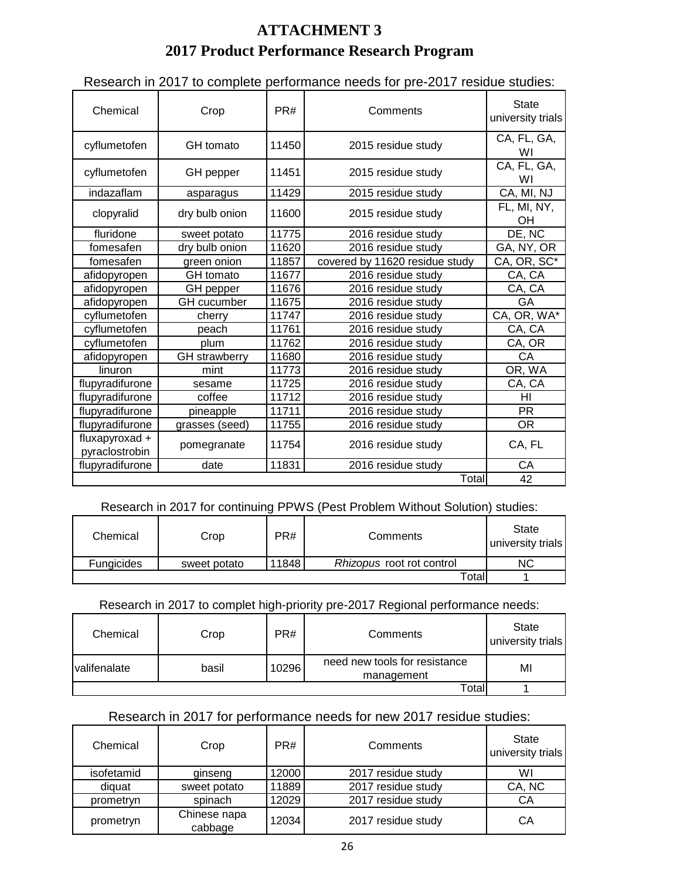# ATTACHMENT 3

## 2017 Product Performance Research Program

Research in 2017 to complete performance needs for pre-2017 residue studies:

| Chemical | Crop | PR# | Comments | State university trials |
|---|---|---|---|---|
| cyflumetofen | GH tomato | 11450 | 2015 residue study | CA, FL, GA, WI |
| cyflumetofen | GH pepper | 11451 | 2015 residue study | CA, FL, GA, WI |
| indazaflam | asparagus | 11429 | 2015 residue study | CA, MI, NJ |
| clopyralid | dry bulb onion | 11600 | 2015 residue study | FL, MI, NY, OH |
| fluridone | sweet potato | 11775 | 2016 residue study | DE, NC |
| fomesafen | dry bulb onion | 11620 | 2016 residue study | GA, NY, OR |
| fomesafen | green onion | 11857 | covered by 11620 residue study | CA, OR, SC* |
| afidopyropen | GH tomato | 11677 | 2016 residue study | CA, CA |
| afidopyropen | GH pepper | 11676 | 2016 residue study | CA, CA |
| afidopyropen | GH cucumber | 11675 | 2016 residue study | GA |
| cyflumetofen | cherry | 11747 | 2016 residue study | CA, OR, WA* |
| cyflumetofen | peach | 11761 | 2016 residue study | CA, CA |
| cyflumetofen | plum | 11762 | 2016 residue study | CA, OR |
| afidopyropen | GH strawberry | 11680 | 2016 residue study | CA |
| linuron | mint | 11773 | 2016 residue study | OR, WA |
| flupyradifurone | sesame | 11725 | 2016 residue study | CA, CA |
| flupyradifurone | coffee | 11712 | 2016 residue study | HI |
| flupyradifurone | pineapple | 11711 | 2016 residue study | PR |
| flupyradifurone | grasses (seed) | 11755 | 2016 residue study | OR |
| fluxapyroxad + pyraclostrobin | pomegranate | 11754 | 2016 residue study | CA, FL |
| flupyradifurone | date | 11831 | 2016 residue study | CA |
| | | | Total | 42 |

Research in 2017 for continuing PPWS (Pest Problem Without Solution) studies:

| Chemical | Crop | PR# | Comments | State university trials |
|---|---|---|---|---|
| Fungicides | sweet potato | 11848 | *Rhizopus* root rot control | NC |
| | | | Total | 1 |

Research in 2017 to complet high-priority pre-2017 Regional performance needs:

| Chemical | Crop | PR# | Comments | State university trials |
|---|---|---|---|---|
| valifenalate | basil | 10296 | need new tools for resistance management | MI |
| | | | Total | 1 |

Research in 2017 for performance needs for new 2017 residue studies:

| Chemical | Crop | PR# | Comments | State university trials |
|---|---|---|---|---|
| isofetamid | ginseng | 12000 | 2017 residue study | WI |
| diquat | sweet potato | 11889 | 2017 residue study | CA, NC |
| prometryn | spinach | 12029 | 2017 residue study | CA |
| prometryn | Chinese napa cabbage | 12034 | 2017 residue study | CA |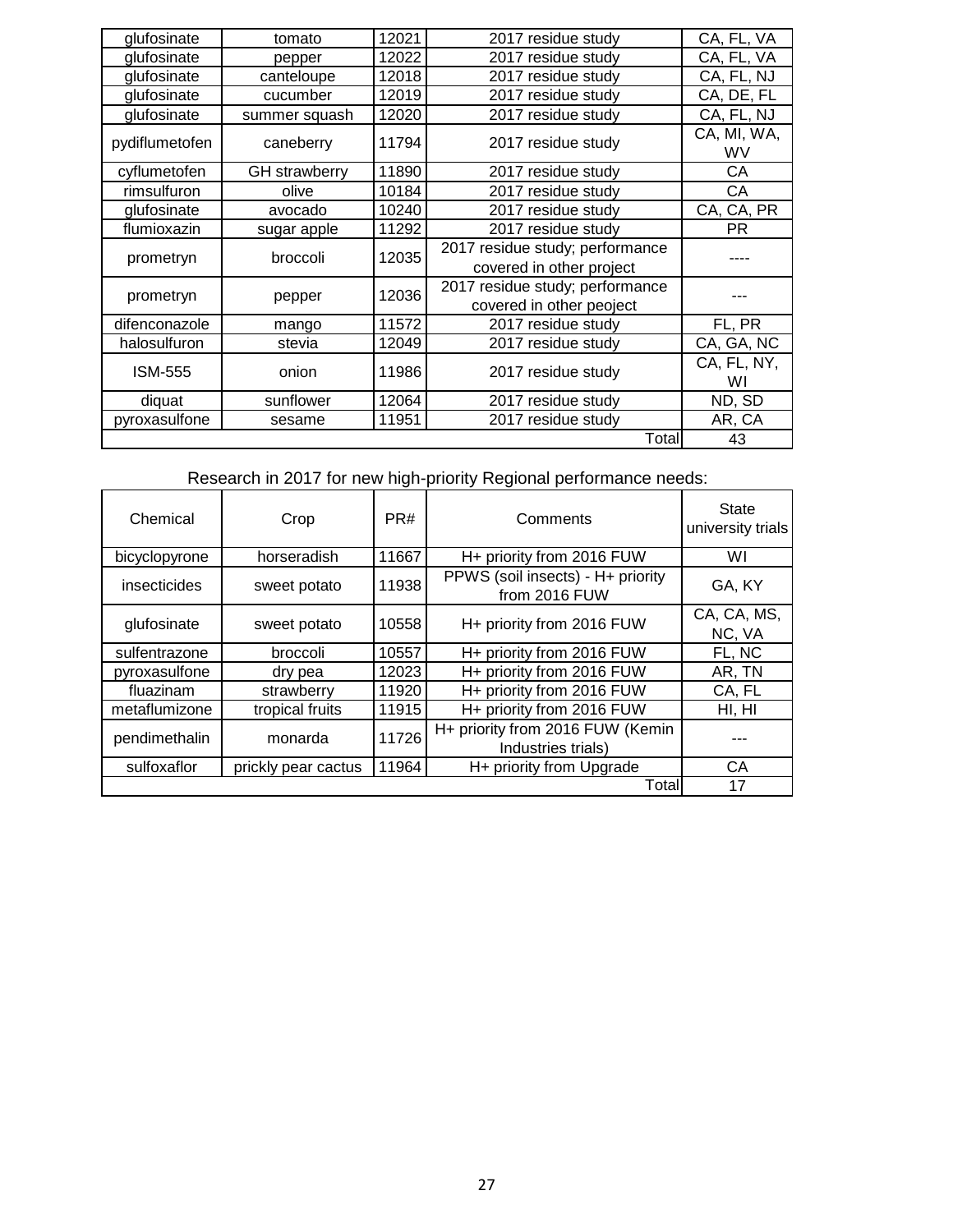| glufosinate | tomato | 12021 | 2017 residue study | CA, FL, VA |
|---|---|---|---|---|
| glufosinate | pepper | 12022 | 2017 residue study | CA, FL, VA |
| glufosinate | canteloupe | 12018 | 2017 residue study | CA, FL, NJ |
| glufosinate | cucumber | 12019 | 2017 residue study | CA, DE, FL |
| glufosinate | summer squash | 12020 | 2017 residue study | CA, FL, NJ |
| pydiflumetofen | caneberry | 11794 | 2017 residue study | CA, MI, WA, WV |
| cyflumetofen | GH strawberry | 11890 | 2017 residue study | CA |
| rimsulfuron | olive | 10184 | 2017 residue study | CA |
| glufosinate | avocado | 10240 | 2017 residue study | CA, CA, PR |
| flumioxazin | sugar apple | 11292 | 2017 residue study | PR |
| prometryn | broccoli | 12035 | 2017 residue study; performance covered in other project | ---- |
| prometryn | pepper | 12036 | 2017 residue study; performance covered in other peoject | --- |
| difenconazole | mango | 11572 | 2017 residue study | FL, PR |
| halosulfuron | stevia | 12049 | 2017 residue study | CA, GA, NC |
| ISM-555 | onion | 11986 | 2017 residue study | CA, FL, NY, WI |
| diquat | sunflower | 12064 | 2017 residue study | ND, SD |
| pyroxasulfone | sesame | 11951 | 2017 residue study | AR, CA |
| | | | Total | 43 |

Research in 2017 for new high-priority Regional performance needs:

| Chemical | Crop | PR# | Comments | State university trials |
|---|---|---|---|---|
| bicyclopyrone | horseradish | 11667 | H+ priority from 2016 FUW | WI |
| insecticides | sweet potato | 11938 | PPWS (soil insects) - H+ priority from 2016 FUW | GA, KY |
| glufosinate | sweet potato | 10558 | H+ priority from 2016 FUW | CA, CA, MS, NC, VA |
| sulfentrazone | broccoli | 10557 | H+ priority from 2016 FUW | FL, NC |
| pyroxasulfone | dry pea | 12023 | H+ priority from 2016 FUW | AR, TN |
| fluazinam | strawberry | 11920 | H+ priority from 2016 FUW | CA, FL |
| metaflumizone | tropical fruits | 11915 | H+ priority from 2016 FUW | HI, HI |
| pendimethalin | monarda | 11726 | H+ priority from 2016 FUW (Kemin Industries trials) | --- |
| sulfoxaflor | prickly pear cactus | 11964 | H+ priority from Upgrade | CA |
| | | | Total | 17 |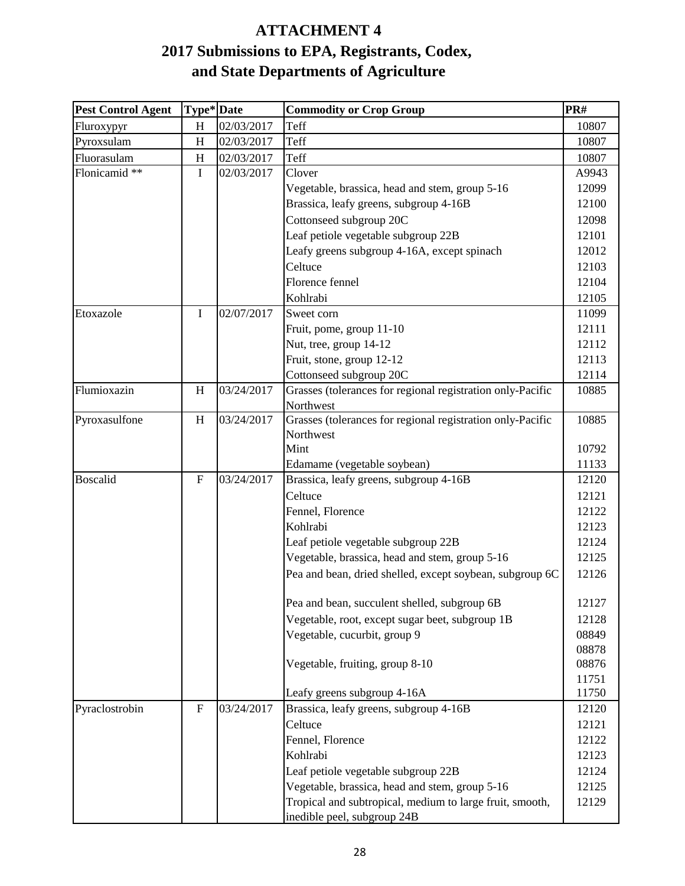# ATTACHMENT 4

## 2017 Submissions to EPA, Registrants, Codex, and State Departments of Agriculture

| Pest Control Agent | Type* | Date | Commodity or Crop Group | PR# |
|---|---|---|---|---|
| Fluroxypyr | H | 02/03/2017 | Teff | 10807 |
| Pyroxsulam | H | 02/03/2017 | Teff | 10807 |
| Fluorasulam | H | 02/03/2017 | Teff | 10807 |
| Flonicamid ** | I | 02/03/2017 | Clover | A9943 |
| | | | Vegetable, brassica, head and stem, group 5-16 | 12099 |
| | | | Brassica, leafy greens, subgroup 4-16B | 12100 |
| | | | Cottonseed subgroup 20C | 12098 |
| | | | Leaf petiole vegetable subgroup 22B | 12101 |
| | | | Leafy greens subgroup 4-16A, except spinach | 12012 |
| | | | Celtuce | 12103 |
| | | | Florence fennel | 12104 |
| | | | Kohlrabi | 12105 |
| Etoxazole | I | 02/07/2017 | Sweet corn | 11099 |
| | | | Fruit, pome, group 11-10 | 12111 |
| | | | Nut, tree, group 14-12 | 12112 |
| | | | Fruit, stone, group 12-12 | 12113 |
| | | | Cottonseed subgroup 20C | 12114 |
| Flumioxazin | H | 03/24/2017 | Grasses (tolerances for regional registration only-Pacific Northwest | 10885 |
| Pyroxasulfone | H | 03/24/2017 | Grasses (tolerances for regional registration only-Pacific Northwest | 10885 |
| | | | Mint | 10792 |
| | | | Edamame (vegetable soybean) | 11133 |
| Boscalid | F | 03/24/2017 | Brassica, leafy greens, subgroup 4-16B | 12120 |
| | | | Celtuce | 12121 |
| | | | Fennel, Florence | 12122 |
| | | | Kohlrabi | 12123 |
| | | | Leaf petiole vegetable subgroup 22B | 12124 |
| | | | Vegetable, brassica, head and stem, group 5-16 | 12125 |
| | | | Pea and bean, dried shelled, except soybean, subgroup 6C | 12126 |
| | | | Pea and bean, succulent shelled, subgroup 6B | 12127 |
| | | | Vegetable, root, except sugar beet, subgroup 1B | 12128 |
| | | | Vegetable, cucurbit, group 9 | 08849 08878 |
| | | | Vegetable, fruiting, group 8-10 | 08876 11751 |
| | | | Leafy greens subgroup 4-16A | 11750 |
| Pyraclostrobin | F | 03/24/2017 | Brassica, leafy greens, subgroup 4-16B | 12120 |
| | | | Celtuce | 12121 |
| | | | Fennel, Florence | 12122 |
| | | | Kohlrabi | 12123 |
| | | | Leaf petiole vegetable subgroup 22B | 12124 |
| | | | Vegetable, brassica, head and stem, group 5-16 | 12125 |
| | | | Tropical and subtropical, medium to large fruit, smooth, inedible peel, subgroup 24B | 12129 |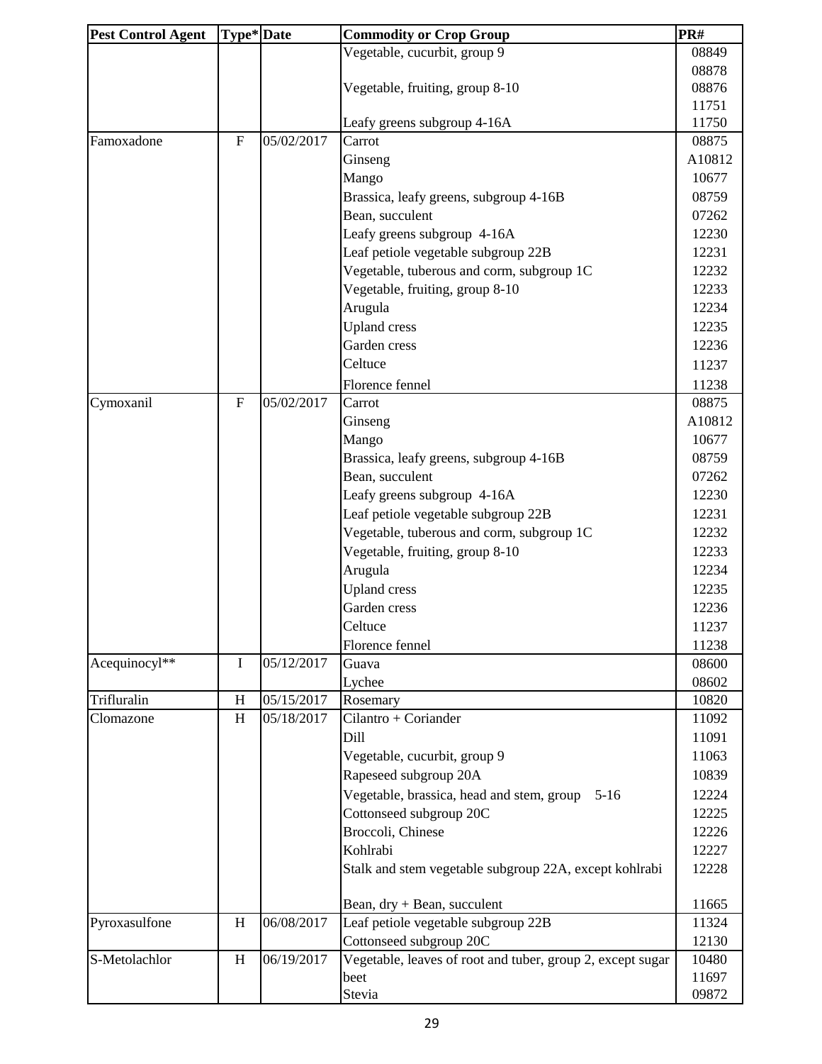| Pest Control Agent | Type* | Date | Commodity or Crop Group | PR# |
|---|---|---|---|---|
| | | | Vegetable, cucurbit, group 9 | 08849 |
| | | | | 08878 |
| | | | Vegetable, fruiting, group 8-10 | 08876 |
| | | | | 11751 |
| | | | Leafy greens subgroup 4-16A | 11750 |
| Famoxadone | F | 05/02/2017 | Carrot | 08875 |
| | | | Ginseng | A10812 |
| | | | Mango | 10677 |
| | | | Brassica, leafy greens, subgroup 4-16B | 08759 |
| | | | Bean, succulent | 07262 |
| | | | Leafy greens subgroup 4-16A | 12230 |
| | | | Leaf petiole vegetable subgroup 22B | 12231 |
| | | | Vegetable, tuberous and corm, subgroup 1C | 12232 |
| | | | Vegetable, fruiting, group 8-10 | 12233 |
| | | | Arugula | 12234 |
| | | | Upland cress | 12235 |
| | | | Garden cress | 12236 |
| | | | Celtuce | 11237 |
| | | | Florence fennel | 11238 |
| Cymoxanil | F | 05/02/2017 | Carrot | 08875 |
| | | | Ginseng | A10812 |
| | | | Mango | 10677 |
| | | | Brassica, leafy greens, subgroup 4-16B | 08759 |
| | | | Bean, succulent | 07262 |
| | | | Leafy greens subgroup 4-16A | 12230 |
| | | | Leaf petiole vegetable subgroup 22B | 12231 |
| | | | Vegetable, tuberous and corm, subgroup 1C | 12232 |
| | | | Vegetable, fruiting, group 8-10 | 12233 |
| | | | Arugula | 12234 |
| | | | Upland cress | 12235 |
| | | | Garden cress | 12236 |
| | | | Celtuce | 11237 |
| | | | Florence fennel | 11238 |
| Acequinocyl** | I | 05/12/2017 | Guava | 08600 |
| | | | Lychee | 08602 |
| Trifluralin | H | 05/15/2017 | Rosemary | 10820 |
| Clomazone | H | 05/18/2017 | Cilantro + Coriander | 11092 |
| | | | Dill | 11091 |
| | | | Vegetable, cucurbit, group 9 | 11063 |
| | | | Rapeseed subgroup 20A | 10839 |
| | | | Vegetable, brassica, head and stem, group 5-16 | 12224 |
| | | | Cottonseed subgroup 20C | 12225 |
| | | | Broccoli, Chinese | 12226 |
| | | | Kohlrabi | 12227 |
| | | | Stalk and stem vegetable subgroup 22A, except kohlrabi | 12228 |
| | | | Bean, dry + Bean, succulent | 11665 |
| Pyroxasulfone | H | 06/08/2017 | Leaf petiole vegetable subgroup 22B | 11324 |
| | | | Cottonseed subgroup 20C | 12130 |
| S-Metolachlor | H | 06/19/2017 | Vegetable, leaves of root and tuber, group 2, except sugar beet | 10480<br>11697 |
| | | | Stevia | 09872 |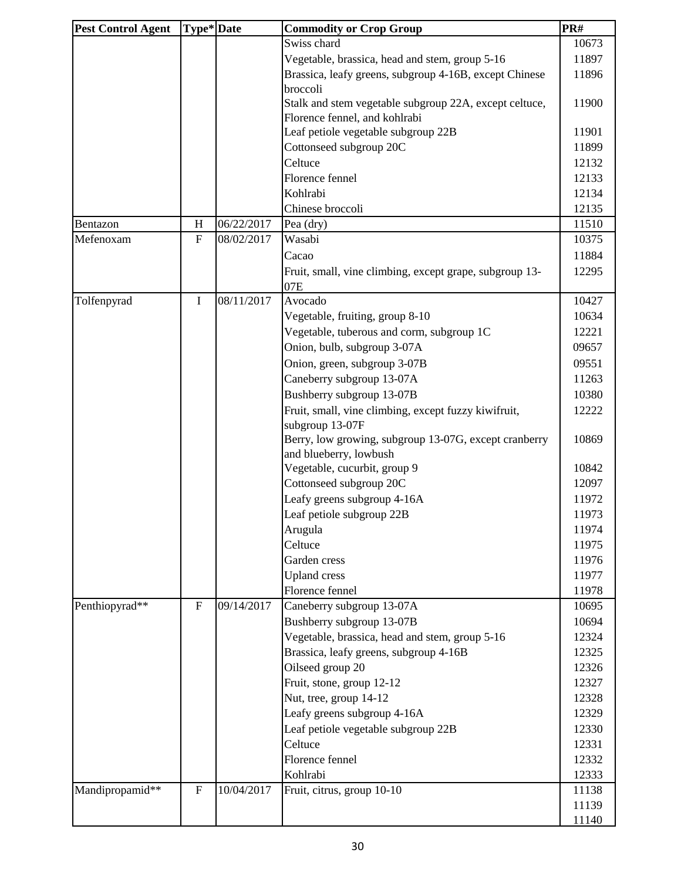| Pest Control Agent | Type* | Date | Commodity or Crop Group | PR# |
| --- | --- | --- | --- | --- |
| | | | Swiss chard | 10673 |
| | | | Vegetable, brassica, head and stem, group 5-16 | 11897 |
| | | | Brassica, leafy greens, subgroup 4-16B, except Chinese broccoli | 11896 |
| | | | Stalk and stem vegetable subgroup 22A, except celtuce, Florence fennel, and kohlrabi | 11900 |
| | | | Leaf petiole vegetable subgroup 22B | 11901 |
| | | | Cottonseed subgroup 20C | 11899 |
| | | | Celtuce | 12132 |
| | | | Florence fennel | 12133 |
| | | | Kohlrabi | 12134 |
| | | | Chinese broccoli | 12135 |
| Bentazon | H | 06/22/2017 | Pea (dry) | 11510 |
| Mefenoxam | F | 08/02/2017 | Wasabi | 10375 |
| | | | Cacao | 11884 |
| | | | Fruit, small, vine climbing, except grape, subgroup 13-07E | 12295 |
| Tolfenpyrad | I | 08/11/2017 | Avocado | 10427 |
| | | | Vegetable, fruiting, group 8-10 | 10634 |
| | | | Vegetable, tuberous and corm, subgroup 1C | 12221 |
| | | | Onion, bulb, subgroup 3-07A | 09657 |
| | | | Onion, green, subgroup 3-07B | 09551 |
| | | | Caneberry subgroup 13-07A | 11263 |
| | | | Bushberry subgroup 13-07B | 10380 |
| | | | Fruit, small, vine climbing, except fuzzy kiwifruit, subgroup 13-07F | 12222 |
| | | | Berry, low growing, subgroup 13-07G, except cranberry and blueberry, lowbush | 10869 |
| | | | Vegetable, cucurbit, group 9 | 10842 |
| | | | Cottonseed subgroup 20C | 12097 |
| | | | Leafy greens subgroup 4-16A | 11972 |
| | | | Leaf petiole subgroup 22B | 11973 |
| | | | Arugula | 11974 |
| | | | Celtuce | 11975 |
| | | | Garden cress | 11976 |
| | | | Upland cress | 11977 |
| | | | Florence fennel | 11978 |
| Penthiopyrad** | F | 09/14/2017 | Caneberry subgroup 13-07A | 10695 |
| | | | Bushberry subgroup 13-07B | 10694 |
| | | | Vegetable, brassica, head and stem, group 5-16 | 12324 |
| | | | Brassica, leafy greens, subgroup 4-16B | 12325 |
| | | | Oilseed group 20 | 12326 |
| | | | Fruit, stone, group 12-12 | 12327 |
| | | | Nut, tree, group 14-12 | 12328 |
| | | | Leafy greens subgroup 4-16A | 12329 |
| | | | Leaf petiole vegetable subgroup 22B | 12330 |
| | | | Celtuce | 12331 |
| | | | Florence fennel | 12332 |
| | | | Kohlrabi | 12333 |
| Mandipropamid** | F | 10/04/2017 | Fruit, citrus, group 10-10 | 11138 |
| | | | | 11139 |
| | | | | 11140 |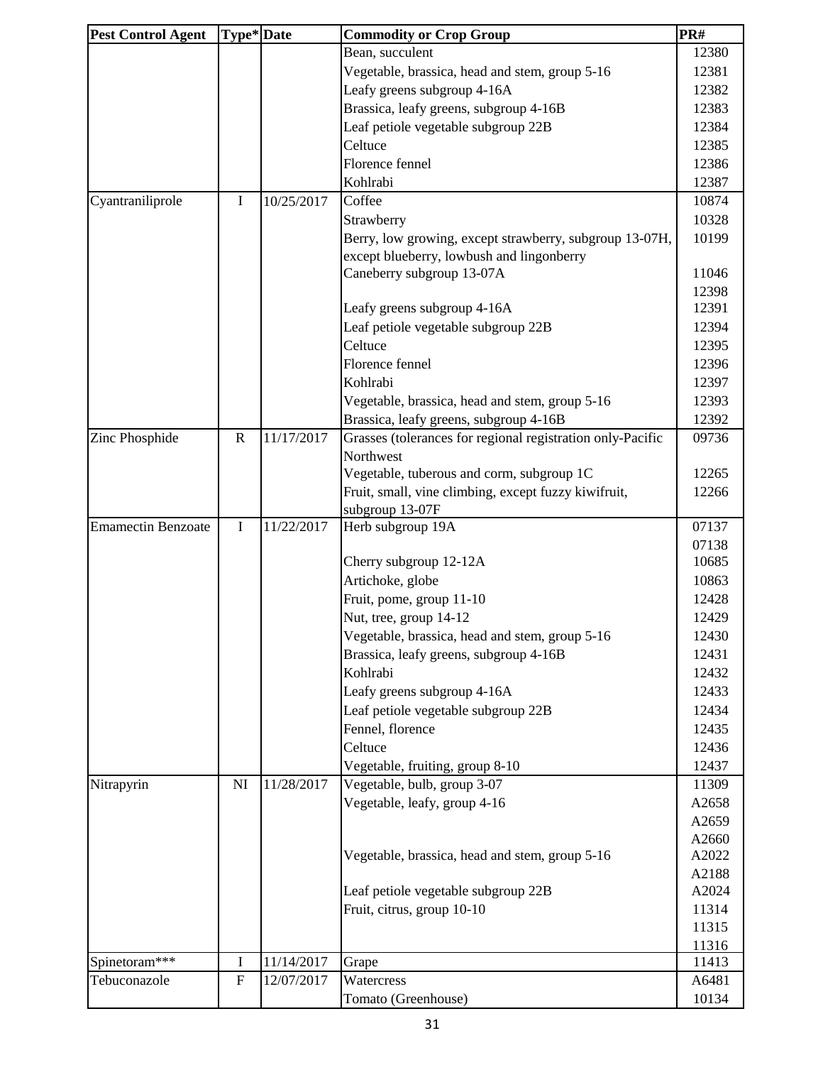| Pest Control Agent | Type* | Date | Commodity or Crop Group | PR# |
|---|---|---|---|---|
| | | | Bean, succulent | 12380 |
| | | | Vegetable, brassica, head and stem, group 5-16 | 12381 |
| | | | Leafy greens subgroup 4-16A | 12382 |
| | | | Brassica, leafy greens, subgroup 4-16B | 12383 |
| | | | Leaf petiole vegetable subgroup 22B | 12384 |
| | | | Celtuce | 12385 |
| | | | Florence fennel | 12386 |
| | | | Kohlrabi | 12387 |
| Cyantraniliprole | I | 10/25/2017 | Coffee | 10874 |
| | | | Strawberry | 10328 |
| | | | Berry, low growing, except strawberry, subgroup 13-07H, except blueberry, lowbush and lingonberry | 10199 |
| | | | Caneberry subgroup 13-07A | 11046 |
| | | | | 12398 |
| | | | Leafy greens subgroup 4-16A | 12391 |
| | | | Leaf petiole vegetable subgroup 22B | 12394 |
| | | | Celtuce | 12395 |
| | | | Florence fennel | 12396 |
| | | | Kohlrabi | 12397 |
| | | | Vegetable, brassica, head and stem, group 5-16 | 12393 |
| | | | Brassica, leafy greens, subgroup 4-16B | 12392 |
| Zinc Phosphide | R | 11/17/2017 | Grasses (tolerances for regional registration only-Pacific Northwest | 09736 |
| | | | Vegetable, tuberous and corm, subgroup 1C | 12265 |
| | | | Fruit, small, vine climbing, except fuzzy kiwifruit, subgroup 13-07F | 12266 |
| Emamectin Benzoate | I | 11/22/2017 | Herb subgroup 19A | 07137 |
| | | | | 07138 |
| | | | Cherry subgroup 12-12A | 10685 |
| | | | Artichoke, globe | 10863 |
| | | | Fruit, pome, group 11-10 | 12428 |
| | | | Nut, tree, group 14-12 | 12429 |
| | | | Vegetable, brassica, head and stem, group 5-16 | 12430 |
| | | | Brassica, leafy greens, subgroup 4-16B | 12431 |
| | | | Kohlrabi | 12432 |
| | | | Leafy greens subgroup 4-16A | 12433 |
| | | | Leaf petiole vegetable subgroup 22B | 12434 |
| | | | Fennel, florence | 12435 |
| | | | Celtuce | 12436 |
| | | | Vegetable, fruiting, group 8-10 | 12437 |
| Nitrapyrin | NI | 11/28/2017 | Vegetable, bulb, group 3-07 | 11309 |
| | | | Vegetable, leafy, group 4-16 | A2658 |
| | | | | A2659 |
| | | | | A2660 |
| | | | Vegetable, brassica, head and stem, group 5-16 | A2022 |
| | | | | A2188 |
| | | | Leaf petiole vegetable subgroup 22B | A2024 |
| | | | Fruit, citrus, group 10-10 | 11314 |
| | | | | 11315 |
| | | | | 11316 |
| Spinetoram*** | I | 11/14/2017 | Grape | 11413 |
| Tebuconazole | F | 12/07/2017 | Watercress | A6481 |
| | | | Tomato (Greenhouse) | 10134 |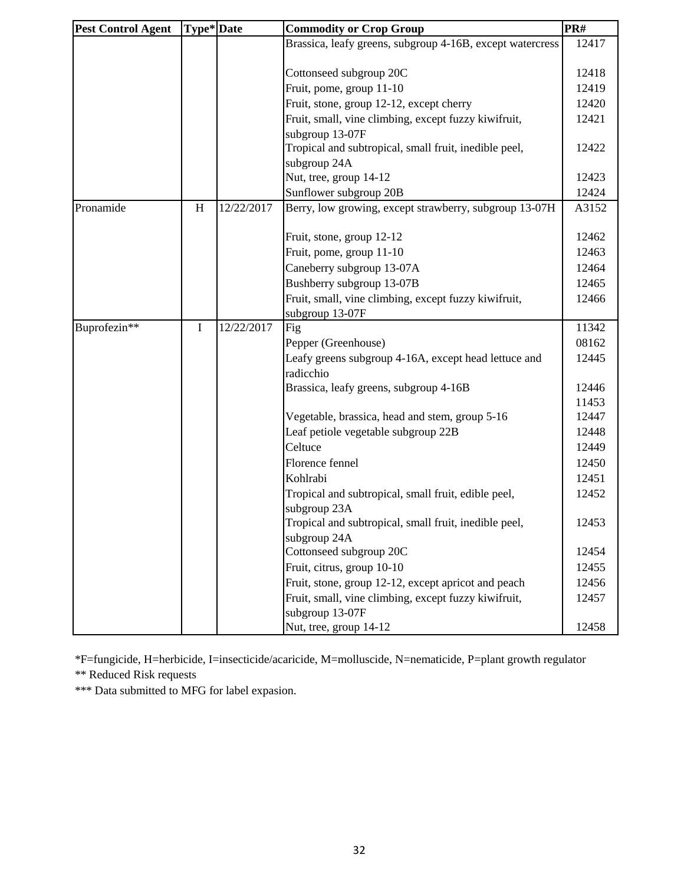| Pest Control Agent | Type* | Date | Commodity or Crop Group | PR# |
|---|---|---|---|---|
| | | | Brassica, leafy greens, subgroup 4-16B, except watercress | 12417 |
| | | | Cottonseed subgroup 20C | 12418 |
| | | | Fruit, pome, group 11-10 | 12419 |
| | | | Fruit, stone, group 12-12, except cherry | 12420 |
| | | | Fruit, small, vine climbing, except fuzzy kiwifruit, subgroup 13-07F | 12421 |
| | | | Tropical and subtropical, small fruit, inedible peel, subgroup 24A | 12422 |
| | | | Nut, tree, group 14-12 | 12423 |
| | | | Sunflower subgroup 20B | 12424 |
| Pronamide | H | 12/22/2017 | Berry, low growing, except strawberry, subgroup 13-07H | A3152 |
| | | | Fruit, stone, group 12-12 | 12462 |
| | | | Fruit, pome, group 11-10 | 12463 |
| | | | Caneberry subgroup 13-07A | 12464 |
| | | | Bushberry subgroup 13-07B | 12465 |
| | | | Fruit, small, vine climbing, except fuzzy kiwifruit, subgroup 13-07F | 12466 |
| Buprofezin** | I | 12/22/2017 | Fig | 11342 |
| | | | Pepper (Greenhouse) | 08162 |
| | | | Leafy greens subgroup 4-16A, except head lettuce and radicchio | 12445 |
| | | | Brassica, leafy greens, subgroup 4-16B | 12446<br>11453 |
| | | | Vegetable, brassica, head and stem, group 5-16 | 12447 |
| | | | Leaf petiole vegetable subgroup 22B | 12448 |
| | | | Celtuce | 12449 |
| | | | Florence fennel | 12450 |
| | | | Kohlrabi | 12451 |
| | | | Tropical and subtropical, small fruit, edible peel, subgroup 23A | 12452 |
| | | | Tropical and subtropical, small fruit, inedible peel, subgroup 24A | 12453 |
| | | | Cottonseed subgroup 20C | 12454 |
| | | | Fruit, citrus, group 10-10 | 12455 |
| | | | Fruit, stone, group 12-12, except apricot and peach | 12456 |
| | | | Fruit, small, vine climbing, except fuzzy kiwifruit, subgroup 13-07F | 12457 |
| | | | Nut, tree, group 14-12 | 12458 |

*F=fungicide, H=herbicide, I=insecticide/acaricide, M=molluscide, N=nematicide, P=plant growth regulator

** Reduced Risk requests

*** Data submitted to MFG for label expasion.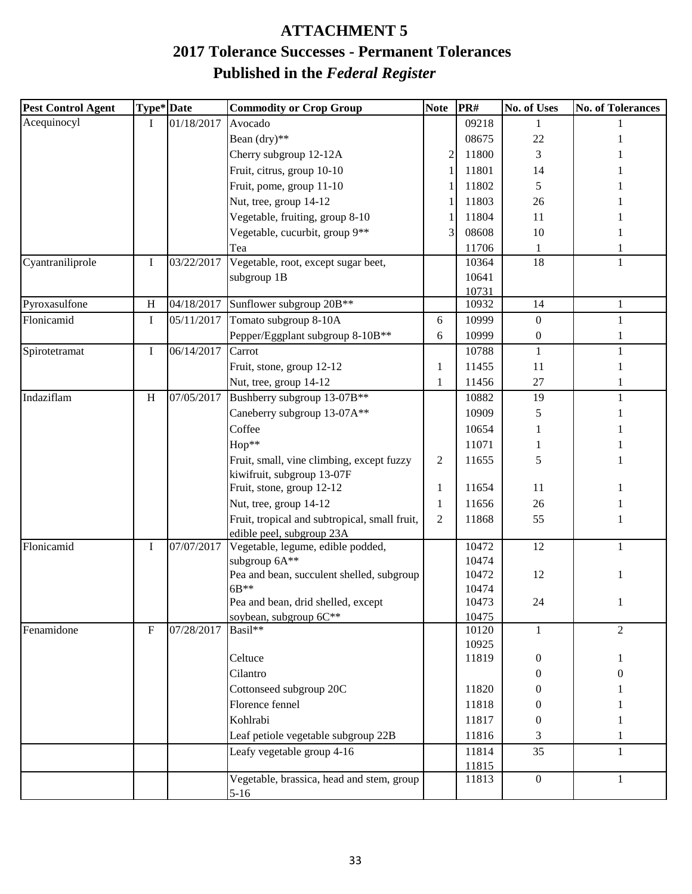# ATTACHMENT 5

## 2017 Tolerance Successes - Permanent Tolerances Published in the *Federal Register*

| Pest Control Agent | Type* | Date | Commodity or Crop Group | Note | PR# | No. of Uses | No. of Tolerances |
|---|---|---|---|---|---|---|---|
| Acequinocyl | I | 01/18/2017 | Avocado | | 09218 | 1 | 1 |
| | | | Bean (dry)** | | 08675 | 22 | 1 |
| | | | Cherry subgroup 12-12A | 2 | 11800 | 3 | 1 |
| | | | Fruit, citrus, group 10-10 | 1 | 11801 | 14 | 1 |
| | | | Fruit, pome, group 11-10 | 1 | 11802 | 5 | 1 |
| | | | Nut, tree, group 14-12 | 1 | 11803 | 26 | 1 |
| | | | Vegetable, fruiting, group 8-10 | 1 | 11804 | 11 | 1 |
| | | | Vegetable, cucurbit, group 9** | 3 | 08608 | 10 | 1 |
| | | | Tea | | 11706 | 1 | 1 |
| Cyantraniliprole | I | 03/22/2017 | Vegetable, root, except sugar beet, subgroup 1B | | 10364 10641 10731 | 18 | 1 |
| Pyroxasulfone | H | 04/18/2017 | Sunflower subgroup 20B** | | 10932 | 14 | 1 |
| Flonicamid | I | 05/11/2017 | Tomato subgroup 8-10A | 6 | 10999 | 0 | 1 |
| | | | Pepper/Eggplant subgroup 8-10B** | 6 | 10999 | 0 | 1 |
| Spirotetramat | I | 06/14/2017 | Carrot | | 10788 | 1 | 1 |
| | | | Fruit, stone, group 12-12 | 1 | 11455 | 11 | 1 |
| | | | Nut, tree, group 14-12 | 1 | 11456 | 27 | 1 |
| Indaziflam | H | 07/05/2017 | Bushberry subgroup 13-07B** | | 10882 | 19 | 1 |
| | | | Caneberry subgroup 13-07A** | | 10909 | 5 | 1 |
| | | | Coffee | | 10654 | 1 | 1 |
| | | | Hop** | | 11071 | 1 | 1 |
| | | | Fruit, small, vine climbing, except fuzzy kiwifruit, subgroup 13-07F | 2 | 11655 | 5 | 1 |
| | | | Fruit, stone, group 12-12 | 1 | 11654 | 11 | 1 |
| | | | Nut, tree, group 14-12 | 1 | 11656 | 26 | 1 |
| | | | Fruit, tropical and subtropical, small fruit, edible peel, subgroup 23A | 2 | 11868 | 55 | 1 |
| Flonicamid | I | 07/07/2017 | Vegetable, legume, edible podded, subgroup 6A** | | 10472 10474 | 12 | 1 |
| | | | Pea and bean, succulent shelled, subgroup 6B** | | 10472 10474 | 12 | 1 |
| | | | Pea and bean, drid shelled, except soybean, subgroup 6C** | | 10473 10475 | 24 | 1 |
| Fenamidone | F | 07/28/2017 | Basil** | | 10120 10925 | 1 | 2 |
| | | | Celtuce | | 11819 | 0 | 1 |
| | | | Cilantro | | | 0 | 0 |
| | | | Cottonseed subgroup 20C | | 11820 | 0 | 1 |
| | | | Florence fennel | | 11818 | 0 | 1 |
| | | | Kohlrabi | | 11817 | 0 | 1 |
| | | | Leaf petiole vegetable subgroup 22B | | 11816 | 3 | 1 |
| | | | Leafy vegetable group 4-16 | | 11814 11815 | 35 | 1 |
| | | | Vegetable, brassica, head and stem, group 5-16 | | 11813 | 0 | 1 |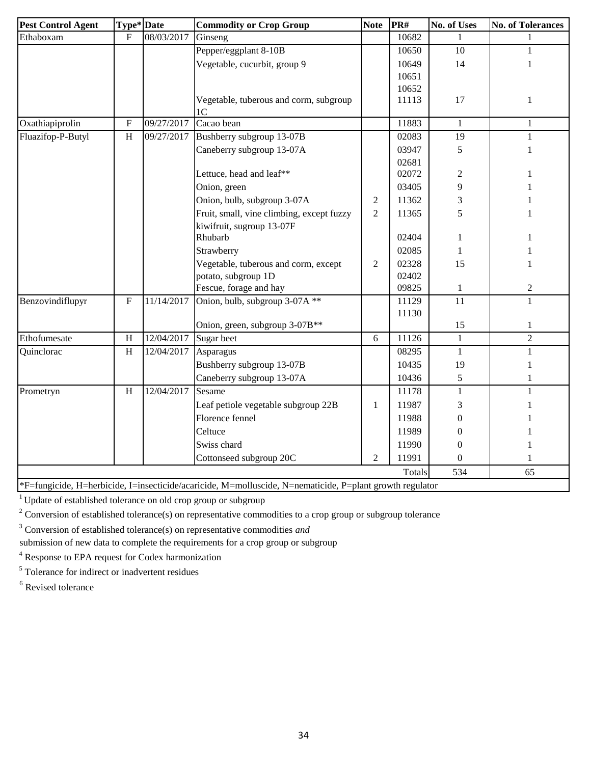| Pest Control Agent | Type* | Date | Commodity or Crop Group | Note | PR# | No. of Uses | No. of Tolerances |
|---|---|---|---|---|---|---|---|
| Ethaboxam | F | 08/03/2017 | Ginseng | | 10682 | 1 | 1 |
| | | | Pepper/eggplant 8-10B | | 10650 | 10 | 1 |
| | | | Vegetable, cucurbit, group 9 | | 10649<br>10651<br>10652 | 14 | 1 |
| | | | Vegetable, tuberous and corm, subgroup 1C | | 11113 | 17 | 1 |
| Oxathiapiprolin | F | 09/27/2017 | Cacao bean | | 11883 | 1 | 1 |
| Fluazifop-P-Butyl | H | 09/27/2017 | Bushberry subgroup 13-07B | | 02083 | 19 | 1 |
| | | | Caneberry subgroup 13-07A | | 03947<br>02681 | 5 | 1 |
| | | | Lettuce, head and leaf** | | 02072 | 2 | 1 |
| | | | Onion, green | | 03405 | 9 | 1 |
| | | | Onion, bulb, subgroup 3-07A | 2 | 11362 | 3 | 1 |
| | | | Fruit, small, vine climbing, except fuzzy kiwifruit, sugroup 13-07F | 2 | 11365 | 5 | 1 |
| | | | Rhubarb | | 02404 | 1 | 1 |
| | | | Strawberry | | 02085 | 1 | 1 |
| | | | Vegetable, tuberous and corm, except potato, subgroup 1D | 2 | 02328<br>02402 | 15 | 1 |
| | | | Fescue, forage and hay | | 09825 | 1 | 2 |
| Benzovindiflupyr | F | 11/14/2017 | Onion, bulb, subgroup 3-07A ** | | 11129<br>11130 | 11 | 1 |
| | | | Onion, green, subgroup 3-07B** | | | 15 | 1 |
| Ethofumesate | H | 12/04/2017 | Sugar beet | 6 | 11126 | 1 | 2 |
| Quinclorac | H | 12/04/2017 | Asparagus | | 08295 | 1 | 1 |
| | | | Bushberry subgroup 13-07B | | 10435 | 19 | 1 |
| | | | Caneberry subgroup 13-07A | | 10436 | 5 | 1 |
| Prometryn | H | 12/04/2017 | Sesame | | 11178 | 1 | 1 |
| | | | Leaf petiole vegetable subgroup 22B | 1 | 11987 | 3 | 1 |
| | | | Florence fennel | | 11988 | 0 | 1 |
| | | | Celtuce | | 11989 | 0 | 1 |
| | | | Swiss chard | | 11990 | 0 | 1 |
| | | | Cottonseed subgroup 20C | 2 | 11991 | 0 | 1 |
| | | | | | Totals | 534 | 65 |

*F=fungicide, H=herbicide, I=insecticide/acaricide, M=molluscide, N=nematicide, P=plant growth regulator

[1] Update of established tolerance on old crop group or subgroup

[2] Conversion of established tolerance(s) on representative commodities to a crop group or subgroup tolerance

[3] Conversion of established tolerance(s) on representative commodities *and* submission of new data to complete the requirements for a crop group or subgroup

[4] Response to EPA request for Codex harmonization

[5] Tolerance for indirect or inadvertent residues

[6] Revised tolerance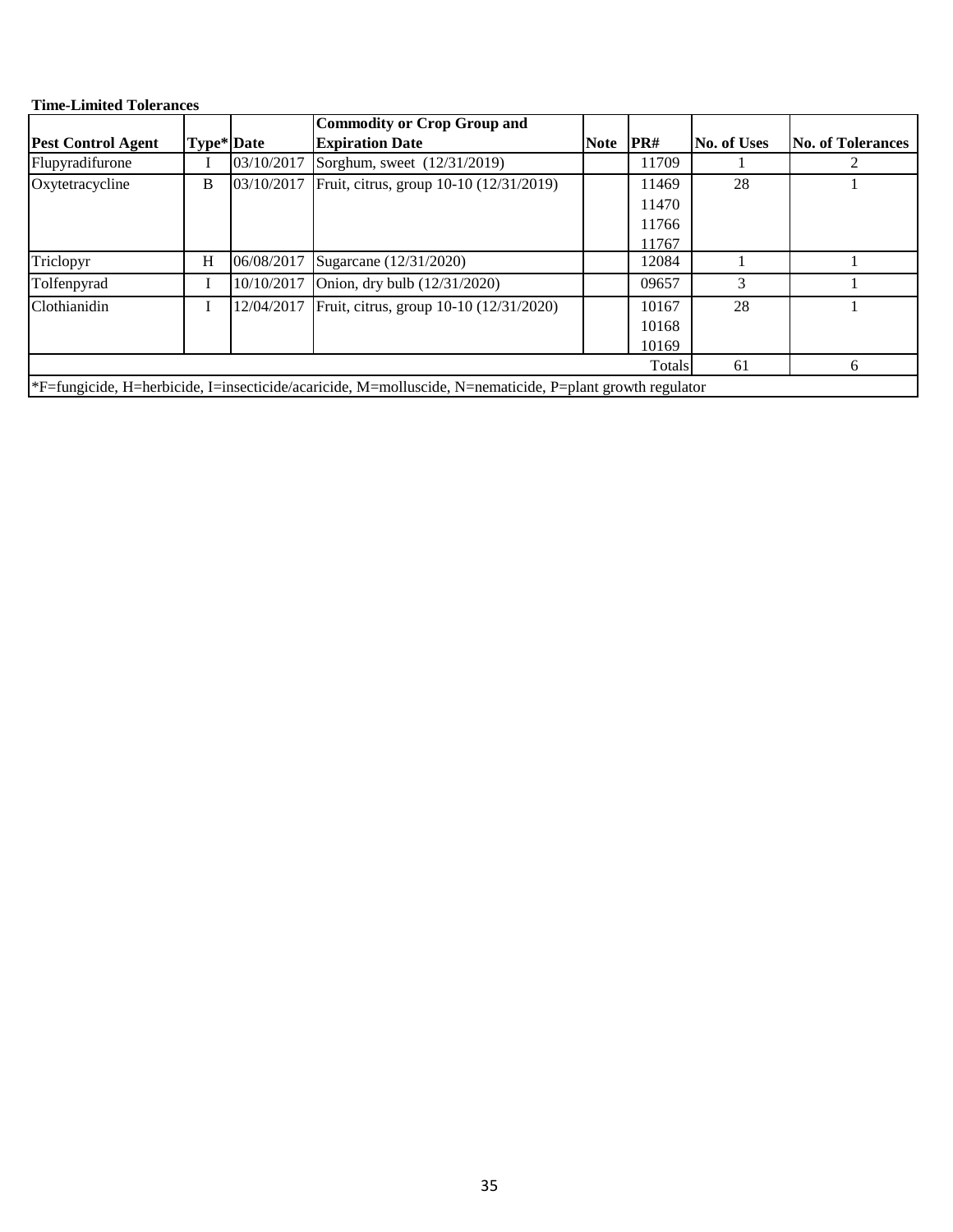**Time-Limited Tolerances**

| Pest Control Agent | Type* | Date | Commodity or Crop Group and Expiration Date | Note | PR# | No. of Uses | No. of Tolerances |
|---|---|---|---|---|---|---|---|
| Flupyradifurone | I | 03/10/2017 | Sorghum, sweet (12/31/2019) | | 11709 | 1 | 2 |
| Oxytetracycline | B | 03/10/2017 | Fruit, citrus, group 10-10 (12/31/2019) | | 11469 | 28 | 1 |
| | | | | | 11470 | | |
| | | | | | 11766 | | |
| | | | | | 11767 | | |
| Triclopyr | H | 06/08/2017 | Sugarcane (12/31/2020) | | 12084 | 1 | 1 |
| Tolfenpyrad | I | 10/10/2017 | Onion, dry bulb (12/31/2020) | | 09657 | 3 | 1 |
| Clothianidin | I | 12/04/2017 | Fruit, citrus, group 10-10 (12/31/2020) | | 10167 | 28 | 1 |
| | | | | | 10168 | | |
| | | | | | 10169 | | |
| | | | | | Totals | 61 | 6 |

*F=fungicide, H=herbicide, I=insecticide/acaricide, M=molluscide, N=nematicide, P=plant growth regulator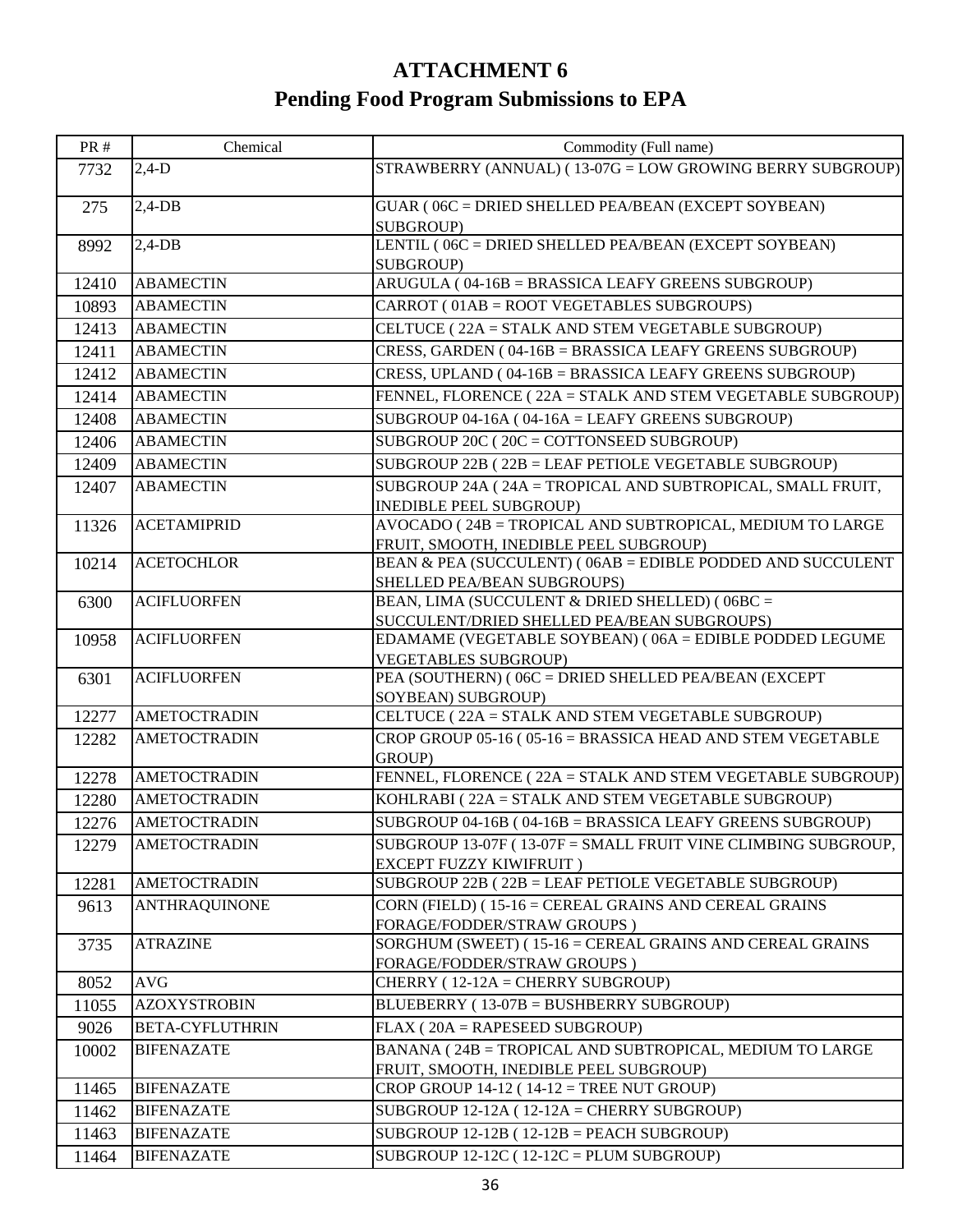# ATTACHMENT 6

## Pending Food Program Submissions to EPA

| PR # | Chemical | Commodity (Full name) |
|---|---|---|
| 7732 | 2,4-D | STRAWBERRY (ANNUAL) ( 13-07G = LOW GROWING BERRY SUBGROUP) |
| 275 | 2,4-DB | GUAR ( 06C = DRIED SHELLED PEA/BEAN (EXCEPT SOYBEAN) SUBGROUP) |
| 8992 | 2,4-DB | LENTIL ( 06C = DRIED SHELLED PEA/BEAN (EXCEPT SOYBEAN) SUBGROUP) |
| 12410 | ABAMECTIN | ARUGULA ( 04-16B = BRASSICA LEAFY GREENS SUBGROUP) |
| 10893 | ABAMECTIN | CARROT ( 01AB = ROOT VEGETABLES SUBGROUPS) |
| 12413 | ABAMECTIN | CELTUCE ( 22A = STALK AND STEM VEGETABLE SUBGROUP) |
| 12411 | ABAMECTIN | CRESS, GARDEN ( 04-16B = BRASSICA LEAFY GREENS SUBGROUP) |
| 12412 | ABAMECTIN | CRESS, UPLAND ( 04-16B = BRASSICA LEAFY GREENS SUBGROUP) |
| 12414 | ABAMECTIN | FENNEL, FLORENCE ( 22A = STALK AND STEM VEGETABLE SUBGROUP) |
| 12408 | ABAMECTIN | SUBGROUP 04-16A ( 04-16A = LEAFY GREENS SUBGROUP) |
| 12406 | ABAMECTIN | SUBGROUP 20C ( 20C = COTTONSEED SUBGROUP) |
| 12409 | ABAMECTIN | SUBGROUP 22B ( 22B = LEAF PETIOLE VEGETABLE SUBGROUP) |
| 12407 | ABAMECTIN | SUBGROUP 24A ( 24A = TROPICAL AND SUBTROPICAL, SMALL FRUIT, INEDIBLE PEEL SUBGROUP) |
| 11326 | ACETAMIPRID | AVOCADO ( 24B = TROPICAL AND SUBTROPICAL, MEDIUM TO LARGE FRUIT, SMOOTH, INEDIBLE PEEL SUBGROUP) |
| 10214 | ACETOCHLOR | BEAN & PEA (SUCCULENT) ( 06AB = EDIBLE PODDED AND SUCCULENT SHELLED PEA/BEAN SUBGROUPS) |
| 6300 | ACIFLUORFEN | BEAN, LIMA (SUCCULENT & DRIED SHELLED) ( 06BC = SUCCULENT/DRIED SHELLED PEA/BEAN SUBGROUPS) |
| 10958 | ACIFLUORFEN | EDAMAME (VEGETABLE SOYBEAN) ( 06A = EDIBLE PODDED LEGUME VEGETABLES SUBGROUP) |
| 6301 | ACIFLUORFEN | PEA (SOUTHERN) ( 06C = DRIED SHELLED PEA/BEAN (EXCEPT SOYBEAN) SUBGROUP) |
| 12277 | AMETOCTRADIN | CELTUCE ( 22A = STALK AND STEM VEGETABLE SUBGROUP) |
| 12282 | AMETOCTRADIN | CROP GROUP 05-16 ( 05-16 = BRASSICA HEAD AND STEM VEGETABLE GROUP) |
| 12278 | AMETOCTRADIN | FENNEL, FLORENCE ( 22A = STALK AND STEM VEGETABLE SUBGROUP) |
| 12280 | AMETOCTRADIN | KOHLRABI ( 22A = STALK AND STEM VEGETABLE SUBGROUP) |
| 12276 | AMETOCTRADIN | SUBGROUP 04-16B ( 04-16B = BRASSICA LEAFY GREENS SUBGROUP) |
| 12279 | AMETOCTRADIN | SUBGROUP 13-07F ( 13-07F = SMALL FRUIT VINE CLIMBING SUBGROUP, EXCEPT FUZZY KIWIFRUIT ) |
| 12281 | AMETOCTRADIN | SUBGROUP 22B ( 22B = LEAF PETIOLE VEGETABLE SUBGROUP) |
| 9613 | ANTHRAQUINONE | CORN (FIELD) ( 15-16 = CEREAL GRAINS AND CEREAL GRAINS FORAGE/FODDER/STRAW GROUPS ) |
| 3735 | ATRAZINE | SORGHUM (SWEET) ( 15-16 = CEREAL GRAINS AND CEREAL GRAINS FORAGE/FODDER/STRAW GROUPS ) |
| 8052 | AVG | CHERRY ( 12-12A = CHERRY SUBGROUP) |
| 11055 | AZOXYSTROBIN | BLUEBERRY ( 13-07B = BUSHBERRY SUBGROUP) |
| 9026 | BETA-CYFLUTHRIN | FLAX ( 20A = RAPESEED SUBGROUP) |
| 10002 | BIFENAZATE | BANANA ( 24B = TROPICAL AND SUBTROPICAL, MEDIUM TO LARGE FRUIT, SMOOTH, INEDIBLE PEEL SUBGROUP) |
| 11465 | BIFENAZATE | CROP GROUP 14-12 ( 14-12 = TREE NUT GROUP) |
| 11462 | BIFENAZATE | SUBGROUP 12-12A ( 12-12A = CHERRY SUBGROUP) |
| 11463 | BIFENAZATE | SUBGROUP 12-12B ( 12-12B = PEACH SUBGROUP) |
| 11464 | BIFENAZATE | SUBGROUP 12-12C ( 12-12C = PLUM SUBGROUP) |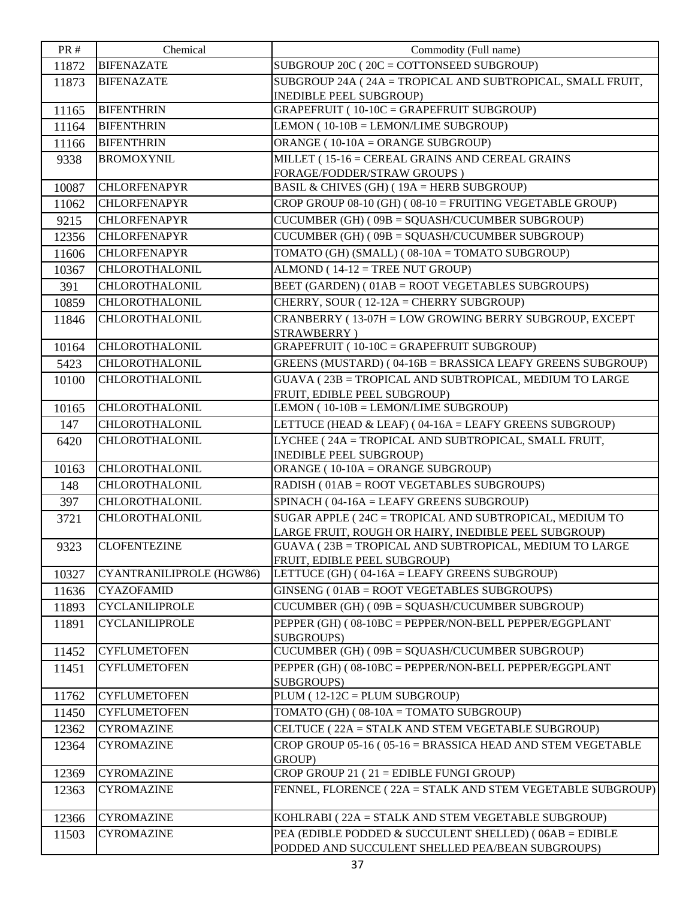| PR # | Chemical | Commodity (Full name) |
| --- | --- | --- |
| 11872 | BIFENAZATE | SUBGROUP 20C ( 20C = COTTONSEED SUBGROUP) |
| 11873 | BIFENAZATE | SUBGROUP 24A ( 24A = TROPICAL AND SUBTROPICAL, SMALL FRUIT, INEDIBLE PEEL SUBGROUP) |
| 11165 | BIFENTHRIN | GRAPEFRUIT ( 10-10C = GRAPEFRUIT SUBGROUP) |
| 11164 | BIFENTHRIN | LEMON ( 10-10B = LEMON/LIME SUBGROUP) |
| 11166 | BIFENTHRIN | ORANGE ( 10-10A = ORANGE SUBGROUP) |
| 9338 | BROMOXYNIL | MILLET ( 15-16 = CEREAL GRAINS AND CEREAL GRAINS FORAGE/FODDER/STRAW GROUPS ) |
| 10087 | CHLORFENAPYR | BASIL & CHIVES (GH) ( 19A = HERB SUBGROUP) |
| 11062 | CHLORFENAPYR | CROP GROUP 08-10 (GH) ( 08-10 = FRUITING VEGETABLE GROUP) |
| 9215 | CHLORFENAPYR | CUCUMBER (GH) ( 09B = SQUASH/CUCUMBER SUBGROUP) |
| 12356 | CHLORFENAPYR | CUCUMBER (GH) ( 09B = SQUASH/CUCUMBER SUBGROUP) |
| 11606 | CHLORFENAPYR | TOMATO (GH) (SMALL) ( 08-10A = TOMATO SUBGROUP) |
| 10367 | CHLOROTHALONIL | ALMOND ( 14-12 = TREE NUT GROUP) |
| 391 | CHLOROTHALONIL | BEET (GARDEN) ( 01AB = ROOT VEGETABLES SUBGROUPS) |
| 10859 | CHLOROTHALONIL | CHERRY, SOUR ( 12-12A = CHERRY SUBGROUP) |
| 11846 | CHLOROTHALONIL | CRANBERRY ( 13-07H = LOW GROWING BERRY SUBGROUP, EXCEPT STRAWBERRY ) |
| 10164 | CHLOROTHALONIL | GRAPEFRUIT ( 10-10C = GRAPEFRUIT SUBGROUP) |
| 5423 | CHLOROTHALONIL | GREENS (MUSTARD) ( 04-16B = BRASSICA LEAFY GREENS SUBGROUP) |
| 10100 | CHLOROTHALONIL | GUAVA ( 23B = TROPICAL AND SUBTROPICAL, MEDIUM TO LARGE FRUIT, EDIBLE PEEL SUBGROUP) |
| 10165 | CHLOROTHALONIL | LEMON ( 10-10B = LEMON/LIME SUBGROUP) |
| 147 | CHLOROTHALONIL | LETTUCE (HEAD & LEAF) ( 04-16A = LEAFY GREENS SUBGROUP) |
| 6420 | CHLOROTHALONIL | LYCHEE ( 24A = TROPICAL AND SUBTROPICAL, SMALL FRUIT, INEDIBLE PEEL SUBGROUP) |
| 10163 | CHLOROTHALONIL | ORANGE ( 10-10A = ORANGE SUBGROUP) |
| 148 | CHLOROTHALONIL | RADISH ( 01AB = ROOT VEGETABLES SUBGROUPS) |
| 397 | CHLOROTHALONIL | SPINACH ( 04-16A = LEAFY GREENS SUBGROUP) |
| 3721 | CHLOROTHALONIL | SUGAR APPLE ( 24C = TROPICAL AND SUBTROPICAL, MEDIUM TO LARGE FRUIT, ROUGH OR HAIRY, INEDIBLE PEEL SUBGROUP) |
| 9323 | CLOFENTEZINE | GUAVA ( 23B = TROPICAL AND SUBTROPICAL, MEDIUM TO LARGE FRUIT, EDIBLE PEEL SUBGROUP) |
| 10327 | CYANTRANILIPROLE (HGW86) | LETTUCE (GH) ( 04-16A = LEAFY GREENS SUBGROUP) |
| 11636 | CYAZOFAMID | GINSENG ( 01AB = ROOT VEGETABLES SUBGROUPS) |
| 11893 | CYCLANILIPROLE | CUCUMBER (GH) ( 09B = SQUASH/CUCUMBER SUBGROUP) |
| 11891 | CYCLANILIPROLE | PEPPER (GH) ( 08-10BC = PEPPER/NON-BELL PEPPER/EGGPLANT SUBGROUPS) |
| 11452 | CYFLUMETOFEN | CUCUMBER (GH) ( 09B = SQUASH/CUCUMBER SUBGROUP) |
| 11451 | CYFLUMETOFEN | PEPPER (GH) ( 08-10BC = PEPPER/NON-BELL PEPPER/EGGPLANT SUBGROUPS) |
| 11762 | CYFLUMETOFEN | PLUM ( 12-12C = PLUM SUBGROUP) |
| 11450 | CYFLUMETOFEN | TOMATO (GH) ( 08-10A = TOMATO SUBGROUP) |
| 12362 | CYROMAZINE | CELTUCE ( 22A = STALK AND STEM VEGETABLE SUBGROUP) |
| 12364 | CYROMAZINE | CROP GROUP 05-16 ( 05-16 = BRASSICA HEAD AND STEM VEGETABLE GROUP) |
| 12369 | CYROMAZINE | CROP GROUP 21 ( 21 = EDIBLE FUNGI GROUP) |
| 12363 | CYROMAZINE | FENNEL, FLORENCE ( 22A = STALK AND STEM VEGETABLE SUBGROUP) |
| 12366 | CYROMAZINE | KOHLRABI ( 22A = STALK AND STEM VEGETABLE SUBGROUP) |
| 11503 | CYROMAZINE | PEA (EDIBLE PODDED & SUCCULENT SHELLED) ( 06AB = EDIBLE PODDED AND SUCCULENT SHELLED PEA/BEAN SUBGROUPS) |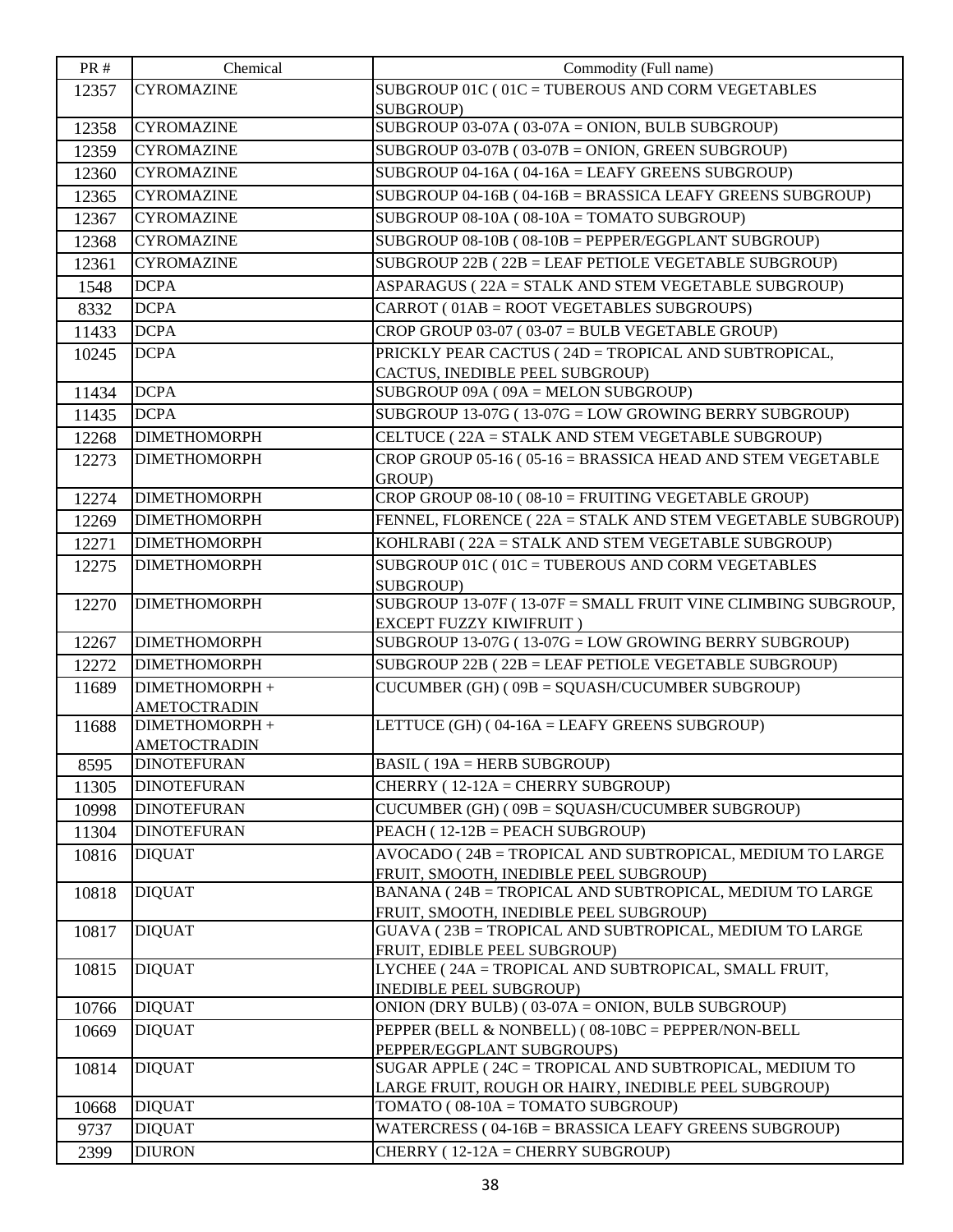| PR # | Chemical | Commodity (Full name) |
|---|---|---|
| 12357 | CYROMAZINE | SUBGROUP 01C ( 01C = TUBEROUS AND CORM VEGETABLES SUBGROUP) |
| 12358 | CYROMAZINE | SUBGROUP 03-07A ( 03-07A = ONION, BULB SUBGROUP) |
| 12359 | CYROMAZINE | SUBGROUP 03-07B ( 03-07B = ONION, GREEN SUBGROUP) |
| 12360 | CYROMAZINE | SUBGROUP 04-16A ( 04-16A = LEAFY GREENS SUBGROUP) |
| 12365 | CYROMAZINE | SUBGROUP 04-16B ( 04-16B = BRASSICA LEAFY GREENS SUBGROUP) |
| 12367 | CYROMAZINE | SUBGROUP 08-10A ( 08-10A = TOMATO SUBGROUP) |
| 12368 | CYROMAZINE | SUBGROUP 08-10B ( 08-10B = PEPPER/EGGPLANT SUBGROUP) |
| 12361 | CYROMAZINE | SUBGROUP 22B ( 22B = LEAF PETIOLE VEGETABLE SUBGROUP) |
| 1548 | DCPA | ASPARAGUS ( 22A = STALK AND STEM VEGETABLE SUBGROUP) |
| 8332 | DCPA | CARROT ( 01AB = ROOT VEGETABLES SUBGROUPS) |
| 11433 | DCPA | CROP GROUP 03-07 ( 03-07 = BULB VEGETABLE GROUP) |
| 10245 | DCPA | PRICKLY PEAR CACTUS ( 24D = TROPICAL AND SUBTROPICAL, CACTUS, INEDIBLE PEEL SUBGROUP) |
| 11434 | DCPA | SUBGROUP 09A ( 09A = MELON SUBGROUP) |
| 11435 | DCPA | SUBGROUP 13-07G ( 13-07G = LOW GROWING BERRY SUBGROUP) |
| 12268 | DIMETHOMORPH | CELTUCE ( 22A = STALK AND STEM VEGETABLE SUBGROUP) |
| 12273 | DIMETHOMORPH | CROP GROUP 05-16 ( 05-16 = BRASSICA HEAD AND STEM VEGETABLE GROUP) |
| 12274 | DIMETHOMORPH | CROP GROUP 08-10 ( 08-10 = FRUITING VEGETABLE GROUP) |
| 12269 | DIMETHOMORPH | FENNEL, FLORENCE ( 22A = STALK AND STEM VEGETABLE SUBGROUP) |
| 12271 | DIMETHOMORPH | KOHLRABI ( 22A = STALK AND STEM VEGETABLE SUBGROUP) |
| 12275 | DIMETHOMORPH | SUBGROUP 01C ( 01C = TUBEROUS AND CORM VEGETABLES SUBGROUP) |
| 12270 | DIMETHOMORPH | SUBGROUP 13-07F ( 13-07F = SMALL FRUIT VINE CLIMBING SUBGROUP, EXCEPT FUZZY KIWIFRUIT ) |
| 12267 | DIMETHOMORPH | SUBGROUP 13-07G ( 13-07G = LOW GROWING BERRY SUBGROUP) |
| 12272 | DIMETHOMORPH | SUBGROUP 22B ( 22B = LEAF PETIOLE VEGETABLE SUBGROUP) |
| 11689 | DIMETHOMORPH + AMETOCTRADIN | CUCUMBER (GH) ( 09B = SQUASH/CUCUMBER SUBGROUP) |
| 11688 | DIMETHOMORPH + AMETOCTRADIN | LETTUCE (GH) ( 04-16A = LEAFY GREENS SUBGROUP) |
| 8595 | DINOTEFURAN | BASIL ( 19A = HERB SUBGROUP) |
| 11305 | DINOTEFURAN | CHERRY ( 12-12A = CHERRY SUBGROUP) |
| 10998 | DINOTEFURAN | CUCUMBER (GH) ( 09B = SQUASH/CUCUMBER SUBGROUP) |
| 11304 | DINOTEFURAN | PEACH ( 12-12B = PEACH SUBGROUP) |
| 10816 | DIQUAT | AVOCADO ( 24B = TROPICAL AND SUBTROPICAL, MEDIUM TO LARGE FRUIT, SMOOTH, INEDIBLE PEEL SUBGROUP) |
| 10818 | DIQUAT | BANANA ( 24B = TROPICAL AND SUBTROPICAL, MEDIUM TO LARGE FRUIT, SMOOTH, INEDIBLE PEEL SUBGROUP) |
| 10817 | DIQUAT | GUAVA ( 23B = TROPICAL AND SUBTROPICAL, MEDIUM TO LARGE FRUIT, EDIBLE PEEL SUBGROUP) |
| 10815 | DIQUAT | LYCHEE ( 24A = TROPICAL AND SUBTROPICAL, SMALL FRUIT, INEDIBLE PEEL SUBGROUP) |
| 10766 | DIQUAT | ONION (DRY BULB) ( 03-07A = ONION, BULB SUBGROUP) |
| 10669 | DIQUAT | PEPPER (BELL & NONBELL) ( 08-10BC = PEPPER/NON-BELL PEPPER/EGGPLANT SUBGROUPS) |
| 10814 | DIQUAT | SUGAR APPLE ( 24C = TROPICAL AND SUBTROPICAL, MEDIUM TO LARGE FRUIT, ROUGH OR HAIRY, INEDIBLE PEEL SUBGROUP) |
| 10668 | DIQUAT | TOMATO ( 08-10A = TOMATO SUBGROUP) |
| 9737 | DIQUAT | WATERCRESS ( 04-16B = BRASSICA LEAFY GREENS SUBGROUP) |
| 2399 | DIURON | CHERRY ( 12-12A = CHERRY SUBGROUP) |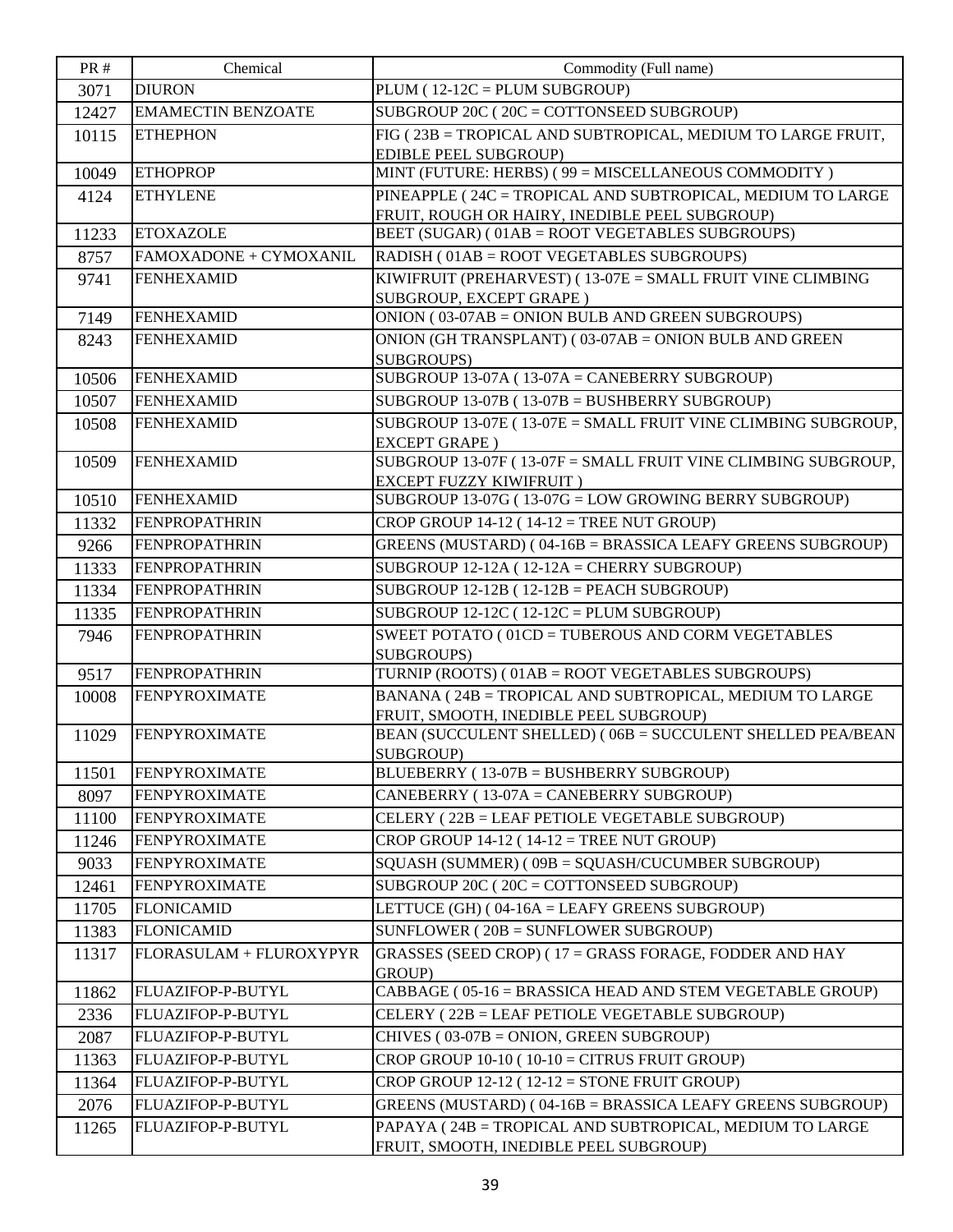| PR # | Chemical | Commodity (Full name) |
| --- | --- | --- |
| 3071 | DIURON | PLUM ( 12-12C = PLUM SUBGROUP) |
| 12427 | EMAMECTIN BENZOATE | SUBGROUP 20C ( 20C = COTTONSEED SUBGROUP) |
| 10115 | ETHEPHON | FIG ( 23B = TROPICAL AND SUBTROPICAL, MEDIUM TO LARGE FRUIT, EDIBLE PEEL SUBGROUP) |
| 10049 | ETHOPROP | MINT (FUTURE: HERBS) ( 99 = MISCELLANEOUS COMMODITY ) |
| 4124 | ETHYLENE | PINEAPPLE ( 24C = TROPICAL AND SUBTROPICAL, MEDIUM TO LARGE FRUIT, ROUGH OR HAIRY, INEDIBLE PEEL SUBGROUP) |
| 11233 | ETOXAZOLE | BEET (SUGAR) ( 01AB = ROOT VEGETABLES SUBGROUPS) |
| 8757 | FAMOXADONE + CYMOXANIL | RADISH ( 01AB = ROOT VEGETABLES SUBGROUPS) |
| 9741 | FENHEXAMID | KIWIFRUIT (PREHARVEST) ( 13-07E = SMALL FRUIT VINE CLIMBING SUBGROUP, EXCEPT GRAPE ) |
| 7149 | FENHEXAMID | ONION ( 03-07AB = ONION BULB AND GREEN SUBGROUPS) |
| 8243 | FENHEXAMID | ONION (GH TRANSPLANT) ( 03-07AB = ONION BULB AND GREEN SUBGROUPS) |
| 10506 | FENHEXAMID | SUBGROUP 13-07A ( 13-07A = CANEBERRY SUBGROUP) |
| 10507 | FENHEXAMID | SUBGROUP 13-07B ( 13-07B = BUSHBERRY SUBGROUP) |
| 10508 | FENHEXAMID | SUBGROUP 13-07E ( 13-07E = SMALL FRUIT VINE CLIMBING SUBGROUP, EXCEPT GRAPE ) |
| 10509 | FENHEXAMID | SUBGROUP 13-07F ( 13-07F = SMALL FRUIT VINE CLIMBING SUBGROUP, EXCEPT FUZZY KIWIFRUIT ) |
| 10510 | FENHEXAMID | SUBGROUP 13-07G ( 13-07G = LOW GROWING BERRY SUBGROUP) |
| 11332 | FENPROPATHRIN | CROP GROUP 14-12 ( 14-12 = TREE NUT GROUP) |
| 9266 | FENPROPATHRIN | GREENS (MUSTARD) ( 04-16B = BRASSICA LEAFY GREENS SUBGROUP) |
| 11333 | FENPROPATHRIN | SUBGROUP 12-12A ( 12-12A = CHERRY SUBGROUP) |
| 11334 | FENPROPATHRIN | SUBGROUP 12-12B ( 12-12B = PEACH SUBGROUP) |
| 11335 | FENPROPATHRIN | SUBGROUP 12-12C ( 12-12C = PLUM SUBGROUP) |
| 7946 | FENPROPATHRIN | SWEET POTATO ( 01CD = TUBEROUS AND CORM VEGETABLES SUBGROUPS) |
| 9517 | FENPROPATHRIN | TURNIP (ROOTS) ( 01AB = ROOT VEGETABLES SUBGROUPS) |
| 10008 | FENPYROXIMATE | BANANA ( 24B = TROPICAL AND SUBTROPICAL, MEDIUM TO LARGE FRUIT, SMOOTH, INEDIBLE PEEL SUBGROUP) |
| 11029 | FENPYROXIMATE | BEAN (SUCCULENT SHELLED) ( 06B = SUCCULENT SHELLED PEA/BEAN SUBGROUP) |
| 11501 | FENPYROXIMATE | BLUEBERRY ( 13-07B = BUSHBERRY SUBGROUP) |
| 8097 | FENPYROXIMATE | CANEBERRY ( 13-07A = CANEBERRY SUBGROUP) |
| 11100 | FENPYROXIMATE | CELERY ( 22B = LEAF PETIOLE VEGETABLE SUBGROUP) |
| 11246 | FENPYROXIMATE | CROP GROUP 14-12 ( 14-12 = TREE NUT GROUP) |
| 9033 | FENPYROXIMATE | SQUASH (SUMMER) ( 09B = SQUASH/CUCUMBER SUBGROUP) |
| 12461 | FENPYROXIMATE | SUBGROUP 20C ( 20C = COTTONSEED SUBGROUP) |
| 11705 | FLONICAMID | LETTUCE (GH) ( 04-16A = LEAFY GREENS SUBGROUP) |
| 11383 | FLONICAMID | SUNFLOWER ( 20B = SUNFLOWER SUBGROUP) |
| 11317 | FLORASULAM + FLUROXYPYR | GRASSES (SEED CROP) ( 17 = GRASS FORAGE, FODDER AND HAY GROUP) |
| 11862 | FLUAZIFOP-P-BUTYL | CABBAGE ( 05-16 = BRASSICA HEAD AND STEM VEGETABLE GROUP) |
| 2336 | FLUAZIFOP-P-BUTYL | CELERY ( 22B = LEAF PETIOLE VEGETABLE SUBGROUP) |
| 2087 | FLUAZIFOP-P-BUTYL | CHIVES ( 03-07B = ONION, GREEN SUBGROUP) |
| 11363 | FLUAZIFOP-P-BUTYL | CROP GROUP 10-10 ( 10-10 = CITRUS FRUIT GROUP) |
| 11364 | FLUAZIFOP-P-BUTYL | CROP GROUP 12-12 ( 12-12 = STONE FRUIT GROUP) |
| 2076 | FLUAZIFOP-P-BUTYL | GREENS (MUSTARD) ( 04-16B = BRASSICA LEAFY GREENS SUBGROUP) |
| 11265 | FLUAZIFOP-P-BUTYL | PAPAYA ( 24B = TROPICAL AND SUBTROPICAL, MEDIUM TO LARGE FRUIT, SMOOTH, INEDIBLE PEEL SUBGROUP) |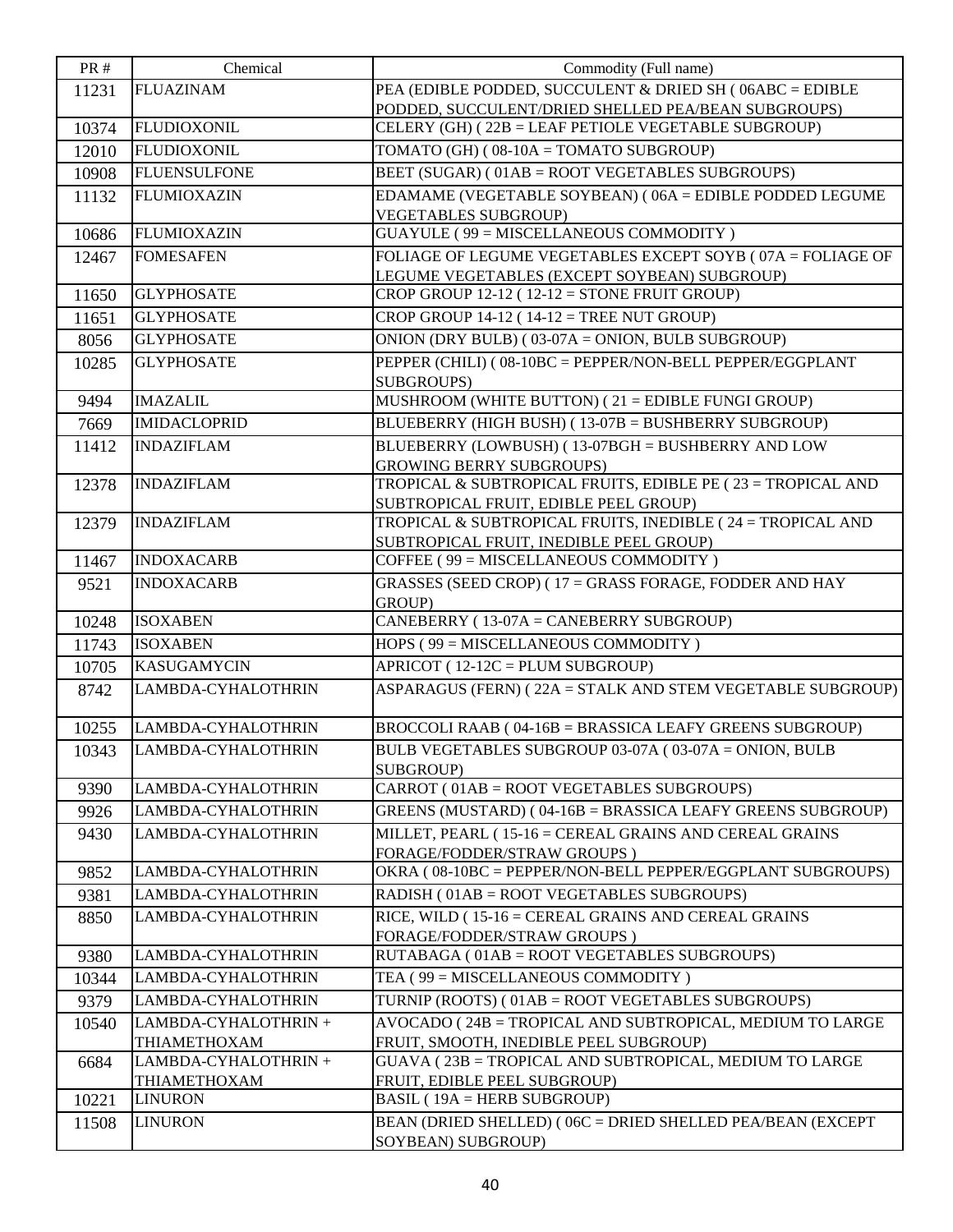| PR # | Chemical | Commodity (Full name) |
| --- | --- | --- |
| 11231 | FLUAZINAM | PEA (EDIBLE PODDED, SUCCULENT & DRIED SH ( 06ABC = EDIBLE PODDED, SUCCULENT/DRIED SHELLED PEA/BEAN SUBGROUPS) |
| 10374 | FLUDIOXONIL | CELERY (GH) ( 22B = LEAF PETIOLE VEGETABLE SUBGROUP) |
| 12010 | FLUDIOXONIL | TOMATO (GH) ( 08-10A = TOMATO SUBGROUP) |
| 10908 | FLUENSULFONE | BEET (SUGAR) ( 01AB = ROOT VEGETABLES SUBGROUPS) |
| 11132 | FLUMIOXAZIN | EDAMAME (VEGETABLE SOYBEAN) ( 06A = EDIBLE PODDED LEGUME VEGETABLES SUBGROUP) |
| 10686 | FLUMIOXAZIN | GUAYULE ( 99 = MISCELLANEOUS COMMODITY ) |
| 12467 | FOMESAFEN | FOLIAGE OF LEGUME VEGETABLES EXCEPT SOYB ( 07A = FOLIAGE OF LEGUME VEGETABLES (EXCEPT SOYBEAN) SUBGROUP) |
| 11650 | GLYPHOSATE | CROP GROUP 12-12 ( 12-12 = STONE FRUIT GROUP) |
| 11651 | GLYPHOSATE | CROP GROUP 14-12 ( 14-12 = TREE NUT GROUP) |
| 8056 | GLYPHOSATE | ONION (DRY BULB) ( 03-07A = ONION, BULB SUBGROUP) |
| 10285 | GLYPHOSATE | PEPPER (CHILI) ( 08-10BC = PEPPER/NON-BELL PEPPER/EGGPLANT SUBGROUPS) |
| 9494 | IMAZALIL | MUSHROOM (WHITE BUTTON) ( 21 = EDIBLE FUNGI GROUP) |
| 7669 | IMIDACLOPRID | BLUEBERRY (HIGH BUSH) ( 13-07B = BUSHBERRY SUBGROUP) |
| 11412 | INDAZIFLAM | BLUEBERRY (LOWBUSH) ( 13-07BGH = BUSHBERRY AND LOW GROWING BERRY SUBGROUPS) |
| 12378 | INDAZIFLAM | TROPICAL & SUBTROPICAL FRUITS, EDIBLE PE ( 23 = TROPICAL AND SUBTROPICAL FRUIT, EDIBLE PEEL GROUP) |
| 12379 | INDAZIFLAM | TROPICAL & SUBTROPICAL FRUITS, INEDIBLE ( 24 = TROPICAL AND SUBTROPICAL FRUIT, INEDIBLE PEEL GROUP) |
| 11467 | INDOXACARB | COFFEE ( 99 = MISCELLANEOUS COMMODITY ) |
| 9521 | INDOXACARB | GRASSES (SEED CROP) ( 17 = GRASS FORAGE, FODDER AND HAY GROUP) |
| 10248 | ISOXABEN | CANEBERRY ( 13-07A = CANEBERRY SUBGROUP) |
| 11743 | ISOXABEN | HOPS ( 99 = MISCELLANEOUS COMMODITY ) |
| 10705 | KASUGAMYCIN | APRICOT ( 12-12C = PLUM SUBGROUP) |
| 8742 | LAMBDA-CYHALOTHRIN | ASPARAGUS (FERN) ( 22A = STALK AND STEM VEGETABLE SUBGROUP) |
| 10255 | LAMBDA-CYHALOTHRIN | BROCCOLI RAAB ( 04-16B = BRASSICA LEAFY GREENS SUBGROUP) |
| 10343 | LAMBDA-CYHALOTHRIN | BULB VEGETABLES SUBGROUP 03-07A ( 03-07A = ONION, BULB SUBGROUP) |
| 9390 | LAMBDA-CYHALOTHRIN | CARROT ( 01AB = ROOT VEGETABLES SUBGROUPS) |
| 9926 | LAMBDA-CYHALOTHRIN | GREENS (MUSTARD) ( 04-16B = BRASSICA LEAFY GREENS SUBGROUP) |
| 9430 | LAMBDA-CYHALOTHRIN | MILLET, PEARL ( 15-16 = CEREAL GRAINS AND CEREAL GRAINS FORAGE/FODDER/STRAW GROUPS ) |
| 9852 | LAMBDA-CYHALOTHRIN | OKRA ( 08-10BC = PEPPER/NON-BELL PEPPER/EGGPLANT SUBGROUPS) |
| 9381 | LAMBDA-CYHALOTHRIN | RADISH ( 01AB = ROOT VEGETABLES SUBGROUPS) |
| 8850 | LAMBDA-CYHALOTHRIN | RICE, WILD ( 15-16 = CEREAL GRAINS AND CEREAL GRAINS FORAGE/FODDER/STRAW GROUPS ) |
| 9380 | LAMBDA-CYHALOTHRIN | RUTABAGA ( 01AB = ROOT VEGETABLES SUBGROUPS) |
| 10344 | LAMBDA-CYHALOTHRIN | TEA ( 99 = MISCELLANEOUS COMMODITY ) |
| 9379 | LAMBDA-CYHALOTHRIN | TURNIP (ROOTS) ( 01AB = ROOT VEGETABLES SUBGROUPS) |
| 10540 | LAMBDA-CYHALOTHRIN + THIAMETHOXAM | AVOCADO ( 24B = TROPICAL AND SUBTROPICAL, MEDIUM TO LARGE FRUIT, SMOOTH, INEDIBLE PEEL SUBGROUP) |
| 6684 | LAMBDA-CYHALOTHRIN + THIAMETHOXAM | GUAVA ( 23B = TROPICAL AND SUBTROPICAL, MEDIUM TO LARGE FRUIT, EDIBLE PEEL SUBGROUP) |
| 10221 | LINURON | BASIL ( 19A = HERB SUBGROUP) |
| 11508 | LINURON | BEAN (DRIED SHELLED) ( 06C = DRIED SHELLED PEA/BEAN (EXCEPT SOYBEAN) SUBGROUP) |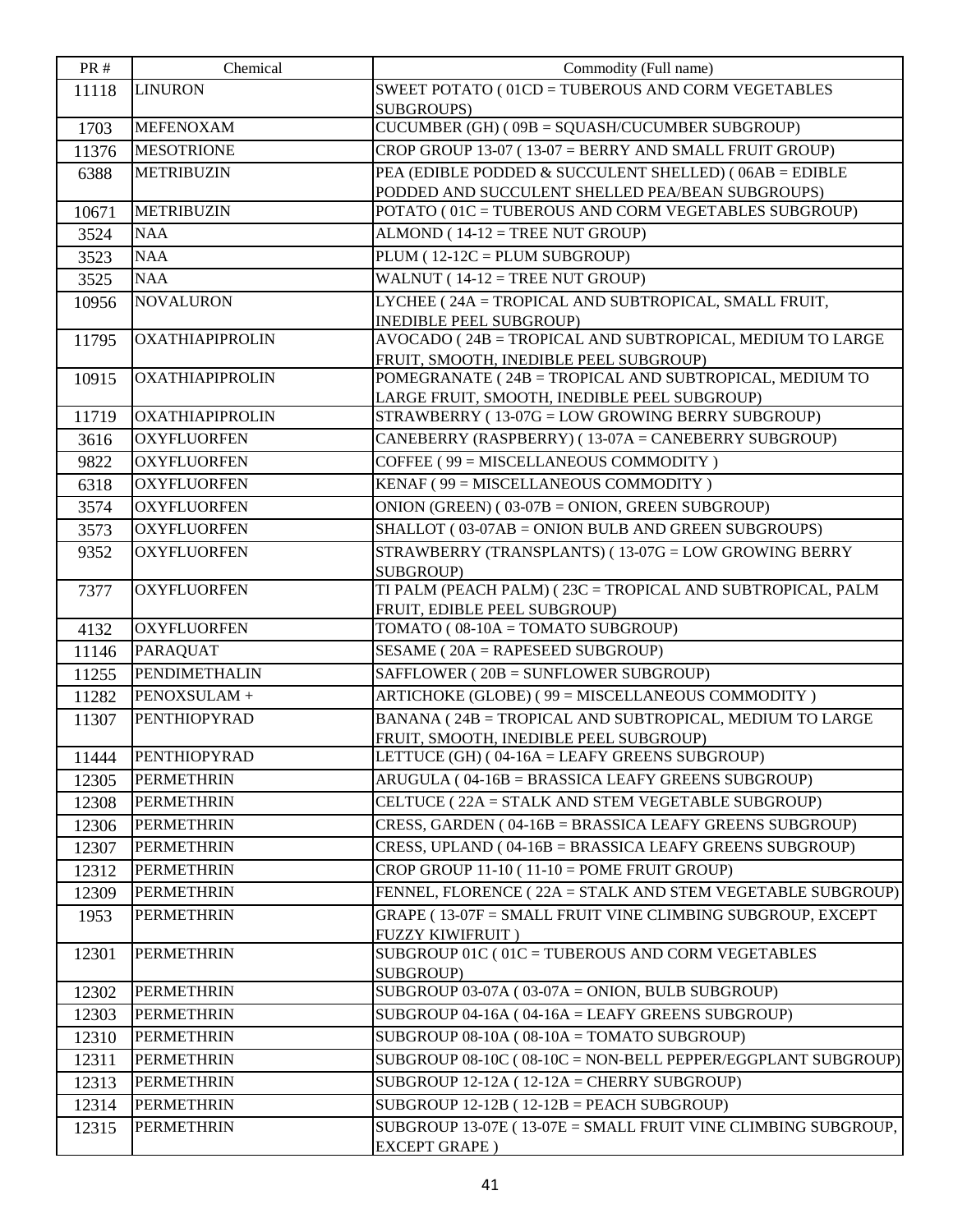| PR # | Chemical | Commodity (Full name) |
| --- | --- | --- |
| 11118 | LINURON | SWEET POTATO ( 01CD = TUBEROUS AND CORM VEGETABLES SUBGROUPS) |
| 1703 | MEFENOXAM | CUCUMBER (GH) ( 09B = SQUASH/CUCUMBER SUBGROUP) |
| 11376 | MESOTRIONE | CROP GROUP 13-07 ( 13-07 = BERRY AND SMALL FRUIT GROUP) |
| 6388 | METRIBUZIN | PEA (EDIBLE PODDED & SUCCULENT SHELLED) ( 06AB = EDIBLE PODDED AND SUCCULENT SHELLED PEA/BEAN SUBGROUPS) |
| 10671 | METRIBUZIN | POTATO ( 01C = TUBEROUS AND CORM VEGETABLES SUBGROUP) |
| 3524 | NAA | ALMOND ( 14-12 = TREE NUT GROUP) |
| 3523 | NAA | PLUM ( 12-12C = PLUM SUBGROUP) |
| 3525 | NAA | WALNUT ( 14-12 = TREE NUT GROUP) |
| 10956 | NOVALURON | LYCHEE ( 24A = TROPICAL AND SUBTROPICAL, SMALL FRUIT, INEDIBLE PEEL SUBGROUP) |
| 11795 | OXATHIAPIPROLIN | AVOCADO ( 24B = TROPICAL AND SUBTROPICAL, MEDIUM TO LARGE FRUIT, SMOOTH, INEDIBLE PEEL SUBGROUP) |
| 10915 | OXATHIAPIPROLIN | POMEGRANATE ( 24B = TROPICAL AND SUBTROPICAL, MEDIUM TO LARGE FRUIT, SMOOTH, INEDIBLE PEEL SUBGROUP) |
| 11719 | OXATHIAPIPROLIN | STRAWBERRY ( 13-07G = LOW GROWING BERRY SUBGROUP) |
| 3616 | OXYFLUORFEN | CANEBERRY (RASPBERRY) ( 13-07A = CANEBERRY SUBGROUP) |
| 9822 | OXYFLUORFEN | COFFEE ( 99 = MISCELLANEOUS COMMODITY ) |
| 6318 | OXYFLUORFEN | KENAF ( 99 = MISCELLANEOUS COMMODITY ) |
| 3574 | OXYFLUORFEN | ONION (GREEN) ( 03-07B = ONION, GREEN SUBGROUP) |
| 3573 | OXYFLUORFEN | SHALLOT ( 03-07AB = ONION BULB AND GREEN SUBGROUPS) |
| 9352 | OXYFLUORFEN | STRAWBERRY (TRANSPLANTS) ( 13-07G = LOW GROWING BERRY SUBGROUP) |
| 7377 | OXYFLUORFEN | TI PALM (PEACH PALM) ( 23C = TROPICAL AND SUBTROPICAL, PALM FRUIT, EDIBLE PEEL SUBGROUP) |
| 4132 | OXYFLUORFEN | TOMATO ( 08-10A = TOMATO SUBGROUP) |
| 11146 | PARAQUAT | SESAME ( 20A = RAPESEED SUBGROUP) |
| 11255 | PENDIMETHALIN | SAFFLOWER ( 20B = SUNFLOWER SUBGROUP) |
| 11282 | PENOXSULAM + | ARTICHOKE (GLOBE) ( 99 = MISCELLANEOUS COMMODITY ) |
| 11307 | PENTHIOPYRAD | BANANA ( 24B = TROPICAL AND SUBTROPICAL, MEDIUM TO LARGE FRUIT, SMOOTH, INEDIBLE PEEL SUBGROUP) |
| 11444 | PENTHIOPYRAD | LETTUCE (GH) ( 04-16A = LEAFY GREENS SUBGROUP) |
| 12305 | PERMETHRIN | ARUGULA ( 04-16B = BRASSICA LEAFY GREENS SUBGROUP) |
| 12308 | PERMETHRIN | CELTUCE ( 22A = STALK AND STEM VEGETABLE SUBGROUP) |
| 12306 | PERMETHRIN | CRESS, GARDEN ( 04-16B = BRASSICA LEAFY GREENS SUBGROUP) |
| 12307 | PERMETHRIN | CRESS, UPLAND ( 04-16B = BRASSICA LEAFY GREENS SUBGROUP) |
| 12312 | PERMETHRIN | CROP GROUP 11-10 ( 11-10 = POME FRUIT GROUP) |
| 12309 | PERMETHRIN | FENNEL, FLORENCE ( 22A = STALK AND STEM VEGETABLE SUBGROUP) |
| 1953 | PERMETHRIN | GRAPE ( 13-07F = SMALL FRUIT VINE CLIMBING SUBGROUP, EXCEPT FUZZY KIWIFRUIT ) |
| 12301 | PERMETHRIN | SUBGROUP 01C ( 01C = TUBEROUS AND CORM VEGETABLES SUBGROUP) |
| 12302 | PERMETHRIN | SUBGROUP 03-07A ( 03-07A = ONION, BULB SUBGROUP) |
| 12303 | PERMETHRIN | SUBGROUP 04-16A ( 04-16A = LEAFY GREENS SUBGROUP) |
| 12310 | PERMETHRIN | SUBGROUP 08-10A ( 08-10A = TOMATO SUBGROUP) |
| 12311 | PERMETHRIN | SUBGROUP 08-10C ( 08-10C = NON-BELL PEPPER/EGGPLANT SUBGROUP) |
| 12313 | PERMETHRIN | SUBGROUP 12-12A ( 12-12A = CHERRY SUBGROUP) |
| 12314 | PERMETHRIN | SUBGROUP 12-12B ( 12-12B = PEACH SUBGROUP) |
| 12315 | PERMETHRIN | SUBGROUP 13-07E ( 13-07E = SMALL FRUIT VINE CLIMBING SUBGROUP, EXCEPT GRAPE ) |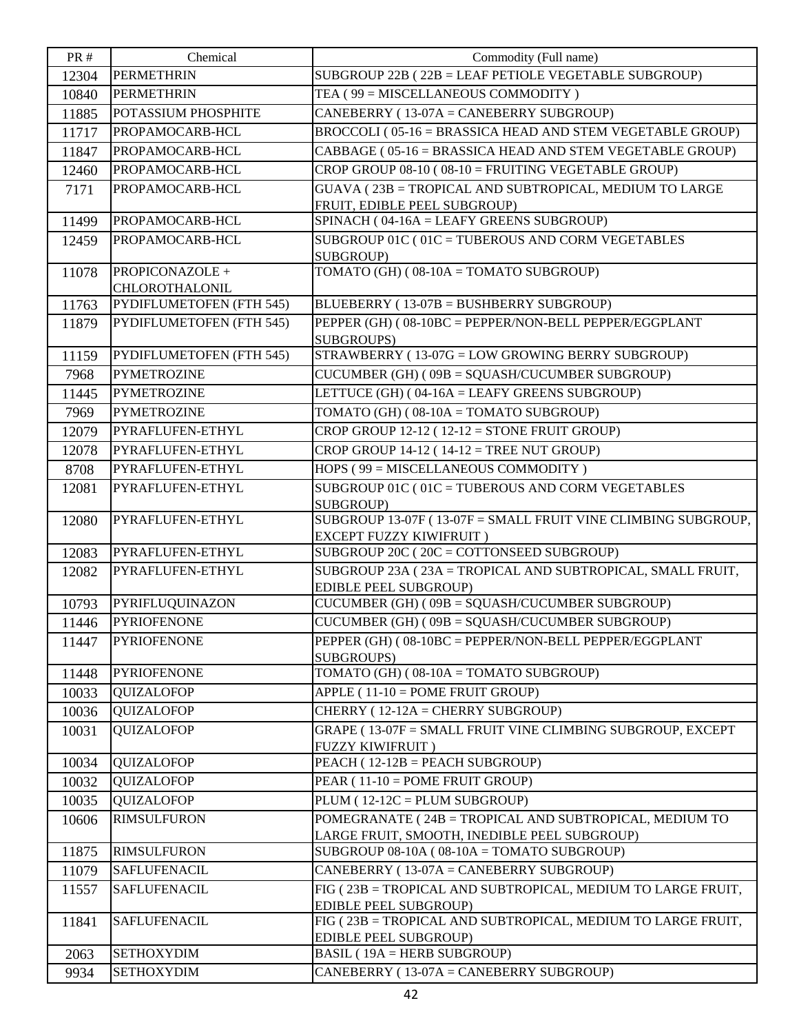| PR # | Chemical | Commodity (Full name) |
| --- | --- | --- |
| 12304 | PERMETHRIN | SUBGROUP 22B ( 22B = LEAF PETIOLE VEGETABLE SUBGROUP) |
| 10840 | PERMETHRIN | TEA ( 99 = MISCELLANEOUS COMMODITY ) |
| 11885 | POTASSIUM PHOSPHITE | CANEBERRY ( 13-07A = CANEBERRY SUBGROUP) |
| 11717 | PROPAMOCARB-HCL | BROCCOLI ( 05-16 = BRASSICA HEAD AND STEM VEGETABLE GROUP) |
| 11847 | PROPAMOCARB-HCL | CABBAGE ( 05-16 = BRASSICA HEAD AND STEM VEGETABLE GROUP) |
| 12460 | PROPAMOCARB-HCL | CROP GROUP 08-10 ( 08-10 = FRUITING VEGETABLE GROUP) |
| 7171 | PROPAMOCARB-HCL | GUAVA ( 23B = TROPICAL AND SUBTROPICAL, MEDIUM TO LARGE FRUIT, EDIBLE PEEL SUBGROUP) |
| 11499 | PROPAMOCARB-HCL | SPINACH ( 04-16A = LEAFY GREENS SUBGROUP) |
| 12459 | PROPAMOCARB-HCL | SUBGROUP 01C ( 01C = TUBEROUS AND CORM VEGETABLES SUBGROUP) |
| 11078 | PROPICONAZOLE + CHLOROTHALONIL | TOMATO (GH) ( 08-10A = TOMATO SUBGROUP) |
| 11763 | PYDIFLUMETOFEN (FTH 545) | BLUEBERRY ( 13-07B = BUSHBERRY SUBGROUP) |
| 11879 | PYDIFLUMETOFEN (FTH 545) | PEPPER (GH) ( 08-10BC = PEPPER/NON-BELL PEPPER/EGGPLANT SUBGROUPS) |
| 11159 | PYDIFLUMETOFEN (FTH 545) | STRAWBERRY ( 13-07G = LOW GROWING BERRY SUBGROUP) |
| 7968 | PYMETROZINE | CUCUMBER (GH) ( 09B = SQUASH/CUCUMBER SUBGROUP) |
| 11445 | PYMETROZINE | LETTUCE (GH) ( 04-16A = LEAFY GREENS SUBGROUP) |
| 7969 | PYMETROZINE | TOMATO (GH) ( 08-10A = TOMATO SUBGROUP) |
| 12079 | PYRAFLUFEN-ETHYL | CROP GROUP 12-12 ( 12-12 = STONE FRUIT GROUP) |
| 12078 | PYRAFLUFEN-ETHYL | CROP GROUP 14-12 ( 14-12 = TREE NUT GROUP) |
| 8708 | PYRAFLUFEN-ETHYL | HOPS ( 99 = MISCELLANEOUS COMMODITY ) |
| 12081 | PYRAFLUFEN-ETHYL | SUBGROUP 01C ( 01C = TUBEROUS AND CORM VEGETABLES SUBGROUP) |
| 12080 | PYRAFLUFEN-ETHYL | SUBGROUP 13-07F ( 13-07F = SMALL FRUIT VINE CLIMBING SUBGROUP, EXCEPT FUZZY KIWIFRUIT ) |
| 12083 | PYRAFLUFEN-ETHYL | SUBGROUP 20C ( 20C = COTTONSEED SUBGROUP) |
| 12082 | PYRAFLUFEN-ETHYL | SUBGROUP 23A ( 23A = TROPICAL AND SUBTROPICAL, SMALL FRUIT, EDIBLE PEEL SUBGROUP) |
| 10793 | PYRIFLUQUINAZON | CUCUMBER (GH) ( 09B = SQUASH/CUCUMBER SUBGROUP) |
| 11446 | PYRIOFENONE | CUCUMBER (GH) ( 09B = SQUASH/CUCUMBER SUBGROUP) |
| 11447 | PYRIOFENONE | PEPPER (GH) ( 08-10BC = PEPPER/NON-BELL PEPPER/EGGPLANT SUBGROUPS) |
| 11448 | PYRIOFENONE | TOMATO (GH) ( 08-10A = TOMATO SUBGROUP) |
| 10033 | QUIZALOFOP | APPLE ( 11-10 = POME FRUIT GROUP) |
| 10036 | QUIZALOFOP | CHERRY ( 12-12A = CHERRY SUBGROUP) |
| 10031 | QUIZALOFOP | GRAPE ( 13-07F = SMALL FRUIT VINE CLIMBING SUBGROUP, EXCEPT FUZZY KIWIFRUIT ) |
| 10034 | QUIZALOFOP | PEACH ( 12-12B = PEACH SUBGROUP) |
| 10032 | QUIZALOFOP | PEAR ( 11-10 = POME FRUIT GROUP) |
| 10035 | QUIZALOFOP | PLUM ( 12-12C = PLUM SUBGROUP) |
| 10606 | RIMSULFURON | POMEGRANATE ( 24B = TROPICAL AND SUBTROPICAL, MEDIUM TO LARGE FRUIT, SMOOTH, INEDIBLE PEEL SUBGROUP) |
| 11875 | RIMSULFURON | SUBGROUP 08-10A ( 08-10A = TOMATO SUBGROUP) |
| 11079 | SAFLUFENACIL | CANEBERRY ( 13-07A = CANEBERRY SUBGROUP) |
| 11557 | SAFLUFENACIL | FIG ( 23B = TROPICAL AND SUBTROPICAL, MEDIUM TO LARGE FRUIT, EDIBLE PEEL SUBGROUP) |
| 11841 | SAFLUFENACIL | FIG ( 23B = TROPICAL AND SUBTROPICAL, MEDIUM TO LARGE FRUIT, EDIBLE PEEL SUBGROUP) |
| 2063 | SETHOXYDIM | BASIL ( 19A = HERB SUBGROUP) |
| 9934 | SETHOXYDIM | CANEBERRY ( 13-07A = CANEBERRY SUBGROUP) |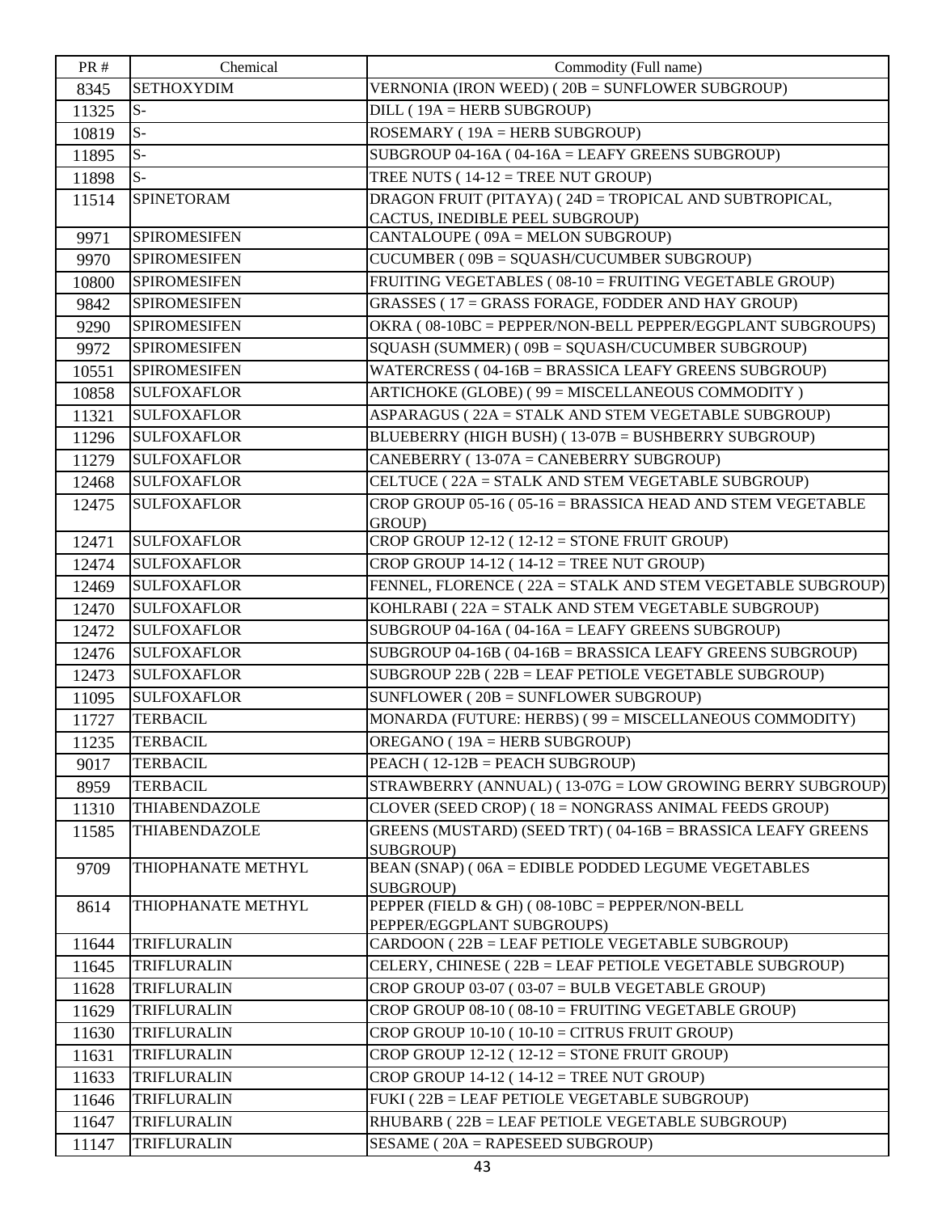| PR # | Chemical | Commodity (Full name) |
| --- | --- | --- |
| 8345 | SETHOXYDIM | VERNONIA (IRON WEED) ( 20B = SUNFLOWER SUBGROUP) |
| 11325 | S- | DILL ( 19A = HERB SUBGROUP) |
| 10819 | S- | ROSEMARY ( 19A = HERB SUBGROUP) |
| 11895 | S- | SUBGROUP 04-16A ( 04-16A = LEAFY GREENS SUBGROUP) |
| 11898 | S- | TREE NUTS ( 14-12 = TREE NUT GROUP) |
| 11514 | SPINETORAM | DRAGON FRUIT (PITAYA) ( 24D = TROPICAL AND SUBTROPICAL, CACTUS, INEDIBLE PEEL SUBGROUP) |
| 9971 | SPIROMESIFEN | CANTALOUPE ( 09A = MELON SUBGROUP) |
| 9970 | SPIROMESIFEN | CUCUMBER ( 09B = SQUASH/CUCUMBER SUBGROUP) |
| 10800 | SPIROMESIFEN | FRUITING VEGETABLES ( 08-10 = FRUITING VEGETABLE GROUP) |
| 9842 | SPIROMESIFEN | GRASSES ( 17 = GRASS FORAGE, FODDER AND HAY GROUP) |
| 9290 | SPIROMESIFEN | OKRA ( 08-10BC = PEPPER/NON-BELL PEPPER/EGGPLANT SUBGROUPS) |
| 9972 | SPIROMESIFEN | SQUASH (SUMMER) ( 09B = SQUASH/CUCUMBER SUBGROUP) |
| 10551 | SPIROMESIFEN | WATERCRESS ( 04-16B = BRASSICA LEAFY GREENS SUBGROUP) |
| 10858 | SULFOXAFLOR | ARTICHOKE (GLOBE) ( 99 = MISCELLANEOUS COMMODITY ) |
| 11321 | SULFOXAFLOR | ASPARAGUS ( 22A = STALK AND STEM VEGETABLE SUBGROUP) |
| 11296 | SULFOXAFLOR | BLUEBERRY (HIGH BUSH) ( 13-07B = BUSHBERRY SUBGROUP) |
| 11279 | SULFOXAFLOR | CANEBERRY ( 13-07A = CANEBERRY SUBGROUP) |
| 12468 | SULFOXAFLOR | CELTUCE ( 22A = STALK AND STEM VEGETABLE SUBGROUP) |
| 12475 | SULFOXAFLOR | CROP GROUP 05-16 ( 05-16 = BRASSICA HEAD AND STEM VEGETABLE GROUP) |
| 12471 | SULFOXAFLOR | CROP GROUP 12-12 ( 12-12 = STONE FRUIT GROUP) |
| 12474 | SULFOXAFLOR | CROP GROUP 14-12 ( 14-12 = TREE NUT GROUP) |
| 12469 | SULFOXAFLOR | FENNEL, FLORENCE ( 22A = STALK AND STEM VEGETABLE SUBGROUP) |
| 12470 | SULFOXAFLOR | KOHLRABI ( 22A = STALK AND STEM VEGETABLE SUBGROUP) |
| 12472 | SULFOXAFLOR | SUBGROUP 04-16A ( 04-16A = LEAFY GREENS SUBGROUP) |
| 12476 | SULFOXAFLOR | SUBGROUP 04-16B ( 04-16B = BRASSICA LEAFY GREENS SUBGROUP) |
| 12473 | SULFOXAFLOR | SUBGROUP 22B ( 22B = LEAF PETIOLE VEGETABLE SUBGROUP) |
| 11095 | SULFOXAFLOR | SUNFLOWER ( 20B = SUNFLOWER SUBGROUP) |
| 11727 | TERBACIL | MONARDA (FUTURE: HERBS) ( 99 = MISCELLANEOUS COMMODITY) |
| 11235 | TERBACIL | OREGANO ( 19A = HERB SUBGROUP) |
| 9017 | TERBACIL | PEACH ( 12-12B = PEACH SUBGROUP) |
| 8959 | TERBACIL | STRAWBERRY (ANNUAL) ( 13-07G = LOW GROWING BERRY SUBGROUP) |
| 11310 | THIABENDAZOLE | CLOVER (SEED CROP) ( 18 = NONGRASS ANIMAL FEEDS GROUP) |
| 11585 | THIABENDAZOLE | GREENS (MUSTARD) (SEED TRT) ( 04-16B = BRASSICA LEAFY GREENS SUBGROUP) |
| 9709 | THIOPHANATE METHYL | BEAN (SNAP) ( 06A = EDIBLE PODDED LEGUME VEGETABLES SUBGROUP) |
| 8614 | THIOPHANATE METHYL | PEPPER (FIELD & GH) ( 08-10BC = PEPPER/NON-BELL PEPPER/EGGPLANT SUBGROUPS) |
| 11644 | TRIFLURALIN | CARDOON ( 22B = LEAF PETIOLE VEGETABLE SUBGROUP) |
| 11645 | TRIFLURALIN | CELERY, CHINESE ( 22B = LEAF PETIOLE VEGETABLE SUBGROUP) |
| 11628 | TRIFLURALIN | CROP GROUP 03-07 ( 03-07 = BULB VEGETABLE GROUP) |
| 11629 | TRIFLURALIN | CROP GROUP 08-10 ( 08-10 = FRUITING VEGETABLE GROUP) |
| 11630 | TRIFLURALIN | CROP GROUP 10-10 ( 10-10 = CITRUS FRUIT GROUP) |
| 11631 | TRIFLURALIN | CROP GROUP 12-12 ( 12-12 = STONE FRUIT GROUP) |
| 11633 | TRIFLURALIN | CROP GROUP 14-12 ( 14-12 = TREE NUT GROUP) |
| 11646 | TRIFLURALIN | FUKI ( 22B = LEAF PETIOLE VEGETABLE SUBGROUP) |
| 11647 | TRIFLURALIN | RHUBARB ( 22B = LEAF PETIOLE VEGETABLE SUBGROUP) |
| 11147 | TRIFLURALIN | SESAME ( 20A = RAPESEED SUBGROUP) |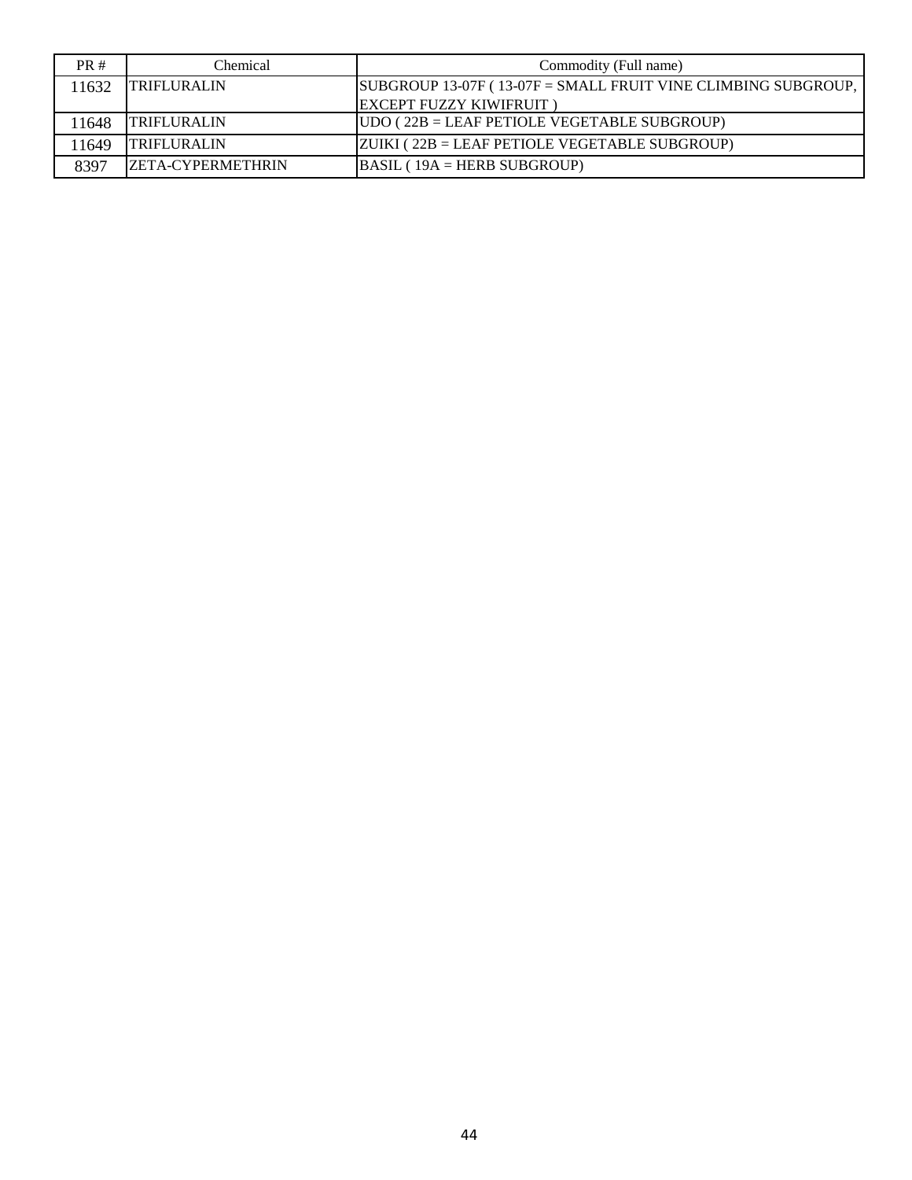| PR # | Chemical | Commodity (Full name) |
|---|---|---|
| 11632 | TRIFLURALIN | SUBGROUP 13-07F ( 13-07F = SMALL FRUIT VINE CLIMBING SUBGROUP, EXCEPT FUZZY KIWIFRUIT ) |
| 11648 | TRIFLURALIN | UDO ( 22B = LEAF PETIOLE VEGETABLE SUBGROUP) |
| 11649 | TRIFLURALIN | ZUIKI ( 22B = LEAF PETIOLE VEGETABLE SUBGROUP) |
| 8397 | ZETA-CYPERMETHRIN | BASIL ( 19A = HERB SUBGROUP) |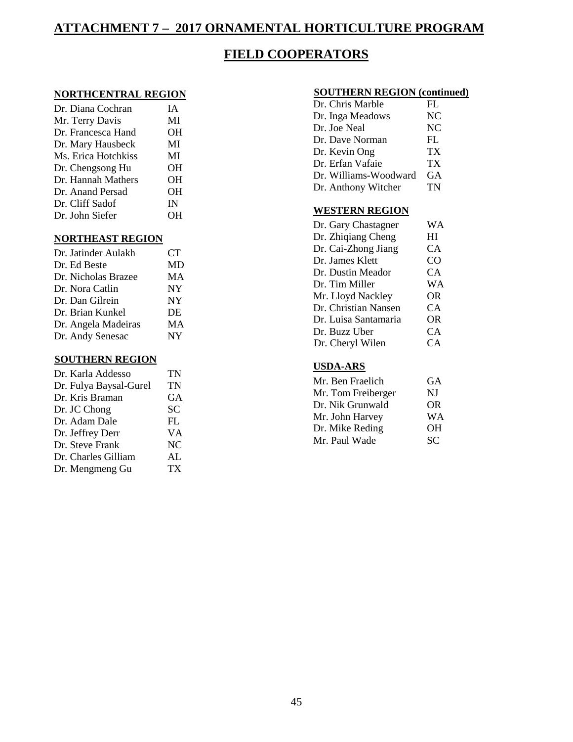# ATTACHMENT 7 – 2017 ORNAMENTAL HORTICULTURE PROGRAM

## FIELD COOPERATORS

### NORTHCENTRAL REGION

| | |
|---|---|
| Dr. Diana Cochran | IA |
| Mr. Terry Davis | MI |
| Dr. Francesca Hand | OH |
| Dr. Mary Hausbeck | MI |
| Ms. Erica Hotchkiss | MI |
| Dr. Chengsong Hu | OH |
| Dr. Hannah Mathers | OH |
| Dr. Anand Persad | OH |
| Dr. Cliff Sadof | IN |
| Dr. John Siefer | OH |

### NORTHEAST REGION

| | |
|---|---|
| Dr. Jatinder Aulakh | CT |
| Dr. Ed Beste | MD |
| Dr. Nicholas Brazee | MA |
| Dr. Nora Catlin | NY |
| Dr. Dan Gilrein | NY |
| Dr. Brian Kunkel | DE |
| Dr. Angela Madeiras | MA |
| Dr. Andy Senesac | NY |

### SOUTHERN REGION

| | |
|---|---|
| Dr. Karla Addesso | TN |
| Dr. Fulya Baysal-Gurel | TN |
| Dr. Kris Braman | GA |
| Dr. JC Chong | SC |
| Dr. Adam Dale | FL |
| Dr. Jeffrey Derr | VA |
| Dr. Steve Frank | NC |
| Dr. Charles Gilliam | AL |
| Dr. Mengmeng Gu | TX |

### SOUTHERN REGION (continued)

| | |
|---|---|
| Dr. Chris Marble | FL |
| Dr. Inga Meadows | NC |
| Dr. Joe Neal | NC |
| Dr. Dave Norman | FL |
| Dr. Kevin Ong | TX |
| Dr. Erfan Vafaie | TX |
| Dr. Williams-Woodward | GA |
| Dr. Anthony Witcher | TN |

### WESTERN REGION

| | |
|---|---|
| Dr. Gary Chastagner | WA |
| Dr. Zhiqiang Cheng | HI |
| Dr. Cai-Zhong Jiang | CA |
| Dr. James Klett | CO |
| Dr. Dustin Meador | CA |
| Dr. Tim Miller | WA |
| Mr. Lloyd Nackley | OR |
| Dr. Christian Nansen | CA |
| Dr. Luisa Santamaria | OR |
| Dr. Buzz Uber | CA |
| Dr. Cheryl Wilen | CA |

### USDA-ARS

| | |
|---|---|
| Mr. Ben Fraelich | GA |
| Mr. Tom Freiberger | NJ |
| Dr. Nik Grunwald | OR |
| Mr. John Harvey | WA |
| Dr. Mike Reding | OH |
| Mr. Paul Wade | SC |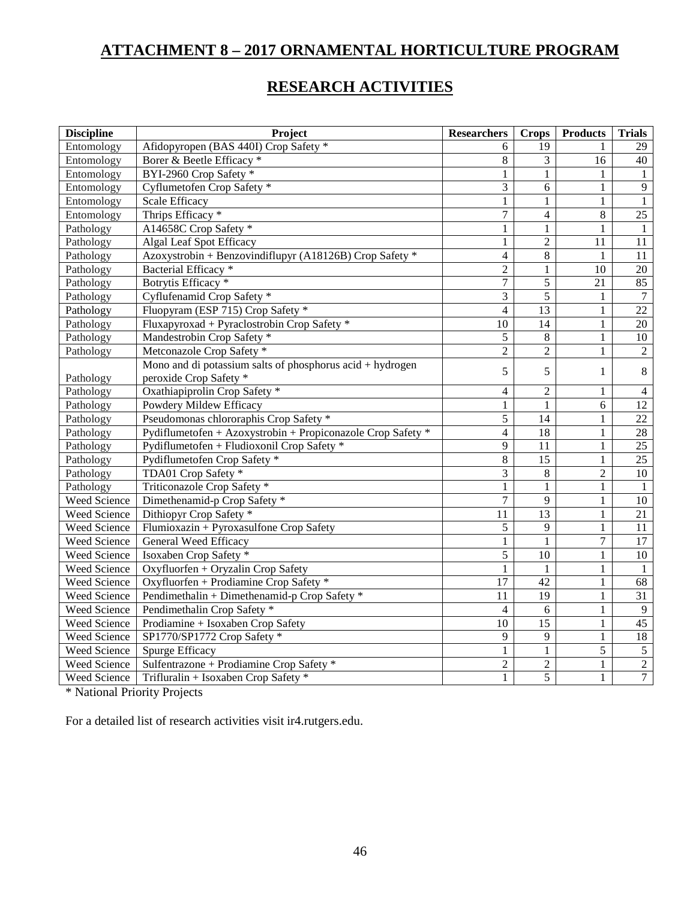## ATTACHMENT 8 – 2017 ORNAMENTAL HORTICULTURE PROGRAM

## RESEARCH ACTIVITIES

| Discipline | Project | Researchers | Crops | Products | Trials |
|---|---|---|---|---|---|
| Entomology | Afidopyropen (BAS 440I) Crop Safety * | 6 | 19 | 1 | 29 |
| Entomology | Borer & Beetle Efficacy * | 8 | 3 | 16 | 40 |
| Entomology | BYI-2960 Crop Safety * | 1 | 1 | 1 | 1 |
| Entomology | Cyflumetofen Crop Safety * | 3 | 6 | 1 | 9 |
| Entomology | Scale Efficacy | 1 | 1 | 1 | 1 |
| Entomology | Thrips Efficacy * | 7 | 4 | 8 | 25 |
| Pathology | A14658C Crop Safety * | 1 | 1 | 1 | 1 |
| Pathology | Algal Leaf Spot Efficacy | 1 | 2 | 11 | 11 |
| Pathology | Azoxystrobin + Benzovindiflupyr (A18126B) Crop Safety * | 4 | 8 | 1 | 11 |
| Pathology | Bacterial Efficacy * | 2 | 1 | 10 | 20 |
| Pathology | Botrytis Efficacy * | 7 | 5 | 21 | 85 |
| Pathology | Cyflufenamid Crop Safety * | 3 | 5 | 1 | 7 |
| Pathology | Fluopyram (ESP 715) Crop Safety * | 4 | 13 | 1 | 22 |
| Pathology | Fluxapyroxad + Pyraclostrobin Crop Safety * | 10 | 14 | 1 | 20 |
| Pathology | Mandestrobin Crop Safety * | 5 | 8 | 1 | 10 |
| Pathology | Metconazole Crop Safety * | 2 | 2 | 1 | 2 |
| Pathology | Mono and di potassium salts of phosphorus acid + hydrogen peroxide Crop Safety * | 5 | 5 | 1 | 8 |
| Pathology | Oxathiapiprolin Crop Safety * | 4 | 2 | 1 | 4 |
| Pathology | Powdery Mildew Efficacy | 1 | 1 | 6 | 12 |
| Pathology | Pseudomonas chlororaphis Crop Safety * | 5 | 14 | 1 | 22 |
| Pathology | Pydiflumetofen + Azoxystrobin + Propiconazole Crop Safety * | 4 | 18 | 1 | 28 |
| Pathology | Pydiflumetofen + Fludioxonil Crop Safety * | 9 | 11 | 1 | 25 |
| Pathology | Pydiflumetofen Crop Safety * | 8 | 15 | 1 | 25 |
| Pathology | TDA01 Crop Safety * | 3 | 8 | 2 | 10 |
| Pathology | Triticonazole Crop Safety * | 1 | 1 | 1 | 1 |
| Weed Science | Dimethenamid-p Crop Safety * | 7 | 9 | 1 | 10 |
| Weed Science | Dithiopyr Crop Safety * | 11 | 13 | 1 | 21 |
| Weed Science | Flumioxazin + Pyroxasulfone Crop Safety | 5 | 9 | 1 | 11 |
| Weed Science | General Weed Efficacy | 1 | 1 | 7 | 17 |
| Weed Science | Isoxaben Crop Safety * | 5 | 10 | 1 | 10 |
| Weed Science | Oxyfluorfen + Oryzalin Crop Safety | 1 | 1 | 1 | 1 |
| Weed Science | Oxyfluorfen + Prodiamine Crop Safety * | 17 | 42 | 1 | 68 |
| Weed Science | Pendimethalin + Dimethenamid-p Crop Safety * | 11 | 19 | 1 | 31 |
| Weed Science | Pendimethalin Crop Safety * | 4 | 6 | 1 | 9 |
| Weed Science | Prodiamine + Isoxaben Crop Safety | 10 | 15 | 1 | 45 |
| Weed Science | SP1770/SP1772 Crop Safety * | 9 | 9 | 1 | 18 |
| Weed Science | Spurge Efficacy | 1 | 1 | 5 | 5 |
| Weed Science | Sulfentrazone + Prodiamine Crop Safety * | 2 | 2 | 1 | 2 |
| Weed Science | Trifluralin + Isoxaben Crop Safety * | 1 | 5 | 1 | 7 |

* National Priority Projects

For a detailed list of research activities visit ir4.rutgers.edu.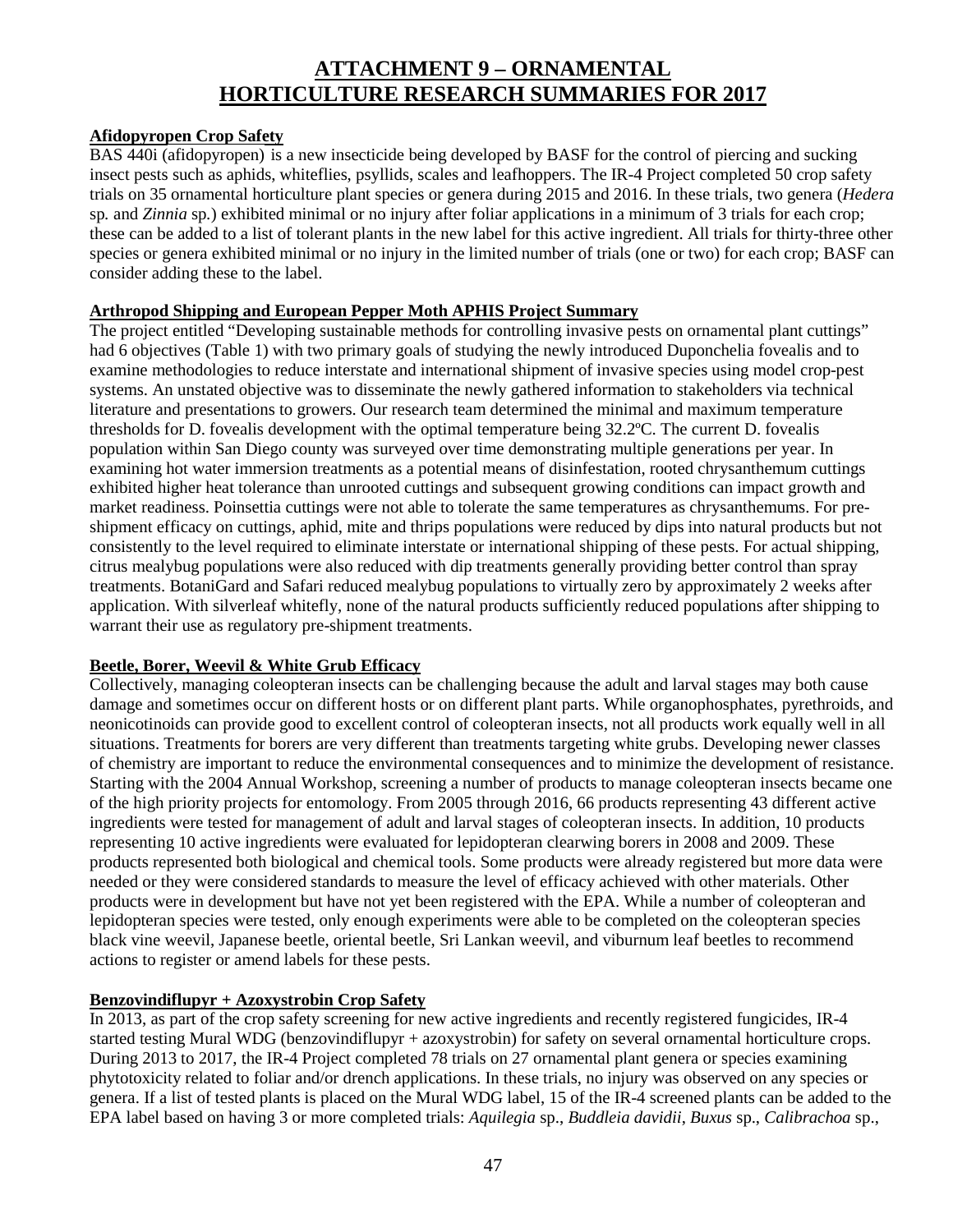# ATTACHMENT 9 – ORNAMENTAL HORTICULTURE RESEARCH SUMMARIES FOR 2017

**Afidopyropen Crop Safety**

BAS 440i (afidopyropen) is a new insecticide being developed by BASF for the control of piercing and sucking insect pests such as aphids, whiteflies, psyllids, scales and leafhoppers. The IR-4 Project completed 50 crop safety trials on 35 ornamental horticulture plant species or genera during 2015 and 2016. In these trials, two genera (*Hedera* sp. and *Zinnia* sp.) exhibited minimal or no injury after foliar applications in a minimum of 3 trials for each crop; these can be added to a list of tolerant plants in the new label for this active ingredient. All trials for thirty-three other species or genera exhibited minimal or no injury in the limited number of trials (one or two) for each crop; BASF can consider adding these to the label.

**Arthropod Shipping and European Pepper Moth APHIS Project Summary**

The project entitled "Developing sustainable methods for controlling invasive pests on ornamental plant cuttings" had 6 objectives (Table 1) with two primary goals of studying the newly introduced Duponchelia fovealis and to examine methodologies to reduce interstate and international shipment of invasive species using model crop-pest systems. An unstated objective was to disseminate the newly gathered information to stakeholders via technical literature and presentations to growers. Our research team determined the minimal and maximum temperature thresholds for D. fovealis development with the optimal temperature being 32.2ºC. The current D. fovealis population within San Diego county was surveyed over time demonstrating multiple generations per year. In examining hot water immersion treatments as a potential means of disinfestation, rooted chrysanthemum cuttings exhibited higher heat tolerance than unrooted cuttings and subsequent growing conditions can impact growth and market readiness. Poinsettia cuttings were not able to tolerate the same temperatures as chrysanthemums. For pre-shipment efficacy on cuttings, aphid, mite and thrips populations were reduced by dips into natural products but not consistently to the level required to eliminate interstate or international shipping of these pests. For actual shipping, citrus mealybug populations were also reduced with dip treatments generally providing better control than spray treatments. BotaniGard and Safari reduced mealybug populations to virtually zero by approximately 2 weeks after application. With silverleaf whitefly, none of the natural products sufficiently reduced populations after shipping to warrant their use as regulatory pre-shipment treatments.

**Beetle, Borer, Weevil & White Grub Efficacy**

Collectively, managing coleopteran insects can be challenging because the adult and larval stages may both cause damage and sometimes occur on different hosts or on different plant parts. While organophosphates, pyrethroids, and neonicotinoids can provide good to excellent control of coleopteran insects, not all products work equally well in all situations. Treatments for borers are very different than treatments targeting white grubs. Developing newer classes of chemistry are important to reduce the environmental consequences and to minimize the development of resistance. Starting with the 2004 Annual Workshop, screening a number of products to manage coleopteran insects became one of the high priority projects for entomology. From 2005 through 2016, 66 products representing 43 different active ingredients were tested for management of adult and larval stages of coleopteran insects. In addition, 10 products representing 10 active ingredients were evaluated for lepidopteran clearwing borers in 2008 and 2009. These products represented both biological and chemical tools. Some products were already registered but more data were needed or they were considered standards to measure the level of efficacy achieved with other materials. Other products were in development but have not yet been registered with the EPA. While a number of coleopteran and lepidopteran species were tested, only enough experiments were able to be completed on the coleopteran species black vine weevil, Japanese beetle, oriental beetle, Sri Lankan weevil, and viburnum leaf beetles to recommend actions to register or amend labels for these pests.

**Benzovindiflupyr + Azoxystrobin Crop Safety**

In 2013, as part of the crop safety screening for new active ingredients and recently registered fungicides, IR-4 started testing Mural WDG (benzovindiflupyr + azoxystrobin) for safety on several ornamental horticulture crops. During 2013 to 2017, the IR-4 Project completed 78 trials on 27 ornamental plant genera or species examining phytotoxicity related to foliar and/or drench applications. In these trials, no injury was observed on any species or genera. If a list of tested plants is placed on the Mural WDG label, 15 of the IR-4 screened plants can be added to the EPA label based on having 3 or more completed trials: *Aquilegia* sp., *Buddleia davidii*, *Buxus* sp., *Calibrachoa* sp.,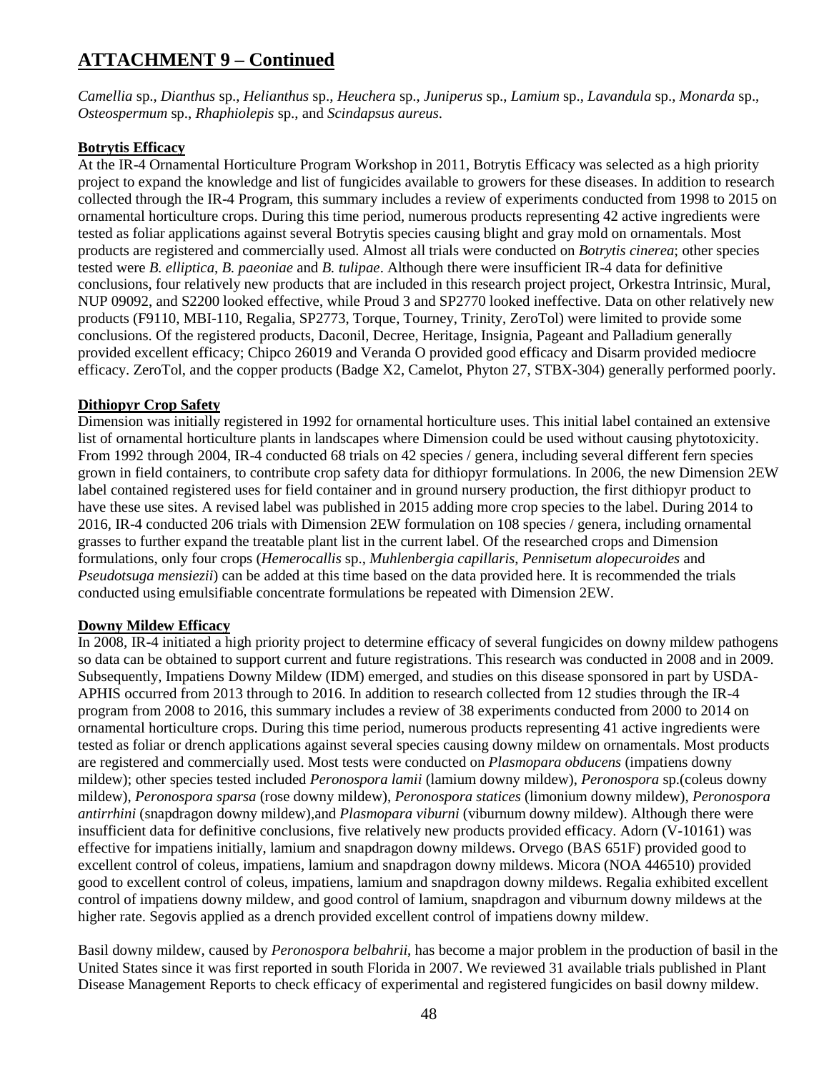## ATTACHMENT 9 – Continued

*Camellia* sp., *Dianthus* sp., *Helianthus* sp., *Heuchera* sp., *Juniperus* sp., *Lamium* sp., *Lavandula* sp., *Monarda* sp., *Osteospermum* sp., *Rhaphiolepis* sp., and *Scindapsus aureus*.

**Botrytis Efficacy**

At the IR-4 Ornamental Horticulture Program Workshop in 2011, Botrytis Efficacy was selected as a high priority project to expand the knowledge and list of fungicides available to growers for these diseases. In addition to research collected through the IR-4 Program, this summary includes a review of experiments conducted from 1998 to 2015 on ornamental horticulture crops. During this time period, numerous products representing 42 active ingredients were tested as foliar applications against several Botrytis species causing blight and gray mold on ornamentals. Most products are registered and commercially used. Almost all trials were conducted on *Botrytis cinerea*; other species tested were *B. elliptica*, *B. paeoniae* and *B. tulipae*. Although there were insufficient IR-4 data for definitive conclusions, four relatively new products that are included in this research project project, Orkestra Intrinsic, Mural, NUP 09092, and S2200 looked effective, while Proud 3 and SP2770 looked ineffective. Data on other relatively new products (F9110, MBI-110, Regalia, SP2773, Torque, Tourney, Trinity, ZeroTol) were limited to provide some conclusions. Of the registered products, Daconil, Decree, Heritage, Insignia, Pageant and Palladium generally provided excellent efficacy; Chipco 26019 and Veranda O provided good efficacy and Disarm provided mediocre efficacy. ZeroTol, and the copper products (Badge X2, Camelot, Phyton 27, STBX-304) generally performed poorly.

**Dithiopyr Crop Safety**

Dimension was initially registered in 1992 for ornamental horticulture uses. This initial label contained an extensive list of ornamental horticulture plants in landscapes where Dimension could be used without causing phytotoxicity. From 1992 through 2004, IR-4 conducted 68 trials on 42 species / genera, including several different fern species grown in field containers, to contribute crop safety data for dithiopyr formulations. In 2006, the new Dimension 2EW label contained registered uses for field container and in ground nursery production, the first dithiopyr product to have these use sites. A revised label was published in 2015 adding more crop species to the label. During 2014 to 2016, IR-4 conducted 206 trials with Dimension 2EW formulation on 108 species / genera, including ornamental grasses to further expand the treatable plant list in the current label. Of the researched crops and Dimension formulations, only four crops (*Hemerocallis* sp., *Muhlenbergia capillaris*, *Pennisetum alopecuroides* and *Pseudotsuga mensiezii*) can be added at this time based on the data provided here. It is recommended the trials conducted using emulsifiable concentrate formulations be repeated with Dimension 2EW.

**Downy Mildew Efficacy**

In 2008, IR-4 initiated a high priority project to determine efficacy of several fungicides on downy mildew pathogens so data can be obtained to support current and future registrations. This research was conducted in 2008 and in 2009. Subsequently, Impatiens Downy Mildew (IDM) emerged, and studies on this disease sponsored in part by USDA-APHIS occurred from 2013 through to 2016. In addition to research collected from 12 studies through the IR-4 program from 2008 to 2016, this summary includes a review of 38 experiments conducted from 2000 to 2014 on ornamental horticulture crops. During this time period, numerous products representing 41 active ingredients were tested as foliar or drench applications against several species causing downy mildew on ornamentals. Most products are registered and commercially used. Most tests were conducted on *Plasmopara obducens* (impatiens downy mildew); other species tested included *Peronospora lamii* (lamium downy mildew), *Peronospora* sp.(coleus downy mildew), *Peronospora sparsa* (rose downy mildew), *Peronospora statices* (limonium downy mildew), *Peronospora antirrhini* (snapdragon downy mildew),and *Plasmopara viburni* (viburnum downy mildew). Although there were insufficient data for definitive conclusions, five relatively new products provided efficacy. Adorn (V-10161) was effective for impatiens initially, lamium and snapdragon downy mildews. Orvego (BAS 651F) provided good to excellent control of coleus, impatiens, lamium and snapdragon downy mildews. Micora (NOA 446510) provided good to excellent control of coleus, impatiens, lamium and snapdragon downy mildews. Regalia exhibited excellent control of impatiens downy mildew, and good control of lamium, snapdragon and viburnum downy mildews at the higher rate. Segovis applied as a drench provided excellent control of impatiens downy mildew.

Basil downy mildew, caused by *Peronospora belbahrii*, has become a major problem in the production of basil in the United States since it was first reported in south Florida in 2007. We reviewed 31 available trials published in Plant Disease Management Reports to check efficacy of experimental and registered fungicides on basil downy mildew.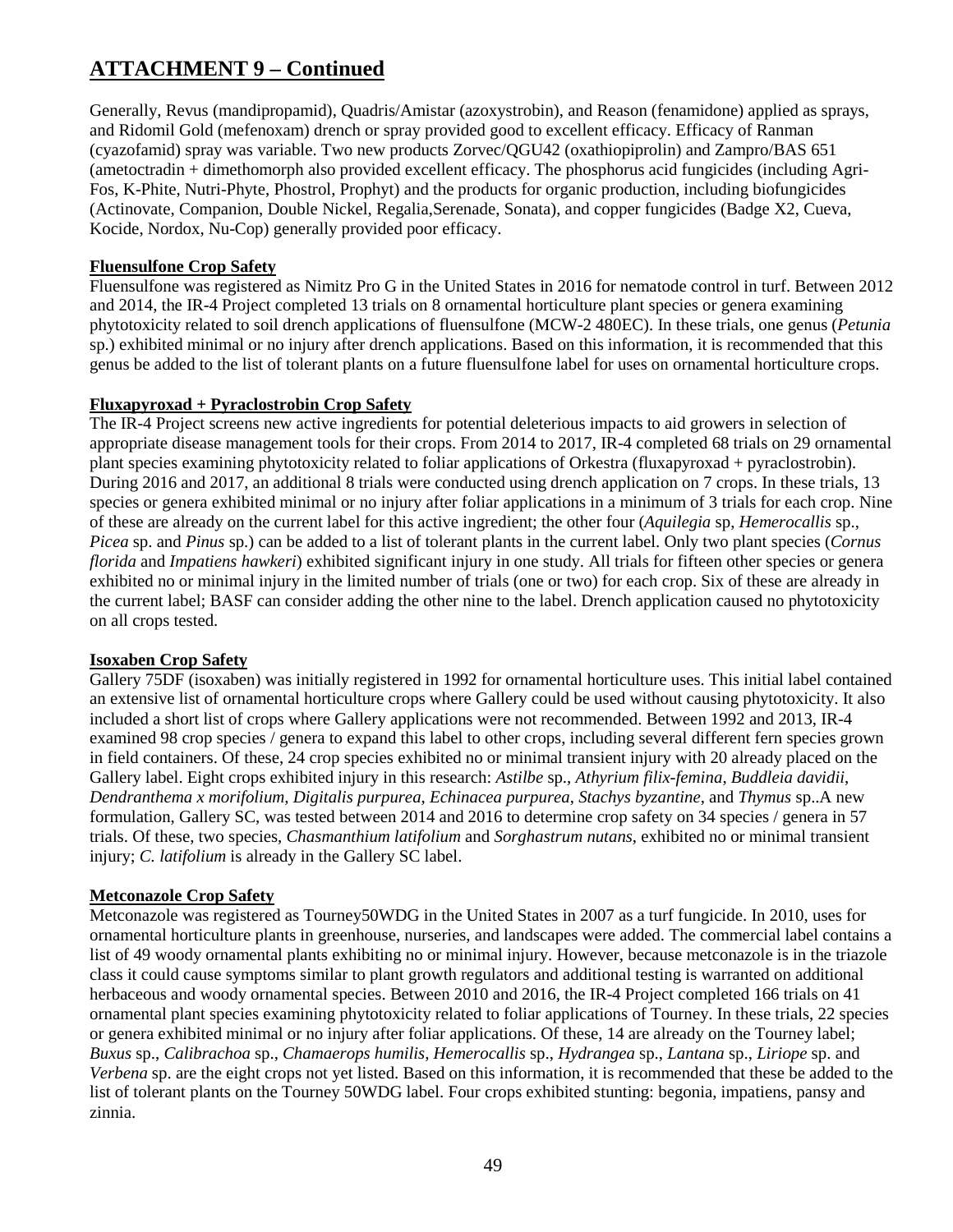## ATTACHMENT 9 – Continued

Generally, Revus (mandipropamid), Quadris/Amistar (azoxystrobin), and Reason (fenamidone) applied as sprays, and Ridomil Gold (mefenoxam) drench or spray provided good to excellent efficacy. Efficacy of Ranman (cyazofamid) spray was variable. Two new products Zorvec/QGU42 (oxathiopiprolin) and Zampro/BAS 651 (ametoctradin + dimethomorph also provided excellent efficacy. The phosphorus acid fungicides (including Agri-Fos, K-Phite, Nutri-Phyte, Phostrol, Prophyt) and the products for organic production, including biofungicides (Actinovate, Companion, Double Nickel, Regalia,Serenade, Sonata), and copper fungicides (Badge X2, Cueva, Kocide, Nordox, Nu-Cop) generally provided poor efficacy.

**Fluensulfone Crop Safety**

Fluensulfone was registered as Nimitz Pro G in the United States in 2016 for nematode control in turf. Between 2012 and 2014, the IR-4 Project completed 13 trials on 8 ornamental horticulture plant species or genera examining phytotoxicity related to soil drench applications of fluensulfone (MCW-2 480EC). In these trials, one genus (*Petunia* sp.) exhibited minimal or no injury after drench applications. Based on this information, it is recommended that this genus be added to the list of tolerant plants on a future fluensulfone label for uses on ornamental horticulture crops.

**Fluxapyroxad + Pyraclostrobin Crop Safety**

The IR-4 Project screens new active ingredients for potential deleterious impacts to aid growers in selection of appropriate disease management tools for their crops. From 2014 to 2017, IR-4 completed 68 trials on 29 ornamental plant species examining phytotoxicity related to foliar applications of Orkestra (fluxapyroxad + pyraclostrobin). During 2016 and 2017, an additional 8 trials were conducted using drench application on 7 crops. In these trials, 13 species or genera exhibited minimal or no injury after foliar applications in a minimum of 3 trials for each crop. Nine of these are already on the current label for this active ingredient; the other four (*Aquilegia* sp, *Hemerocallis* sp., *Picea* sp. and *Pinus* sp.) can be added to a list of tolerant plants in the current label. Only two plant species (*Cornus florida* and *Impatiens hawkeri*) exhibited significant injury in one study. All trials for fifteen other species or genera exhibited no or minimal injury in the limited number of trials (one or two) for each crop. Six of these are already in the current label; BASF can consider adding the other nine to the label. Drench application caused no phytotoxicity on all crops tested.

**Isoxaben Crop Safety**

Gallery 75DF (isoxaben) was initially registered in 1992 for ornamental horticulture uses. This initial label contained an extensive list of ornamental horticulture crops where Gallery could be used without causing phytotoxicity. It also included a short list of crops where Gallery applications were not recommended. Between 1992 and 2013, IR-4 examined 98 crop species / genera to expand this label to other crops, including several different fern species grown in field containers. Of these, 24 crop species exhibited no or minimal transient injury with 20 already placed on the Gallery label. Eight crops exhibited injury in this research: *Astilbe* sp., *Athyrium filix-femina*, *Buddleia davidii*, *Dendranthema x morifolium*, *Digitalis purpurea*, *Echinacea purpurea*, *Stachys byzantine*, and *Thymus* sp..A new formulation, Gallery SC, was tested between 2014 and 2016 to determine crop safety on 34 species / genera in 57 trials. Of these, two species, *Chasmanthium latifolium* and *Sorghastrum nutans*, exhibited no or minimal transient injury; *C. latifolium* is already in the Gallery SC label.

**Metconazole Crop Safety**

Metconazole was registered as Tourney50WDG in the United States in 2007 as a turf fungicide. In 2010, uses for ornamental horticulture plants in greenhouse, nurseries, and landscapes were added. The commercial label contains a list of 49 woody ornamental plants exhibiting no or minimal injury. However, because metconazole is in the triazole class it could cause symptoms similar to plant growth regulators and additional testing is warranted on additional herbaceous and woody ornamental species. Between 2010 and 2016, the IR-4 Project completed 166 trials on 41 ornamental plant species examining phytotoxicity related to foliar applications of Tourney. In these trials, 22 species or genera exhibited minimal or no injury after foliar applications. Of these, 14 are already on the Tourney label; *Buxus* sp., *Calibrachoa* sp., *Chamaerops humilis*, *Hemerocallis* sp., *Hydrangea* sp., *Lantana* sp., *Liriope* sp. and *Verbena* sp. are the eight crops not yet listed. Based on this information, it is recommended that these be added to the list of tolerant plants on the Tourney 50WDG label. Four crops exhibited stunting: begonia, impatiens, pansy and zinnia.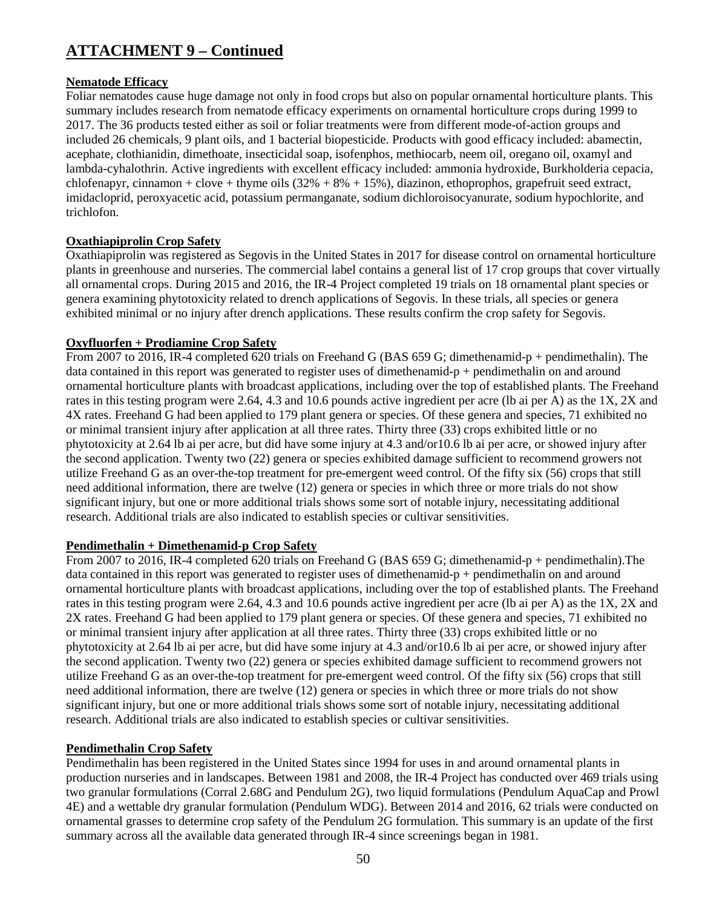## ATTACHMENT 9 – Continued

**Nematode Efficacy**

Foliar nematodes cause huge damage not only in food crops but also on popular ornamental horticulture plants. This summary includes research from nematode efficacy experiments on ornamental horticulture crops during 1999 to 2017. The 36 products tested either as soil or foliar treatments were from different mode-of-action groups and included 26 chemicals, 9 plant oils, and 1 bacterial biopesticide. Products with good efficacy included: abamectin, acephate, clothianidin, dimethoate, insecticidal soap, isofenphos, methiocarb, neem oil, oregano oil, oxamyl and lambda-cyhalothrin. Active ingredients with excellent efficacy included: ammonia hydroxide, Burkholderia cepacia, chlofenapyr, cinnamon + clove + thyme oils (32% + 8% + 15%), diazinon, ethoprophos, grapefruit seed extract, imidacloprid, peroxyacetic acid, potassium permanganate, sodium dichloroisocyanurate, sodium hypochlorite, and trichlofon.

**Oxathiapiprolin Crop Safety**

Oxathiapiprolin was registered as Segovis in the United States in 2017 for disease control on ornamental horticulture plants in greenhouse and nurseries. The commercial label contains a general list of 17 crop groups that cover virtually all ornamental crops. During 2015 and 2016, the IR-4 Project completed 19 trials on 18 ornamental plant species or genera examining phytotoxicity related to drench applications of Segovis. In these trials, all species or genera exhibited minimal or no injury after drench applications. These results confirm the crop safety for Segovis.

**Oxyfluorfen + Prodiamine Crop Safety**

From 2007 to 2016, IR-4 completed 620 trials on Freehand G (BAS 659 G; dimethenamid-p + pendimethalin). The data contained in this report was generated to register uses of dimethenamid-p + pendimethalin on and around ornamental horticulture plants with broadcast applications, including over the top of established plants. The Freehand rates in this testing program were 2.64, 4.3 and 10.6 pounds active ingredient per acre (lb ai per A) as the 1X, 2X and 4X rates. Freehand G had been applied to 179 plant genera or species. Of these genera and species, 71 exhibited no or minimal transient injury after application at all three rates. Thirty three (33) crops exhibited little or no phytotoxicity at 2.64 lb ai per acre, but did have some injury at 4.3 and/or10.6 lb ai per acre, or showed injury after the second application. Twenty two (22) genera or species exhibited damage sufficient to recommend growers not utilize Freehand G as an over-the-top treatment for pre-emergent weed control. Of the fifty six (56) crops that still need additional information, there are twelve (12) genera or species in which three or more trials do not show significant injury, but one or more additional trials shows some sort of notable injury, necessitating additional research. Additional trials are also indicated to establish species or cultivar sensitivities.

**Pendimethalin + Dimethenamid-p Crop Safety**

From 2007 to 2016, IR-4 completed 620 trials on Freehand G (BAS 659 G; dimethenamid-p + pendimethalin).The data contained in this report was generated to register uses of dimethenamid-p + pendimethalin on and around ornamental horticulture plants with broadcast applications, including over the top of established plants. The Freehand rates in this testing program were 2.64, 4.3 and 10.6 pounds active ingredient per acre (lb ai per A) as the 1X, 2X and 2X rates. Freehand G had been applied to 179 plant genera or species. Of these genera and species, 71 exhibited no or minimal transient injury after application at all three rates. Thirty three (33) crops exhibited little or no phytotoxicity at 2.64 lb ai per acre, but did have some injury at 4.3 and/or10.6 lb ai per acre, or showed injury after the second application. Twenty two (22) genera or species exhibited damage sufficient to recommend growers not utilize Freehand G as an over-the-top treatment for pre-emergent weed control. Of the fifty six (56) crops that still need additional information, there are twelve (12) genera or species in which three or more trials do not show significant injury, but one or more additional trials shows some sort of notable injury, necessitating additional research. Additional trials are also indicated to establish species or cultivar sensitivities.

**Pendimethalin Crop Safety**

Pendimethalin has been registered in the United States since 1994 for uses in and around ornamental plants in production nurseries and in landscapes. Between 1981 and 2008, the IR-4 Project has conducted over 469 trials using two granular formulations (Corral 2.68G and Pendulum 2G), two liquid formulations (Pendulum AquaCap and Prowl 4E) and a wettable dry granular formulation (Pendulum WDG). Between 2014 and 2016, 62 trials were conducted on ornamental grasses to determine crop safety of the Pendulum 2G formulation. This summary is an update of the first summary across all the available data generated through IR-4 since screenings began in 1981.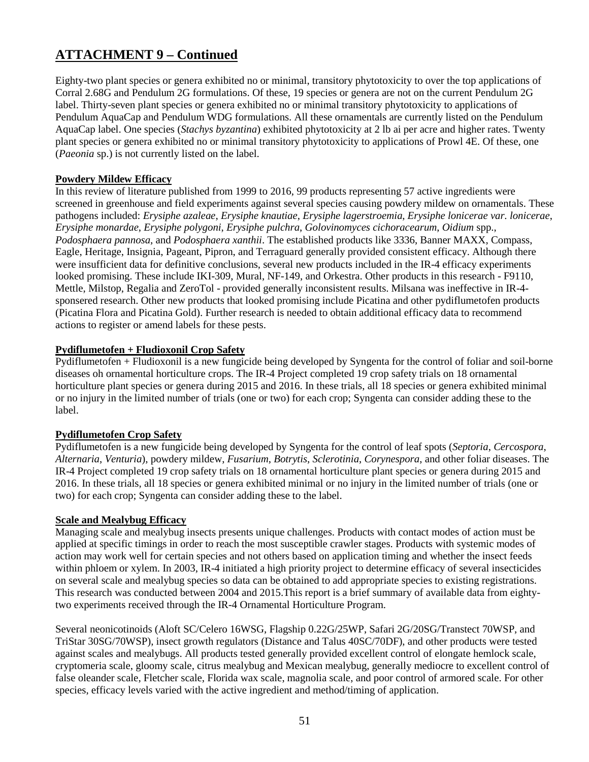## ATTACHMENT 9 – Continued

Eighty-two plant species or genera exhibited no or minimal, transitory phytotoxicity to over the top applications of Corral 2.68G and Pendulum 2G formulations. Of these, 19 species or genera are not on the current Pendulum 2G label. Thirty-seven plant species or genera exhibited no or minimal transitory phytotoxicity to applications of Pendulum AquaCap and Pendulum WDG formulations. All these ornamentals are currently listed on the Pendulum AquaCap label. One species (*Stachys byzantina*) exhibited phytotoxicity at 2 lb ai per acre and higher rates. Twenty plant species or genera exhibited no or minimal transitory phytotoxicity to applications of Prowl 4E. Of these, one (*Paeonia* sp.) is not currently listed on the label.

**Powdery Mildew Efficacy**

In this review of literature published from 1999 to 2016, 99 products representing 57 active ingredients were screened in greenhouse and field experiments against several species causing powdery mildew on ornamentals. These pathogens included: *Erysiphe azaleae*, *Erysiphe knautiae*, *Erysiphe lagerstroemia*, *Erysiphe lonicerae var. lonicerae*, *Erysiphe monardae*, *Erysiphe polygoni*, *Erysiphe pulchra*, *Golovinomyces cichoracearum*, *Oidium* spp., *Podosphaera pannosa*, and *Podosphaera xanthii*. The established products like 3336, Banner MAXX, Compass, Eagle, Heritage, Insignia, Pageant, Pipron, and Terraguard generally provided consistent efficacy. Although there were insufficient data for definitive conclusions, several new products included in the IR-4 efficacy experiments looked promising. These include IKI-309, Mural, NF-149, and Orkestra. Other products in this research - F9110, Mettle, Milstop, Regalia and ZeroTol - provided generally inconsistent results. Milsana was ineffective in IR-4-sponsered research. Other new products that looked promising include Picatina and other pydiflumetofen products (Picatina Flora and Picatina Gold). Further research is needed to obtain additional efficacy data to recommend actions to register or amend labels for these pests.

**Pydiflumetofen + Fludioxonil Crop Safety**

Pydiflumetofen + Fludioxonil is a new fungicide being developed by Syngenta for the control of foliar and soil-borne diseases oh ornamental horticulture crops. The IR-4 Project completed 19 crop safety trials on 18 ornamental horticulture plant species or genera during 2015 and 2016. In these trials, all 18 species or genera exhibited minimal or no injury in the limited number of trials (one or two) for each crop; Syngenta can consider adding these to the label.

**Pydiflumetofen Crop Safety**

Pydiflumetofen is a new fungicide being developed by Syngenta for the control of leaf spots (*Septoria*, *Cercospora*, *Alternaria*, *Venturia*), powdery mildew, *Fusarium*, *Botrytis*, *Sclerotinia*, *Corynespora*, and other foliar diseases. The IR-4 Project completed 19 crop safety trials on 18 ornamental horticulture plant species or genera during 2015 and 2016. In these trials, all 18 species or genera exhibited minimal or no injury in the limited number of trials (one or two) for each crop; Syngenta can consider adding these to the label.

**Scale and Mealybug Efficacy**

Managing scale and mealybug insects presents unique challenges. Products with contact modes of action must be applied at specific timings in order to reach the most susceptible crawler stages. Products with systemic modes of action may work well for certain species and not others based on application timing and whether the insect feeds within phloem or xylem. In 2003, IR-4 initiated a high priority project to determine efficacy of several insecticides on several scale and mealybug species so data can be obtained to add appropriate species to existing registrations. This research was conducted between 2004 and 2015.This report is a brief summary of available data from eighty-two experiments received through the IR-4 Ornamental Horticulture Program.

Several neonicotinoids (Aloft SC/Celero 16WSG, Flagship 0.22G/25WP, Safari 2G/20SG/Transtect 70WSP, and TriStar 30SG/70WSP), insect growth regulators (Distance and Talus 40SC/70DF), and other products were tested against scales and mealybugs. All products tested generally provided excellent control of elongate hemlock scale, cryptomeria scale, gloomy scale, citrus mealybug and Mexican mealybug, generally mediocre to excellent control of false oleander scale, Fletcher scale, Florida wax scale, magnolia scale, and poor control of armored scale. For other species, efficacy levels varied with the active ingredient and method/timing of application.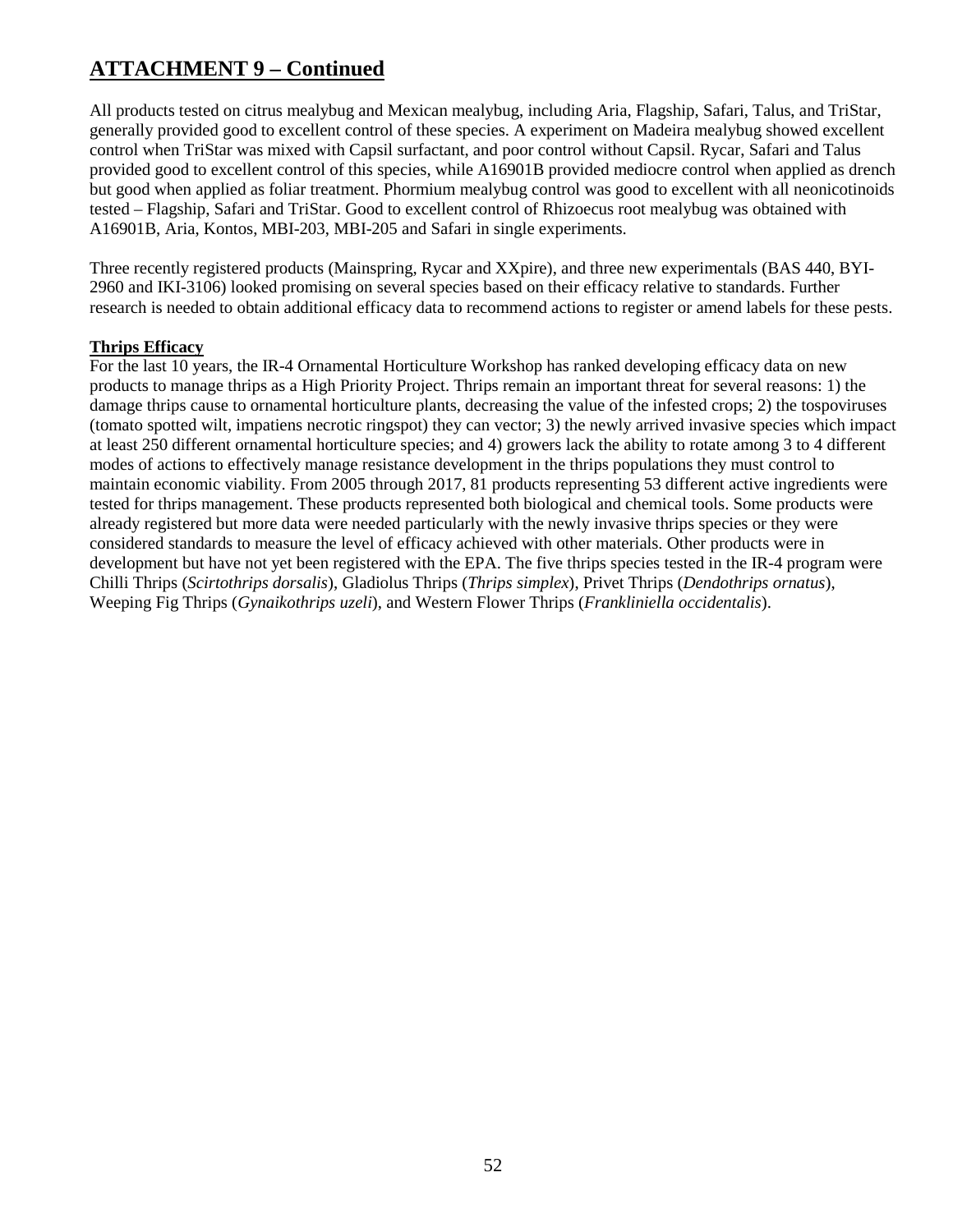## ATTACHMENT 9 – Continued

All products tested on citrus mealybug and Mexican mealybug, including Aria, Flagship, Safari, Talus, and TriStar, generally provided good to excellent control of these species. A experiment on Madeira mealybug showed excellent control when TriStar was mixed with Capsil surfactant, and poor control without Capsil. Rycar, Safari and Talus provided good to excellent control of this species, while A16901B provided mediocre control when applied as drench but good when applied as foliar treatment. Phormium mealybug control was good to excellent with all neonicotinoids tested – Flagship, Safari and TriStar. Good to excellent control of Rhizoecus root mealybug was obtained with A16901B, Aria, Kontos, MBI-203, MBI-205 and Safari in single experiments.

Three recently registered products (Mainspring, Rycar and XXpire), and three new experimentals (BAS 440, BYI-2960 and IKI-3106) looked promising on several species based on their efficacy relative to standards. Further research is needed to obtain additional efficacy data to recommend actions to register or amend labels for these pests.

**Thrips Efficacy**

For the last 10 years, the IR-4 Ornamental Horticulture Workshop has ranked developing efficacy data on new products to manage thrips as a High Priority Project. Thrips remain an important threat for several reasons: 1) the damage thrips cause to ornamental horticulture plants, decreasing the value of the infested crops; 2) the tospoviruses (tomato spotted wilt, impatiens necrotic ringspot) they can vector; 3) the newly arrived invasive species which impact at least 250 different ornamental horticulture species; and 4) growers lack the ability to rotate among 3 to 4 different modes of actions to effectively manage resistance development in the thrips populations they must control to maintain economic viability. From 2005 through 2017, 81 products representing 53 different active ingredients were tested for thrips management. These products represented both biological and chemical tools. Some products were already registered but more data were needed particularly with the newly invasive thrips species or they were considered standards to measure the level of efficacy achieved with other materials. Other products were in development but have not yet been registered with the EPA. The five thrips species tested in the IR-4 program were Chilli Thrips (*Scirtothrips dorsalis*), Gladiolus Thrips (*Thrips simplex*), Privet Thrips (*Dendothrips ornatus*), Weeping Fig Thrips (*Gynaikothrips uzeli*), and Western Flower Thrips (*Frankliniella occidentalis*).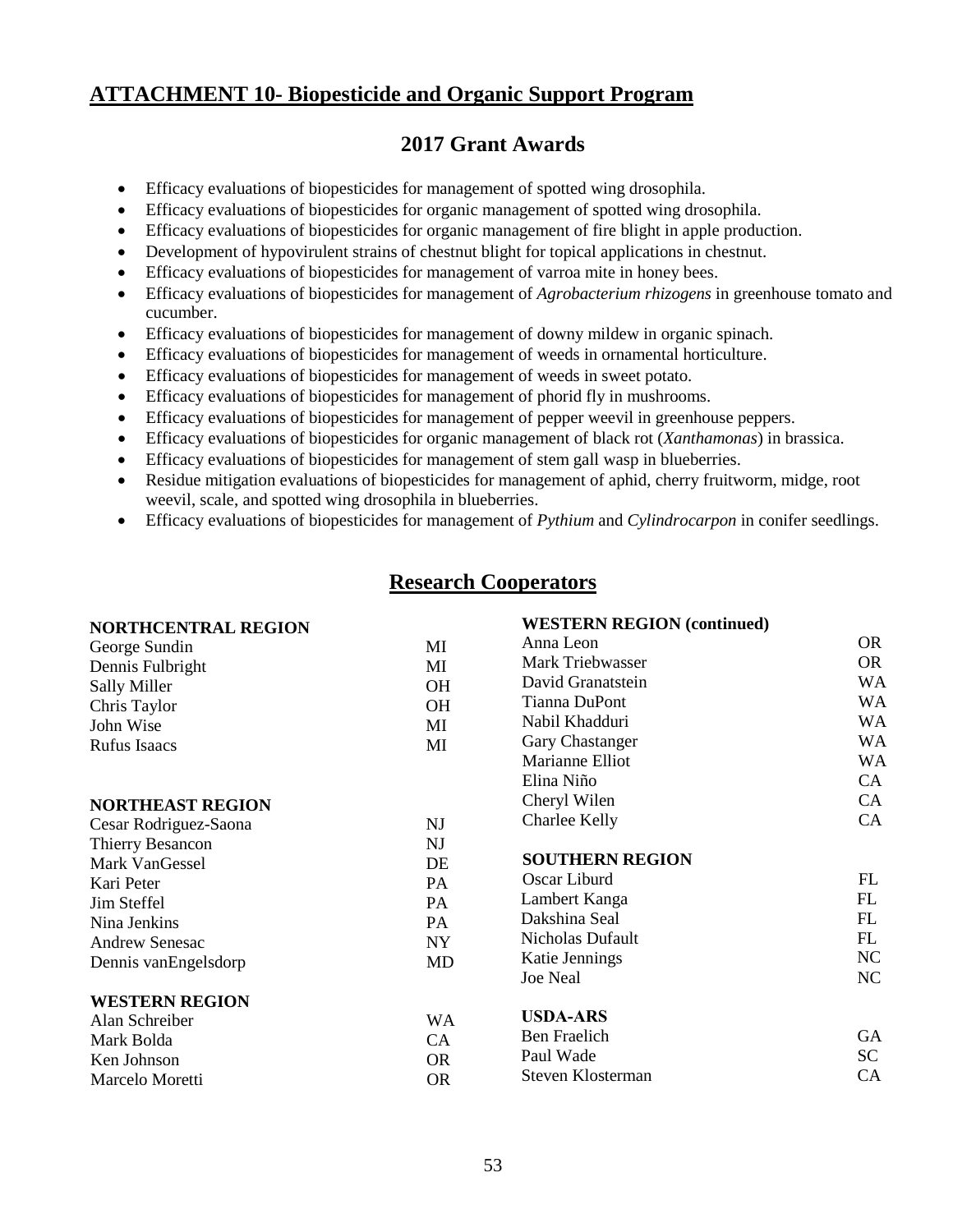## ATTACHMENT 10- Biopesticide and Organic Support Program

### 2017 Grant Awards

- Efficacy evaluations of biopesticides for management of spotted wing drosophila.
- Efficacy evaluations of biopesticides for organic management of spotted wing drosophila.
- Efficacy evaluations of biopesticides for organic management of fire blight in apple production.
- Development of hypovirulent strains of chestnut blight for topical applications in chestnut.
- Efficacy evaluations of biopesticides for management of varroa mite in honey bees.
- Efficacy evaluations of biopesticides for management of *Agrobacterium rhizogens* in greenhouse tomato and cucumber.
- Efficacy evaluations of biopesticides for management of downy mildew in organic spinach.
- Efficacy evaluations of biopesticides for management of weeds in ornamental horticulture.
- Efficacy evaluations of biopesticides for management of weeds in sweet potato.
- Efficacy evaluations of biopesticides for management of phorid fly in mushrooms.
- Efficacy evaluations of biopesticides for management of pepper weevil in greenhouse peppers.
- Efficacy evaluations of biopesticides for organic management of black rot (*Xanthamonas*) in brassica.
- Efficacy evaluations of biopesticides for management of stem gall wasp in blueberries.
- Residue mitigation evaluations of biopesticides for management of aphid, cherry fruitworm, midge, root weevil, scale, and spotted wing drosophila in blueberries.
- Efficacy evaluations of biopesticides for management of *Pythium* and *Cylindrocarpon* in conifer seedlings.

### Research Cooperators

**NORTHCENTRAL REGION**

| Name | State |
|---|---|
| George Sundin | MI |
| Dennis Fulbright | MI |
| Sally Miller | OH |
| Chris Taylor | OH |
| John Wise | MI |
| Rufus Isaacs | MI |

**NORTHEAST REGION**

| Name | State |
|---|---|
| Cesar Rodriguez-Saona | NJ |
| Thierry Besancon | NJ |
| Mark VanGessel | DE |
| Kari Peter | PA |
| Jim Steffel | PA |
| Nina Jenkins | PA |
| Andrew Senesac | NY |
| Dennis vanEngelsdorp | MD |

**WESTERN REGION**

| Name | State |
|---|---|
| Alan Schreiber | WA |
| Mark Bolda | CA |
| Ken Johnson | OR |
| Marcelo Moretti | OR |

**WESTERN REGION (continued)**

| Name | State |
|---|---|
| Anna Leon | OR |
| Mark Triebwasser | OR |
| David Granatstein | WA |
| Tianna DuPont | WA |
| Nabil Khadduri | WA |
| Gary Chastanger | WA |
| Marianne Elliot | WA |
| Elina Niño | CA |
| Cheryl Wilen | CA |
| Charlee Kelly | CA |

**SOUTHERN REGION**

| Name | State |
|---|---|
| Oscar Liburd | FL |
| Lambert Kanga | FL |
| Dakshina Seal | FL |
| Nicholas Dufault | FL |
| Katie Jennings | NC |
| Joe Neal | NC |

**USDA-ARS**

| Name | State |
|---|---|
| Ben Fraelich | GA |
| Paul Wade | SC |
| Steven Klosterman | CA |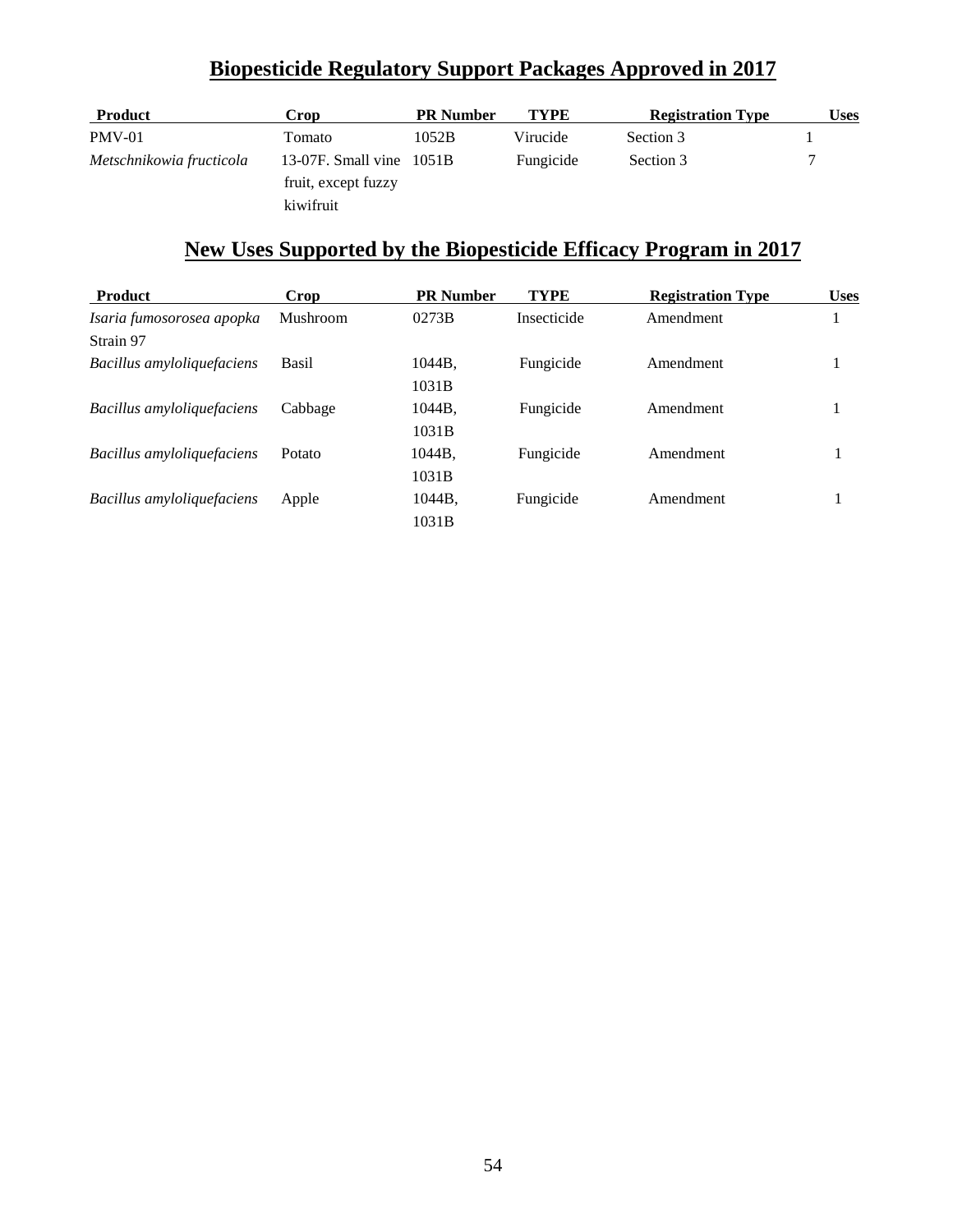## Biopesticide Regulatory Support Packages Approved in 2017

| Product | Crop | PR Number | TYPE | Registration Type | Uses |
|---|---|---|---|---|---|
| PMV-01 | Tomato | 1052B | Virucide | Section 3 | 1 |
| *Metschnikowia fructicola* | 13-07F. Small vine fruit, except fuzzy kiwifruit | 1051B | Fungicide | Section 3 | 7 |

## New Uses Supported by the Biopesticide Efficacy Program in 2017

| Product | Crop | PR Number | TYPE | Registration Type | Uses |
|---|---|---|---|---|---|
| *Isaria fumosorosea apopka* Strain 97 | Mushroom | 0273B | Insecticide | Amendment | 1 |
| *Bacillus amyloliquefaciens* | Basil | 1044B, 1031B | Fungicide | Amendment | 1 |
| *Bacillus amyloliquefaciens* | Cabbage | 1044B, 1031B | Fungicide | Amendment | 1 |
| *Bacillus amyloliquefaciens* | Potato | 1044B, 1031B | Fungicide | Amendment | 1 |
| *Bacillus amyloliquefaciens* | Apple | 1044B, 1031B | Fungicide | Amendment | 1 |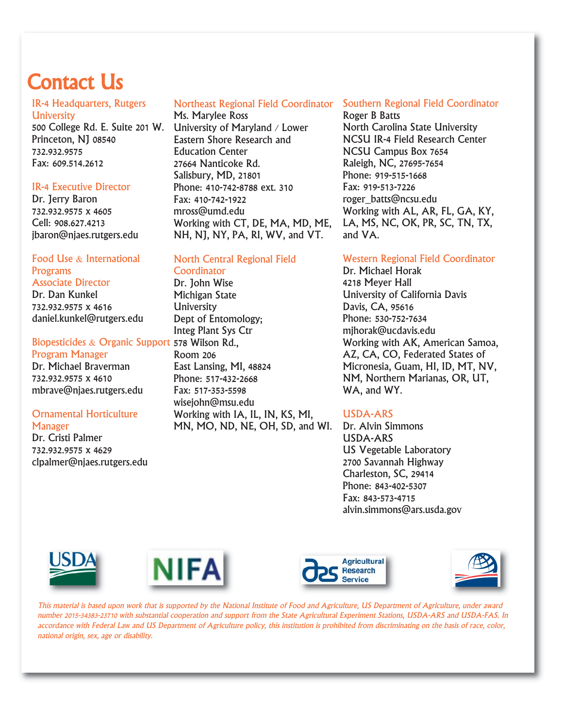# Contact Us

### IR-4 Headquarters, Rutgers University

500 College Rd. E. Suite 201 W.
Princeton, NJ 08540
732.932.9575
Fax: 609.514.2612

### IR-4 Executive Director

Dr. Jerry Baron
732.932.9575 x 4605
Cell: 908.627.4213
jbaron@njaes.rutgers.edu

### Food Use & International Programs Associate Director

Dr. Dan Kunkel
732.932.9575 x 4616
daniel.kunkel@rutgers.edu

### Biopesticides & Organic Support Program Manager

Dr. Michael Braverman
732.932.9575 x 4610
mbrave@njaes.rutgers.edu

### Ornamental Horticulture Manager

Dr. Cristi Palmer
732.932.9575 x 4629
clpalmer@njaes.rutgers.edu

### Northeast Regional Field Coordinator

Ms. Marylee Ross
University of Maryland / Lower Eastern Shore Research and Education Center
27664 Nanticoke Rd.
Salisbury, MD, 21801
Phone: 410-742-8788 ext. 310
Fax: 410-742-1922
mross@umd.edu
Working with CT, DE, MA, MD, ME, NH, NJ, NY, PA, RI, WV, and VT.

### North Central Regional Field Coordinator

Dr. John Wise
Michigan State University
Dept of Entomology;
Integ Plant Sys Ctr
578 Wilson Rd.,
Room 206
East Lansing, MI, 48824
Phone: 517-432-2668
Fax: 517-353-5598
wisejohn@msu.edu
Working with IA, IL, IN, KS, MI, MN, MO, ND, NE, OH, SD, and WI.

### Southern Regional Field Coordinator

Roger B Batts
North Carolina State University
NCSU IR-4 Field Research Center
NCSU Campus Box 7654
Raleigh, NC, 27695-7654
Phone: 919-515-1668
Fax: 919-513-7226
roger_batts@ncsu.edu
Working with AL, AR, FL, GA, KY, LA, MS, NC, OK, PR, SC, TN, TX, and VA.

### Western Regional Field Coordinator

Dr. Michael Horak
4218 Meyer Hall
University of California Davis
Davis, CA, 95616
Phone: 530-752-7634
mjhorak@ucdavis.edu
Working with AK, American Samoa, AZ, CA, CO, Federated States of Micronesia, Guam, HI, ID, MT, NV, NM, Northern Marianas, OR, UT, WA, and WY.

### USDA-ARS

Dr. Alvin Simmons
USDA-ARS
US Vegetable Laboratory
2700 Savannah Highway
Charleston, SC, 29414
Phone: 843-402-5307
Fax: 843-573-4715
alvin.simmons@ars.usda.gov

*This material is based upon work that is supported by the National Institute of Food and Agriculture, US Department of Agriculture, under award number 2015-34383-23710 with substantial cooperation and support from the State Agricultural Experiment Stations, USDA-ARS and USDA-FAS. In accordance with Federal Law and US Department of Agriculture policy, this institution is prohibited from discriminating on the basis of race, color, national origin, sex, age or disability.*